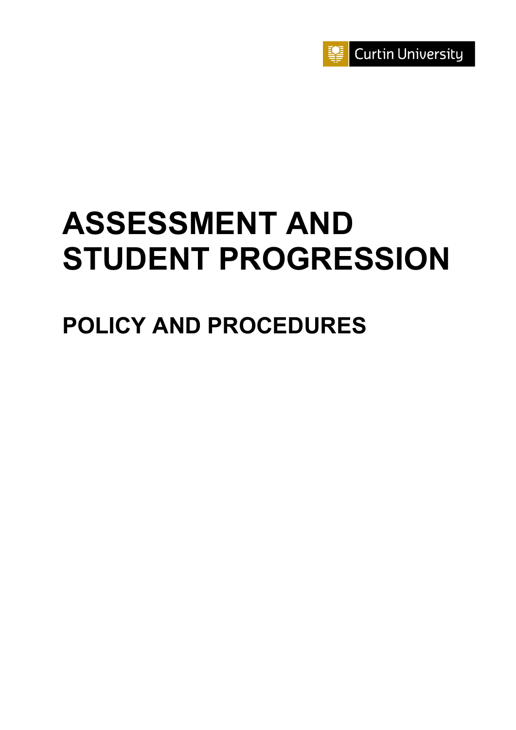Curtin University

# ASSESSMENT AND STUDENT PROGRESSION

## POLICY AND PROCEDURES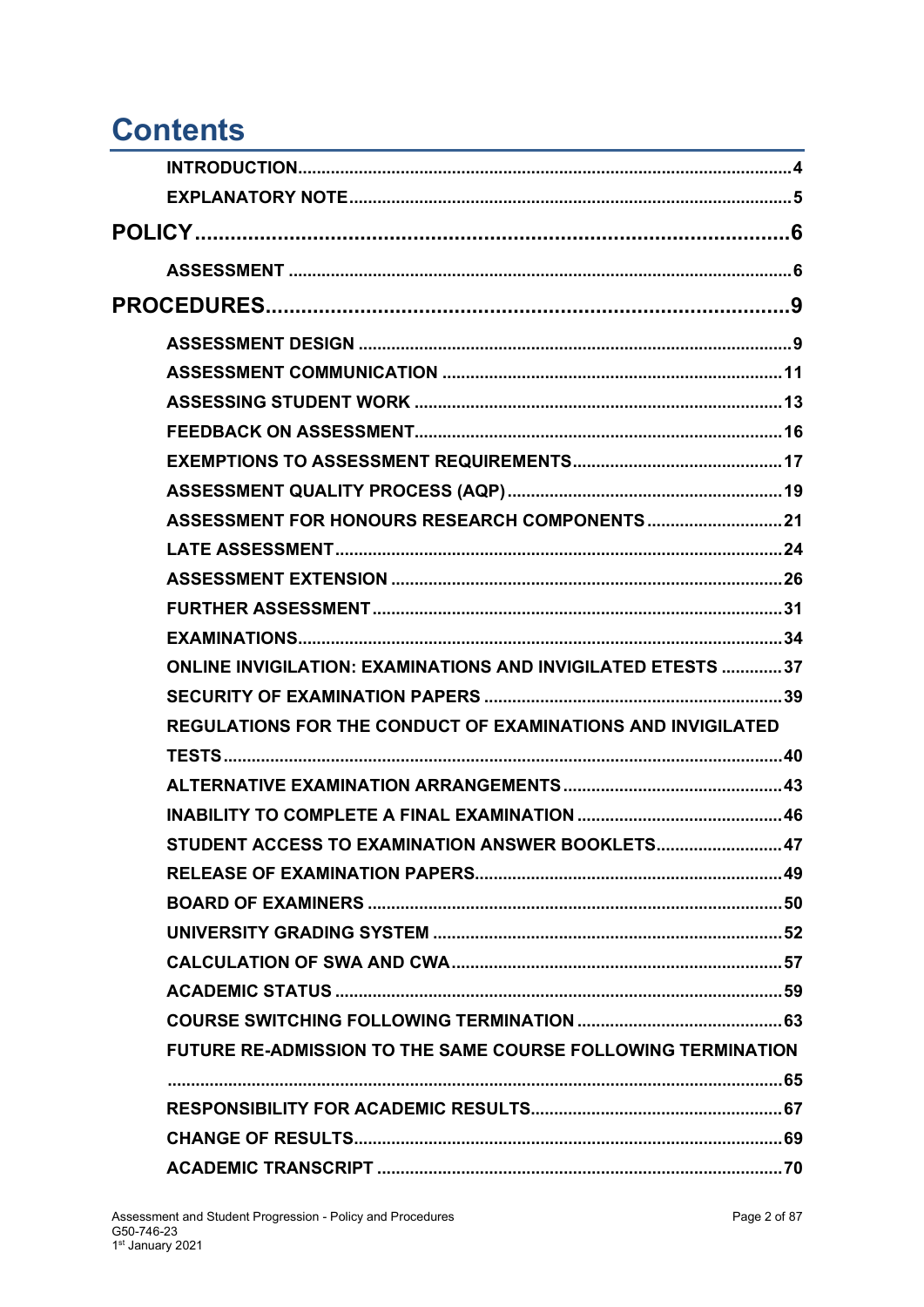# Contents

| | |
|---|---|
| **INTRODUCTION** | **4** |
| **EXPLANATORY NOTE** | **5** |
| **POLICY** | **6** |
| **ASSESSMENT** | **6** |
| **PROCEDURES** | **9** |
| **ASSESSMENT DESIGN** | **9** |
| **ASSESSMENT COMMUNICATION** | **11** |
| **ASSESSING STUDENT WORK** | **13** |
| **FEEDBACK ON ASSESSMENT** | **16** |
| **EXEMPTIONS TO ASSESSMENT REQUIREMENTS** | **17** |
| **ASSESSMENT QUALITY PROCESS (AQP)** | **19** |
| **ASSESSMENT FOR HONOURS RESEARCH COMPONENTS** | **21** |
| **LATE ASSESSMENT** | **24** |
| **ASSESSMENT EXTENSION** | **26** |
| **FURTHER ASSESSMENT** | **31** |
| **EXAMINATIONS** | **34** |
| **ONLINE INVIGILATION: EXAMINATIONS AND INVIGILATED ETESTS** | **37** |
| **SECURITY OF EXAMINATION PAPERS** | **39** |
| **REGULATIONS FOR THE CONDUCT OF EXAMINATIONS AND INVIGILATED TESTS** | **40** |
| **ALTERNATIVE EXAMINATION ARRANGEMENTS** | **43** |
| **INABILITY TO COMPLETE A FINAL EXAMINATION** | **46** |
| **STUDENT ACCESS TO EXAMINATION ANSWER BOOKLETS** | **47** |
| **RELEASE OF EXAMINATION PAPERS** | **49** |
| **BOARD OF EXAMINERS** | **50** |
| **UNIVERSITY GRADING SYSTEM** | **52** |
| **CALCULATION OF SWA AND CWA** | **57** |
| **ACADEMIC STATUS** | **59** |
| **COURSE SWITCHING FOLLOWING TERMINATION** | **63** |
| **FUTURE RE-ADMISSION TO THE SAME COURSE FOLLOWING TERMINATION** | **65** |
| **RESPONSIBILITY FOR ACADEMIC RESULTS** | **67** |
| **CHANGE OF RESULTS** | **69** |
| **ACADEMIC TRANSCRIPT** | **70** |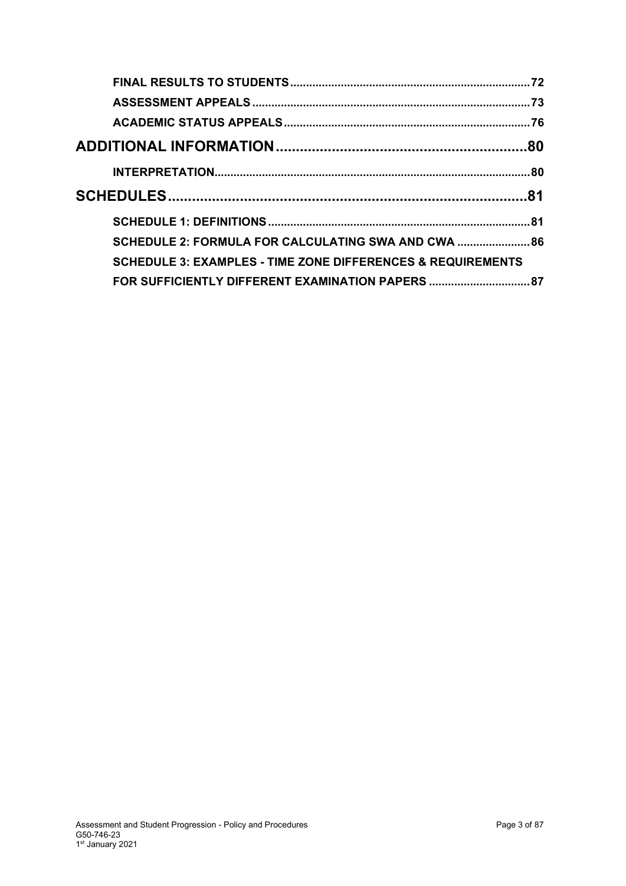**FINAL RESULTS TO STUDENTS** .......... 72

**ASSESSMENT APPEALS** .......... 73

**ACADEMIC STATUS APPEALS** .......... 76

## ADDITIONAL INFORMATION .......... 80

**INTERPRETATION** .......... 80

## SCHEDULES .......... 81

**SCHEDULE 1: DEFINITIONS** .......... 81

**SCHEDULE 2: FORMULA FOR CALCULATING SWA AND CWA** .......... 86

**SCHEDULE 3: EXAMPLES - TIME ZONE DIFFERENCES & REQUIREMENTS FOR SUFFICIENTLY DIFFERENT EXAMINATION PAPERS** .......... 87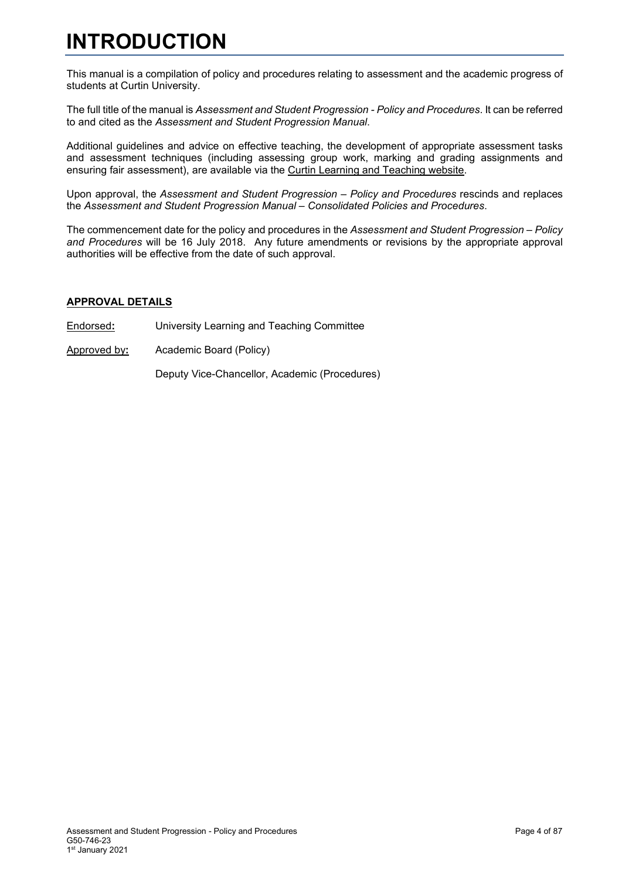# INTRODUCTION

This manual is a compilation of policy and procedures relating to assessment and the academic progress of students at Curtin University.

The full title of the manual is *Assessment and Student Progression - Policy and Procedures*. It can be referred to and cited as the *Assessment and Student Progression Manual*.

Additional guidelines and advice on effective teaching, the development of appropriate assessment tasks and assessment techniques (including assessing group work, marking and grading assignments and ensuring fair assessment), are available via the Curtin Learning and Teaching website.

Upon approval, the *Assessment and Student Progression – Policy and Procedures* rescinds and replaces the *Assessment and Student Progression Manual – Consolidated Policies and Procedures*.

The commencement date for the policy and procedures in the *Assessment and Student Progression – Policy and Procedures* will be 16 July 2018. Any future amendments or revisions by the appropriate approval authorities will be effective from the date of such approval.

**APPROVAL DETAILS**

Endorsed**:** University Learning and Teaching Committee

Approved by**:** Academic Board (Policy)

Deputy Vice-Chancellor, Academic (Procedures)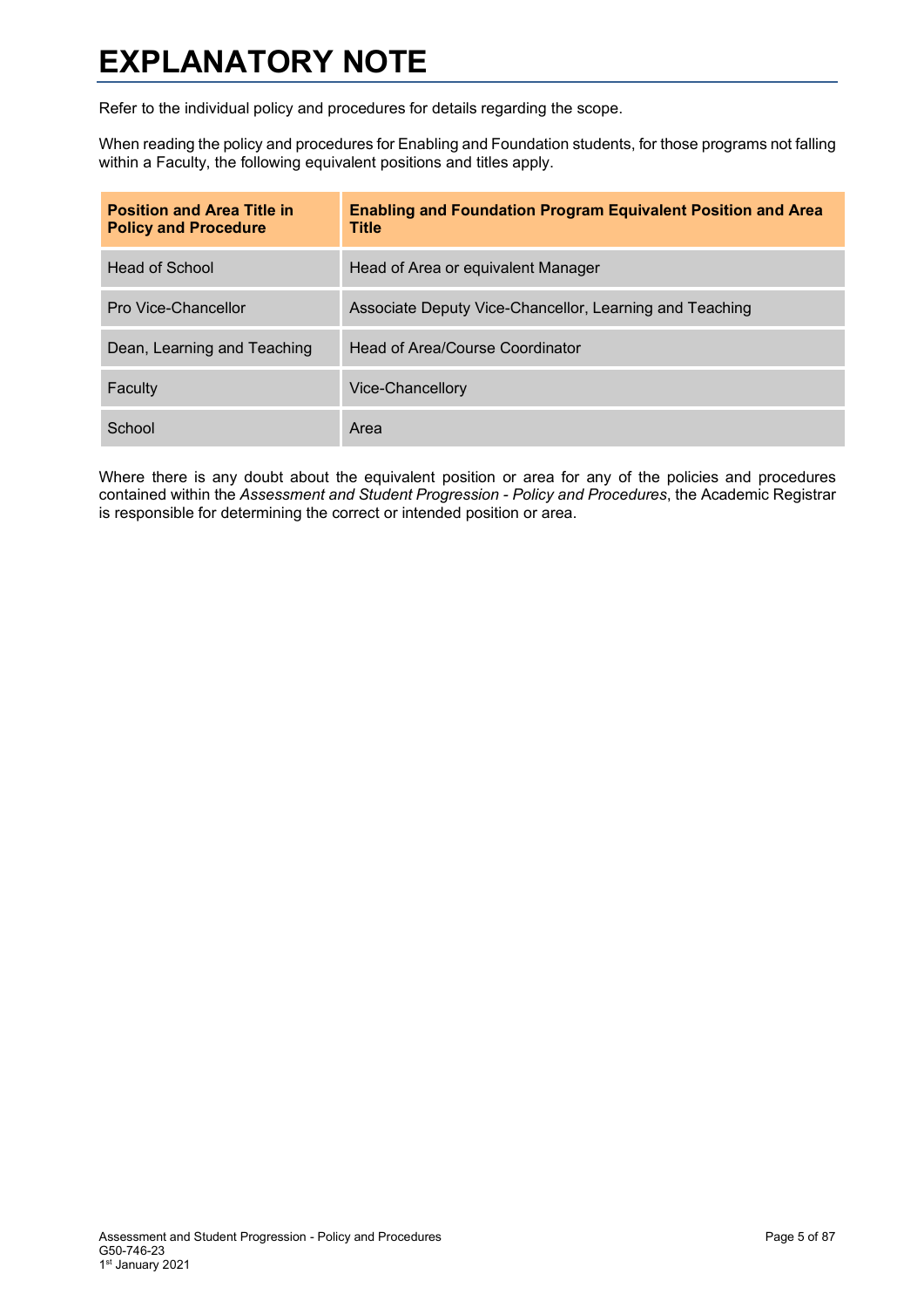# EXPLANATORY NOTE

Refer to the individual policy and procedures for details regarding the scope.

When reading the policy and procedures for Enabling and Foundation students, for those programs not falling within a Faculty, the following equivalent positions and titles apply.

| Position and Area Title in Policy and Procedure | Enabling and Foundation Program Equivalent Position and Area Title |
|---|---|
| Head of School | Head of Area or equivalent Manager |
| Pro Vice-Chancellor | Associate Deputy Vice-Chancellor, Learning and Teaching |
| Dean, Learning and Teaching | Head of Area/Course Coordinator |
| Faculty | Vice-Chancellory |
| School | Area |

Where there is any doubt about the equivalent position or area for any of the policies and procedures contained within the *Assessment and Student Progression - Policy and Procedures*, the Academic Registrar is responsible for determining the correct or intended position or area.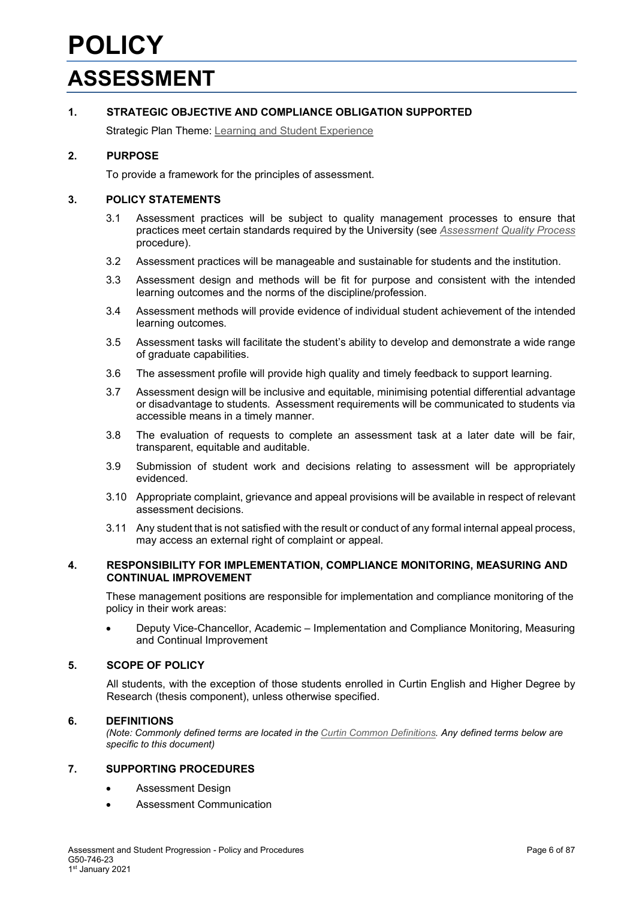# POLICY

# ASSESSMENT

## 1. STRATEGIC OBJECTIVE AND COMPLIANCE OBLIGATION SUPPORTED

Strategic Plan Theme: Learning and Student Experience

## 2. PURPOSE

To provide a framework for the principles of assessment.

## 3. POLICY STATEMENTS

3.1 Assessment practices will be subject to quality management processes to ensure that practices meet certain standards required by the University (see *Assessment Quality Process* procedure).

3.2 Assessment practices will be manageable and sustainable for students and the institution.

3.3 Assessment design and methods will be fit for purpose and consistent with the intended learning outcomes and the norms of the discipline/profession.

3.4 Assessment methods will provide evidence of individual student achievement of the intended learning outcomes.

3.5 Assessment tasks will facilitate the student's ability to develop and demonstrate a wide range of graduate capabilities.

3.6 The assessment profile will provide high quality and timely feedback to support learning.

3.7 Assessment design will be inclusive and equitable, minimising potential differential advantage or disadvantage to students. Assessment requirements will be communicated to students via accessible means in a timely manner.

3.8 The evaluation of requests to complete an assessment task at a later date will be fair, transparent, equitable and auditable.

3.9 Submission of student work and decisions relating to assessment will be appropriately evidenced.

3.10 Appropriate complaint, grievance and appeal provisions will be available in respect of relevant assessment decisions.

3.11 Any student that is not satisfied with the result or conduct of any formal internal appeal process, may access an external right of complaint or appeal.

## 4. RESPONSIBILITY FOR IMPLEMENTATION, COMPLIANCE MONITORING, MEASURING AND CONTINUAL IMPROVEMENT

These management positions are responsible for implementation and compliance monitoring of the policy in their work areas:

- Deputy Vice-Chancellor, Academic – Implementation and Compliance Monitoring, Measuring and Continual Improvement

## 5. SCOPE OF POLICY

All students, with the exception of those students enrolled in Curtin English and Higher Degree by Research (thesis component), unless otherwise specified.

## 6. DEFINITIONS

*(Note: Commonly defined terms are located in the Curtin Common Definitions. Any defined terms below are specific to this document)*

## 7. SUPPORTING PROCEDURES

- Assessment Design
- Assessment Communication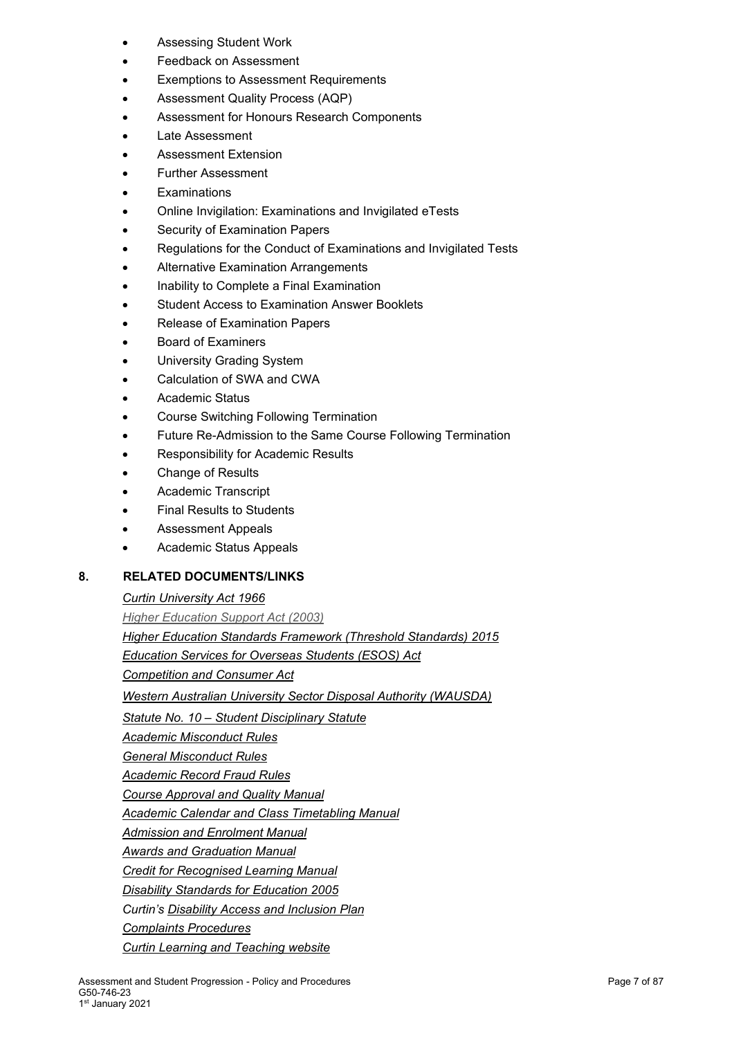- Assessing Student Work
- Feedback on Assessment
- Exemptions to Assessment Requirements
- Assessment Quality Process (AQP)
- Assessment for Honours Research Components
- Late Assessment
- Assessment Extension
- Further Assessment
- Examinations
- Online Invigilation: Examinations and Invigilated eTests
- Security of Examination Papers
- Regulations for the Conduct of Examinations and Invigilated Tests
- Alternative Examination Arrangements
- Inability to Complete a Final Examination
- Student Access to Examination Answer Booklets
- Release of Examination Papers
- Board of Examiners
- University Grading System
- Calculation of SWA and CWA
- Academic Status
- Course Switching Following Termination
- Future Re-Admission to the Same Course Following Termination
- Responsibility for Academic Results
- Change of Results
- Academic Transcript
- Final Results to Students
- Assessment Appeals
- Academic Status Appeals

## 8. RELATED DOCUMENTS/LINKS

*Curtin University Act 1966*

*Higher Education Support Act (2003)*

*Higher Education Standards Framework (Threshold Standards) 2015*

*Education Services for Overseas Students (ESOS) Act*

*Competition and Consumer Act*

*Western Australian University Sector Disposal Authority (WAUSDA)*

*Statute No. 10 – Student Disciplinary Statute*

*Academic Misconduct Rules*

*General Misconduct Rules*

*Academic Record Fraud Rules*

*Course Approval and Quality Manual*

*Academic Calendar and Class Timetabling Manual*

*Admission and Enrolment Manual*

*Awards and Graduation Manual*

*Credit for Recognised Learning Manual*

*Disability Standards for Education 2005*

*Curtin's Disability Access and Inclusion Plan*

*Complaints Procedures*

*Curtin Learning and Teaching website*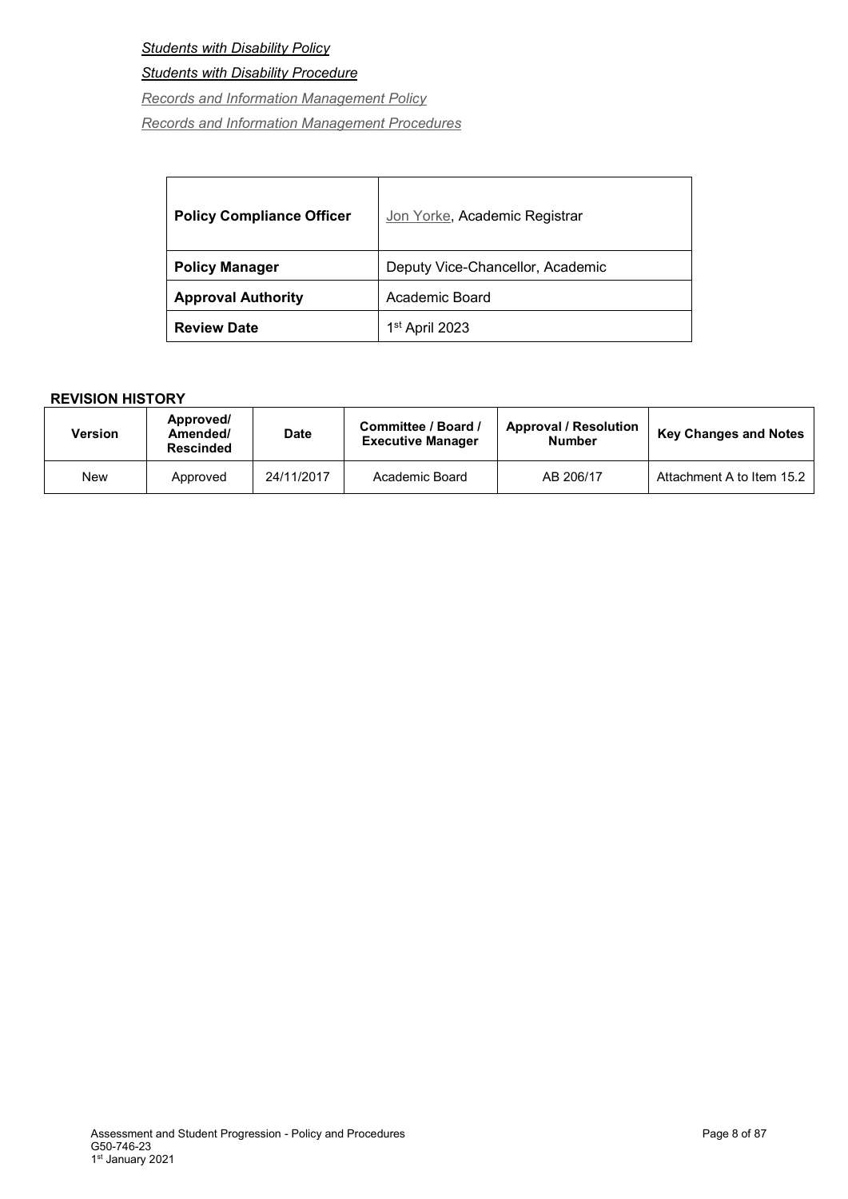*Students with Disability Policy*

*Students with Disability Procedure*

*Records and Information Management Policy*

*Records and Information Management Procedures*

| **Policy Compliance Officer** | Jon Yorke, Academic Registrar |
|---|---|
| **Policy Manager** | Deputy Vice-Chancellor, Academic |
| **Approval Authority** | Academic Board |
| **Review Date** | 1st April 2023 |

**REVISION HISTORY**

| Version | Approved/ Amended/ Rescinded | Date | Committee / Board / Executive Manager | Approval / Resolution Number | Key Changes and Notes |
|---|---|---|---|---|---|
| New | Approved | 24/11/2017 | Academic Board | AB 206/17 | Attachment A to Item 15.2 |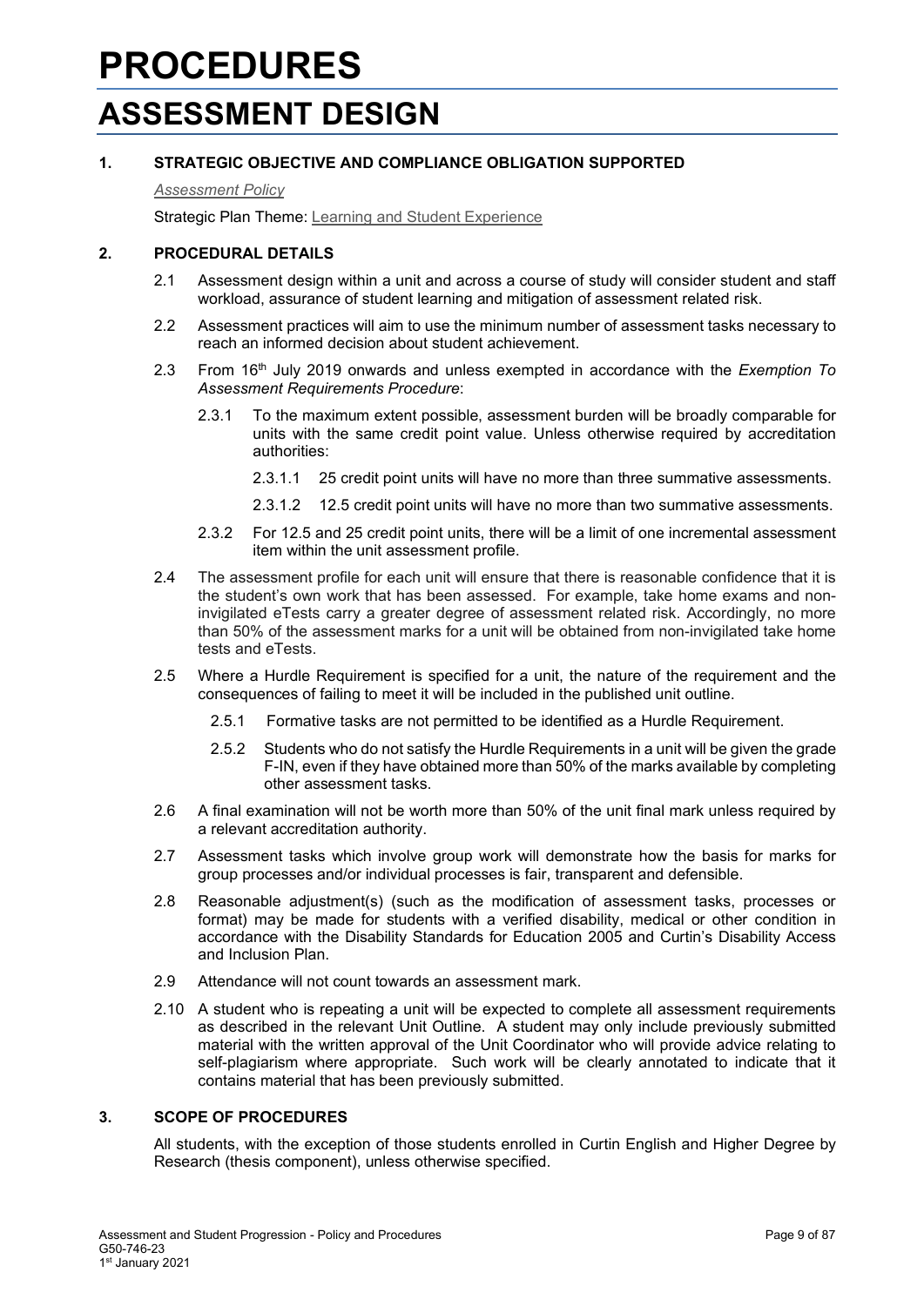# PROCEDURES

# ASSESSMENT DESIGN

## 1. STRATEGIC OBJECTIVE AND COMPLIANCE OBLIGATION SUPPORTED

*Assessment Policy*

Strategic Plan Theme: Learning and Student Experience

## 2. PROCEDURAL DETAILS

2.1 Assessment design within a unit and across a course of study will consider student and staff workload, assurance of student learning and mitigation of assessment related risk.

2.2 Assessment practices will aim to use the minimum number of assessment tasks necessary to reach an informed decision about student achievement.

2.3 From 16th July 2019 onwards and unless exempted in accordance with the *Exemption To Assessment Requirements Procedure*:

2.3.1 To the maximum extent possible, assessment burden will be broadly comparable for units with the same credit point value. Unless otherwise required by accreditation authorities:

2.3.1.1 25 credit point units will have no more than three summative assessments.

2.3.1.2 12.5 credit point units will have no more than two summative assessments.

2.3.2 For 12.5 and 25 credit point units, there will be a limit of one incremental assessment item within the unit assessment profile.

2.4 The assessment profile for each unit will ensure that there is reasonable confidence that it is the student's own work that has been assessed. For example, take home exams and non-invigilated eTests carry a greater degree of assessment related risk. Accordingly, no more than 50% of the assessment marks for a unit will be obtained from non-invigilated take home tests and eTests.

2.5 Where a Hurdle Requirement is specified for a unit, the nature of the requirement and the consequences of failing to meet it will be included in the published unit outline.

2.5.1 Formative tasks are not permitted to be identified as a Hurdle Requirement.

2.5.2 Students who do not satisfy the Hurdle Requirements in a unit will be given the grade F-IN, even if they have obtained more than 50% of the marks available by completing other assessment tasks.

2.6 A final examination will not be worth more than 50% of the unit final mark unless required by a relevant accreditation authority.

2.7 Assessment tasks which involve group work will demonstrate how the basis for marks for group processes and/or individual processes is fair, transparent and defensible.

2.8 Reasonable adjustment(s) (such as the modification of assessment tasks, processes or format) may be made for students with a verified disability, medical or other condition in accordance with the Disability Standards for Education 2005 and Curtin's Disability Access and Inclusion Plan.

2.9 Attendance will not count towards an assessment mark.

2.10 A student who is repeating a unit will be expected to complete all assessment requirements as described in the relevant Unit Outline. A student may only include previously submitted material with the written approval of the Unit Coordinator who will provide advice relating to self-plagiarism where appropriate. Such work will be clearly annotated to indicate that it contains material that has been previously submitted.

## 3. SCOPE OF PROCEDURES

All students, with the exception of those students enrolled in Curtin English and Higher Degree by Research (thesis component), unless otherwise specified.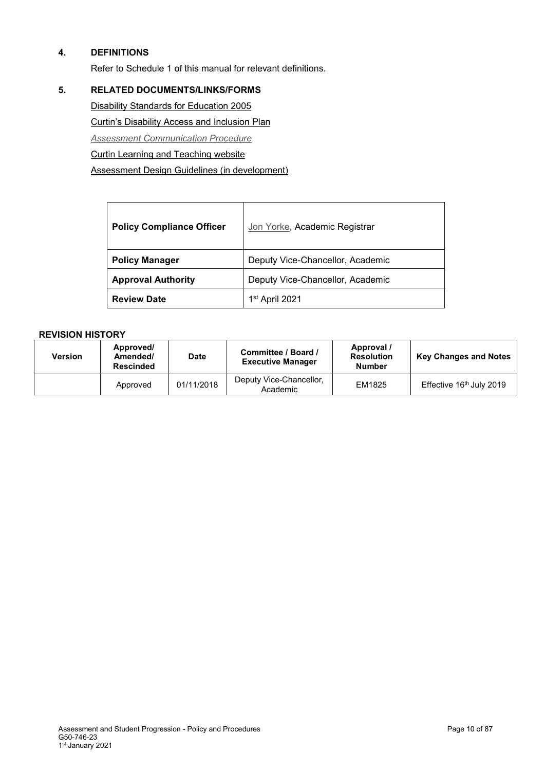## 4. DEFINITIONS

Refer to Schedule 1 of this manual for relevant definitions.

## 5. RELATED DOCUMENTS/LINKS/FORMS

Disability Standards for Education 2005

Curtin's Disability Access and Inclusion Plan

*Assessment Communication Procedure*

Curtin Learning and Teaching website

Assessment Design Guidelines (in development)

| | |
|---|---|
| **Policy Compliance Officer** | Jon Yorke, Academic Registrar |
| **Policy Manager** | Deputy Vice-Chancellor, Academic |
| **Approval Authority** | Deputy Vice-Chancellor, Academic |
| **Review Date** | 1st April 2021 |

**REVISION HISTORY**

| Version | Approved/ Amended/ Rescinded | Date | Committee / Board / Executive Manager | Approval / Resolution Number | Key Changes and Notes |
|---|---|---|---|---|---|
| | Approved | 01/11/2018 | Deputy Vice-Chancellor, Academic | EM1825 | Effective 16th July 2019 |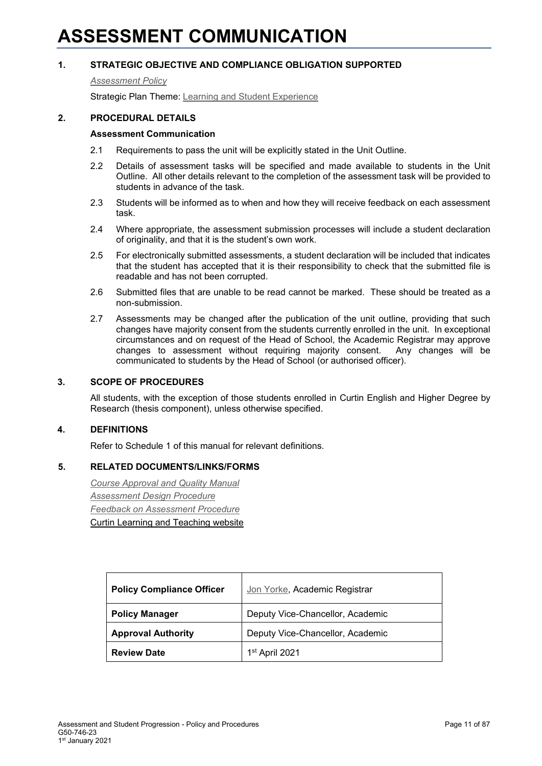# ASSESSMENT COMMUNICATION

## 1. STRATEGIC OBJECTIVE AND COMPLIANCE OBLIGATION SUPPORTED

*Assessment Policy*

Strategic Plan Theme: Learning and Student Experience

## 2. PROCEDURAL DETAILS

### Assessment Communication

2.1 Requirements to pass the unit will be explicitly stated in the Unit Outline.

2.2 Details of assessment tasks will be specified and made available to students in the Unit Outline. All other details relevant to the completion of the assessment task will be provided to students in advance of the task.

2.3 Students will be informed as to when and how they will receive feedback on each assessment task.

2.4 Where appropriate, the assessment submission processes will include a student declaration of originality, and that it is the student's own work.

2.5 For electronically submitted assessments, a student declaration will be included that indicates that the student has accepted that it is their responsibility to check that the submitted file is readable and has not been corrupted.

2.6 Submitted files that are unable to be read cannot be marked. These should be treated as a non-submission.

2.7 Assessments may be changed after the publication of the unit outline, providing that such changes have majority consent from the students currently enrolled in the unit. In exceptional circumstances and on request of the Head of School, the Academic Registrar may approve changes to assessment without requiring majority consent. Any changes will be communicated to students by the Head of School (or authorised officer).

## 3. SCOPE OF PROCEDURES

All students, with the exception of those students enrolled in Curtin English and Higher Degree by Research (thesis component), unless otherwise specified.

## 4. DEFINITIONS

Refer to Schedule 1 of this manual for relevant definitions.

## 5. RELATED DOCUMENTS/LINKS/FORMS

*Course Approval and Quality Manual*
*Assessment Design Procedure*
*Feedback on Assessment Procedure*
Curtin Learning and Teaching website

| **Policy Compliance Officer** | Jon Yorke, Academic Registrar |
|---|---|
| **Policy Manager** | Deputy Vice-Chancellor, Academic |
| **Approval Authority** | Deputy Vice-Chancellor, Academic |
| **Review Date** | 1st April 2021 |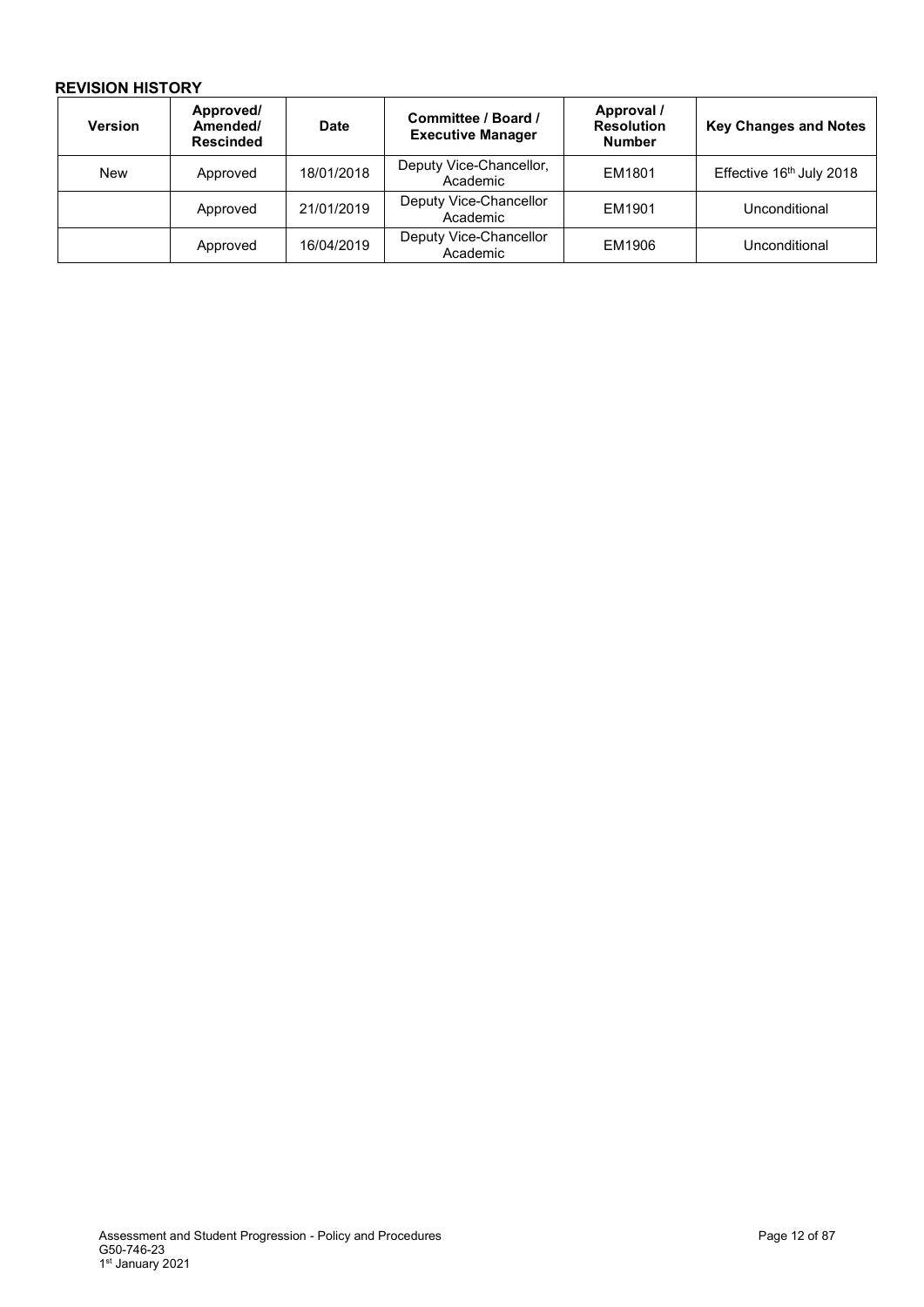**REVISION HISTORY**

| Version | Approved/ Amended/ Rescinded | Date | Committee / Board / Executive Manager | Approval / Resolution Number | Key Changes and Notes |
|---|---|---|---|---|---|
| New | Approved | 18/01/2018 | Deputy Vice-Chancellor, Academic | EM1801 | Effective 16th July 2018 |
| | Approved | 21/01/2019 | Deputy Vice-Chancellor Academic | EM1901 | Unconditional |
| | Approved | 16/04/2019 | Deputy Vice-Chancellor Academic | EM1906 | Unconditional |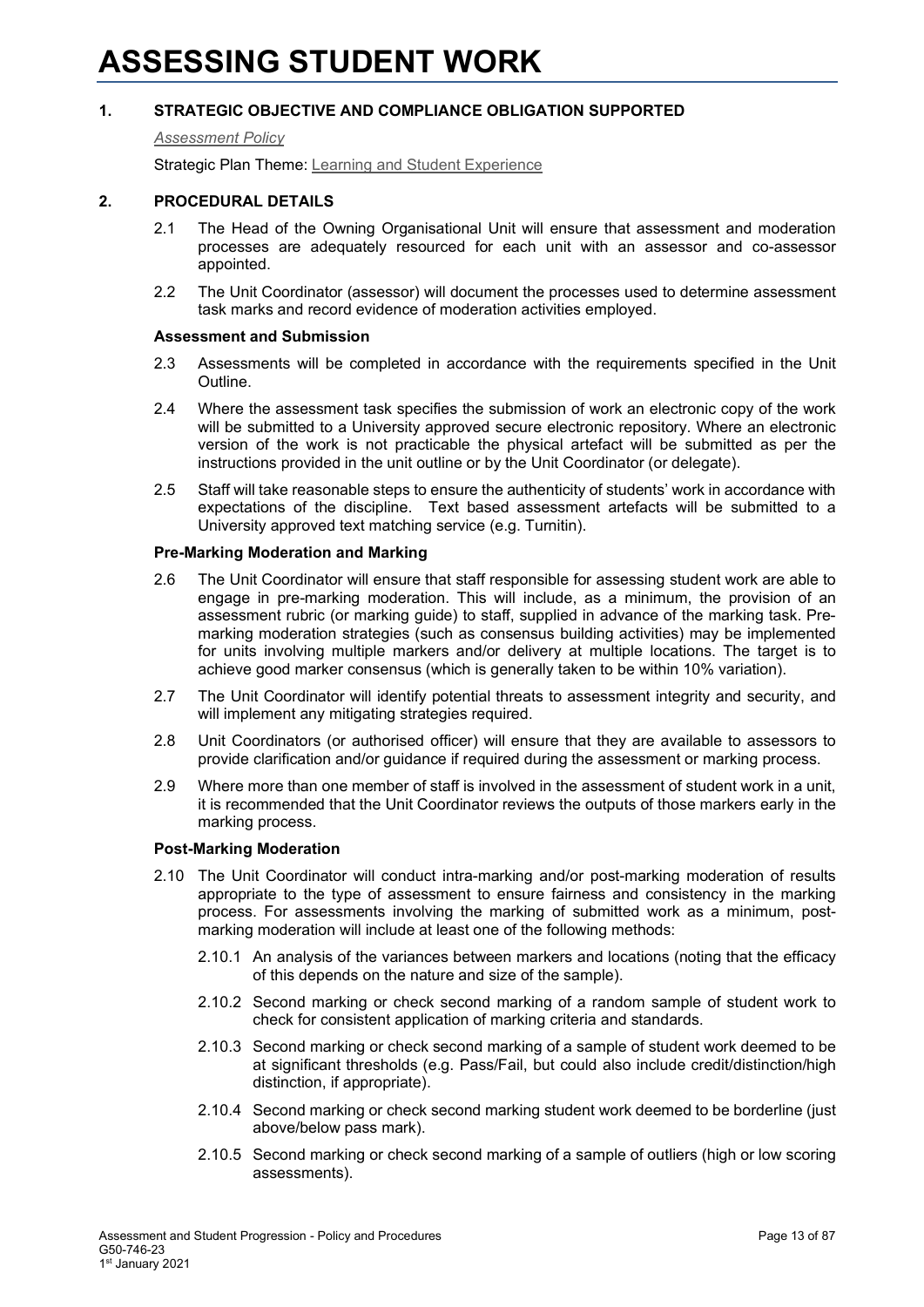# ASSESSING STUDENT WORK

## 1. STRATEGIC OBJECTIVE AND COMPLIANCE OBLIGATION SUPPORTED

*Assessment Policy*

Strategic Plan Theme: Learning and Student Experience

## 2. PROCEDURAL DETAILS

2.1 The Head of the Owning Organisational Unit will ensure that assessment and moderation processes are adequately resourced for each unit with an assessor and co-assessor appointed.

2.2 The Unit Coordinator (assessor) will document the processes used to determine assessment task marks and record evidence of moderation activities employed.

### Assessment and Submission

2.3 Assessments will be completed in accordance with the requirements specified in the Unit Outline.

2.4 Where the assessment task specifies the submission of work an electronic copy of the work will be submitted to a University approved secure electronic repository. Where an electronic version of the work is not practicable the physical artefact will be submitted as per the instructions provided in the unit outline or by the Unit Coordinator (or delegate).

2.5 Staff will take reasonable steps to ensure the authenticity of students' work in accordance with expectations of the discipline. Text based assessment artefacts will be submitted to a University approved text matching service (e.g. Turnitin).

### Pre-Marking Moderation and Marking

2.6 The Unit Coordinator will ensure that staff responsible for assessing student work are able to engage in pre-marking moderation. This will include, as a minimum, the provision of an assessment rubric (or marking guide) to staff, supplied in advance of the marking task. Pre-marking moderation strategies (such as consensus building activities) may be implemented for units involving multiple markers and/or delivery at multiple locations. The target is to achieve good marker consensus (which is generally taken to be within 10% variation).

2.7 The Unit Coordinator will identify potential threats to assessment integrity and security, and will implement any mitigating strategies required.

2.8 Unit Coordinators (or authorised officer) will ensure that they are available to assessors to provide clarification and/or guidance if required during the assessment or marking process.

2.9 Where more than one member of staff is involved in the assessment of student work in a unit, it is recommended that the Unit Coordinator reviews the outputs of those markers early in the marking process.

### Post-Marking Moderation

2.10 The Unit Coordinator will conduct intra-marking and/or post-marking moderation of results appropriate to the type of assessment to ensure fairness and consistency in the marking process. For assessments involving the marking of submitted work as a minimum, post-marking moderation will include at least one of the following methods:

- 2.10.1 An analysis of the variances between markers and locations (noting that the efficacy of this depends on the nature and size of the sample).
- 2.10.2 Second marking or check second marking of a random sample of student work to check for consistent application of marking criteria and standards.
- 2.10.3 Second marking or check second marking of a sample of student work deemed to be at significant thresholds (e.g. Pass/Fail, but could also include credit/distinction/high distinction, if appropriate).
- 2.10.4 Second marking or check second marking student work deemed to be borderline (just above/below pass mark).
- 2.10.5 Second marking or check second marking of a sample of outliers (high or low scoring assessments).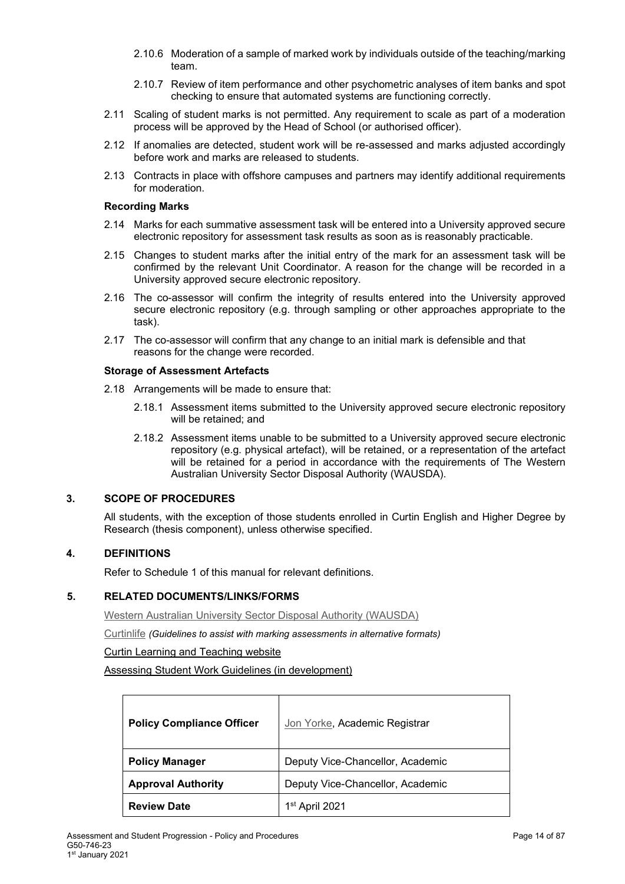2.10.6 Moderation of a sample of marked work by individuals outside of the teaching/marking team.

2.10.7 Review of item performance and other psychometric analyses of item banks and spot checking to ensure that automated systems are functioning correctly.

2.11 Scaling of student marks is not permitted. Any requirement to scale as part of a moderation process will be approved by the Head of School (or authorised officer).

2.12 If anomalies are detected, student work will be re-assessed and marks adjusted accordingly before work and marks are released to students.

2.13 Contracts in place with offshore campuses and partners may identify additional requirements for moderation.

**Recording Marks**

2.14 Marks for each summative assessment task will be entered into a University approved secure electronic repository for assessment task results as soon as is reasonably practicable.

2.15 Changes to student marks after the initial entry of the mark for an assessment task will be confirmed by the relevant Unit Coordinator. A reason for the change will be recorded in a University approved secure electronic repository.

2.16 The co-assessor will confirm the integrity of results entered into the University approved secure electronic repository (e.g. through sampling or other approaches appropriate to the task).

2.17 The co-assessor will confirm that any change to an initial mark is defensible and that reasons for the change were recorded.

**Storage of Assessment Artefacts**

2.18 Arrangements will be made to ensure that:

2.18.1 Assessment items submitted to the University approved secure electronic repository will be retained; and

2.18.2 Assessment items unable to be submitted to a University approved secure electronic repository (e.g. physical artefact), will be retained, or a representation of the artefact will be retained for a period in accordance with the requirements of The Western Australian University Sector Disposal Authority (WAUSDA).

## 3. SCOPE OF PROCEDURES

All students, with the exception of those students enrolled in Curtin English and Higher Degree by Research (thesis component), unless otherwise specified.

## 4. DEFINITIONS

Refer to Schedule 1 of this manual for relevant definitions.

## 5. RELATED DOCUMENTS/LINKS/FORMS

Western Australian University Sector Disposal Authority (WAUSDA)

Curtinlife *(Guidelines to assist with marking assessments in alternative formats)*

Curtin Learning and Teaching website

Assessing Student Work Guidelines (in development)

| **Policy Compliance Officer** | Jon Yorke, Academic Registrar |
|---|---|
| **Policy Manager** | Deputy Vice-Chancellor, Academic |
| **Approval Authority** | Deputy Vice-Chancellor, Academic |
| **Review Date** | 1st April 2021 |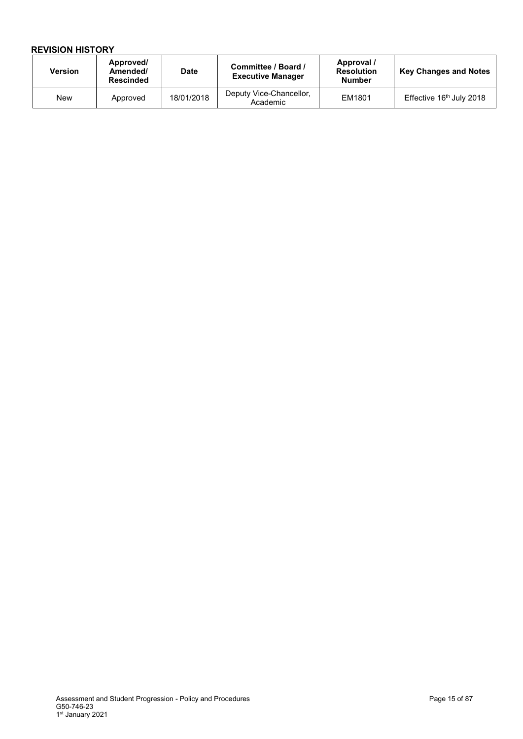**REVISION HISTORY**

| Version | Approved/ Amended/ Rescinded | Date | Committee / Board / Executive Manager | Approval / Resolution Number | Key Changes and Notes |
|---|---|---|---|---|---|
| New | Approved | 18/01/2018 | Deputy Vice-Chancellor, Academic | EM1801 | Effective 16th July 2018 |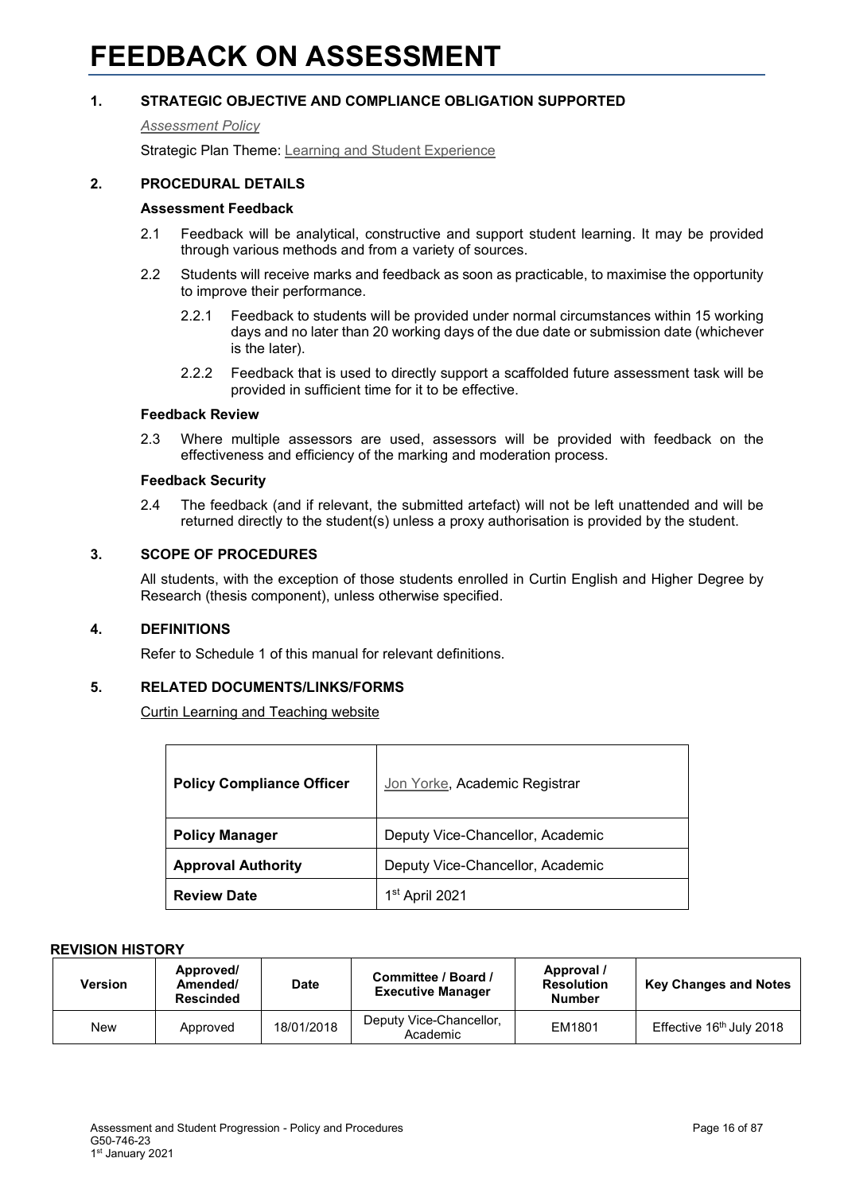# FEEDBACK ON ASSESSMENT

## 1. STRATEGIC OBJECTIVE AND COMPLIANCE OBLIGATION SUPPORTED

*Assessment Policy*

Strategic Plan Theme: Learning and Student Experience

## 2. PROCEDURAL DETAILS

### Assessment Feedback

2.1 Feedback will be analytical, constructive and support student learning. It may be provided through various methods and from a variety of sources.

2.2 Students will receive marks and feedback as soon as practicable, to maximise the opportunity to improve their performance.

2.2.1 Feedback to students will be provided under normal circumstances within 15 working days and no later than 20 working days of the due date or submission date (whichever is the later).

2.2.2 Feedback that is used to directly support a scaffolded future assessment task will be provided in sufficient time for it to be effective.

### Feedback Review

2.3 Where multiple assessors are used, assessors will be provided with feedback on the effectiveness and efficiency of the marking and moderation process.

### Feedback Security

2.4 The feedback (and if relevant, the submitted artefact) will not be left unattended and will be returned directly to the student(s) unless a proxy authorisation is provided by the student.

## 3. SCOPE OF PROCEDURES

All students, with the exception of those students enrolled in Curtin English and Higher Degree by Research (thesis component), unless otherwise specified.

## 4. DEFINITIONS

Refer to Schedule 1 of this manual for relevant definitions.

## 5. RELATED DOCUMENTS/LINKS/FORMS

Curtin Learning and Teaching website

| | |
|---|---|
| **Policy Compliance Officer** | Jon Yorke, Academic Registrar |
| **Policy Manager** | Deputy Vice-Chancellor, Academic |
| **Approval Authority** | Deputy Vice-Chancellor, Academic |
| **Review Date** | 1st April 2021 |

**REVISION HISTORY**

| Version | Approved/ Amended/ Rescinded | Date | Committee / Board / Executive Manager | Approval / Resolution Number | Key Changes and Notes |
|---|---|---|---|---|---|
| New | Approved | 18/01/2018 | Deputy Vice-Chancellor, Academic | EM1801 | Effective 16th July 2018 |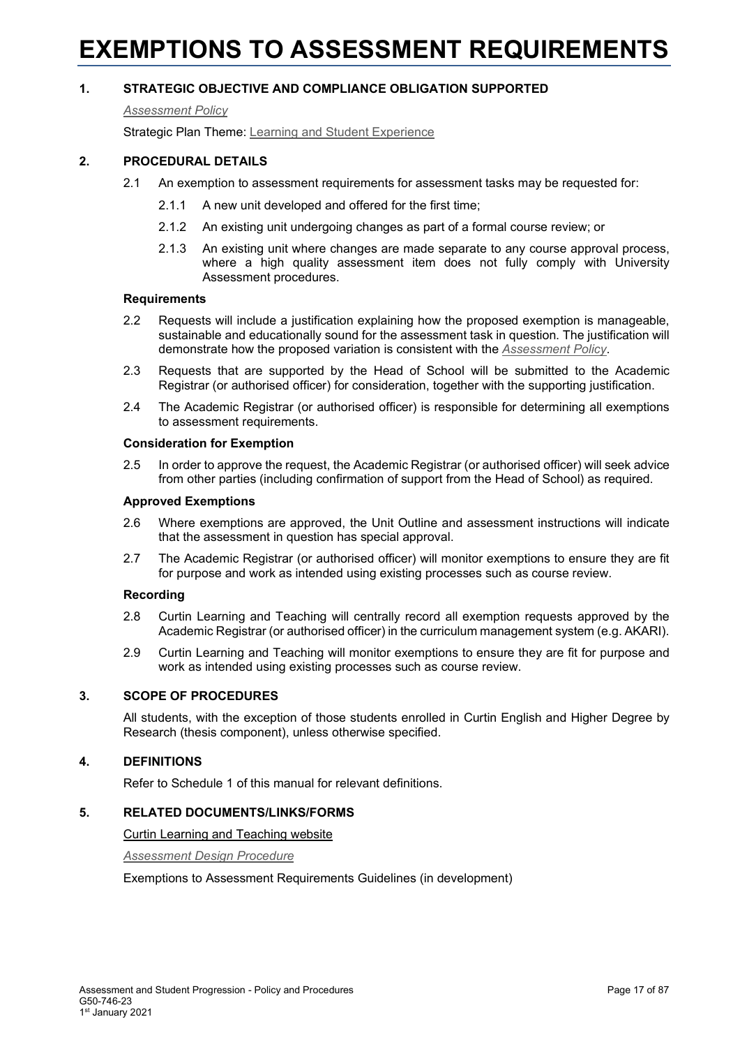# EXEMPTIONS TO ASSESSMENT REQUIREMENTS

## 1. STRATEGIC OBJECTIVE AND COMPLIANCE OBLIGATION SUPPORTED

*Assessment Policy*

Strategic Plan Theme: Learning and Student Experience

## 2. PROCEDURAL DETAILS

2.1 An exemption to assessment requirements for assessment tasks may be requested for:

2.1.1 A new unit developed and offered for the first time;

2.1.2 An existing unit undergoing changes as part of a formal course review; or

2.1.3 An existing unit where changes are made separate to any course approval process, where a high quality assessment item does not fully comply with University Assessment procedures.

**Requirements**

2.2 Requests will include a justification explaining how the proposed exemption is manageable, sustainable and educationally sound for the assessment task in question. The justification will demonstrate how the proposed variation is consistent with the *Assessment Policy*.

2.3 Requests that are supported by the Head of School will be submitted to the Academic Registrar (or authorised officer) for consideration, together with the supporting justification.

2.4 The Academic Registrar (or authorised officer) is responsible for determining all exemptions to assessment requirements.

**Consideration for Exemption**

2.5 In order to approve the request, the Academic Registrar (or authorised officer) will seek advice from other parties (including confirmation of support from the Head of School) as required.

**Approved Exemptions**

2.6 Where exemptions are approved, the Unit Outline and assessment instructions will indicate that the assessment in question has special approval.

2.7 The Academic Registrar (or authorised officer) will monitor exemptions to ensure they are fit for purpose and work as intended using existing processes such as course review.

**Recording**

2.8 Curtin Learning and Teaching will centrally record all exemption requests approved by the Academic Registrar (or authorised officer) in the curriculum management system (e.g. AKARI).

2.9 Curtin Learning and Teaching will monitor exemptions to ensure they are fit for purpose and work as intended using existing processes such as course review.

## 3. SCOPE OF PROCEDURES

All students, with the exception of those students enrolled in Curtin English and Higher Degree by Research (thesis component), unless otherwise specified.

## 4. DEFINITIONS

Refer to Schedule 1 of this manual for relevant definitions.

## 5. RELATED DOCUMENTS/LINKS/FORMS

Curtin Learning and Teaching website

*Assessment Design Procedure*

Exemptions to Assessment Requirements Guidelines (in development)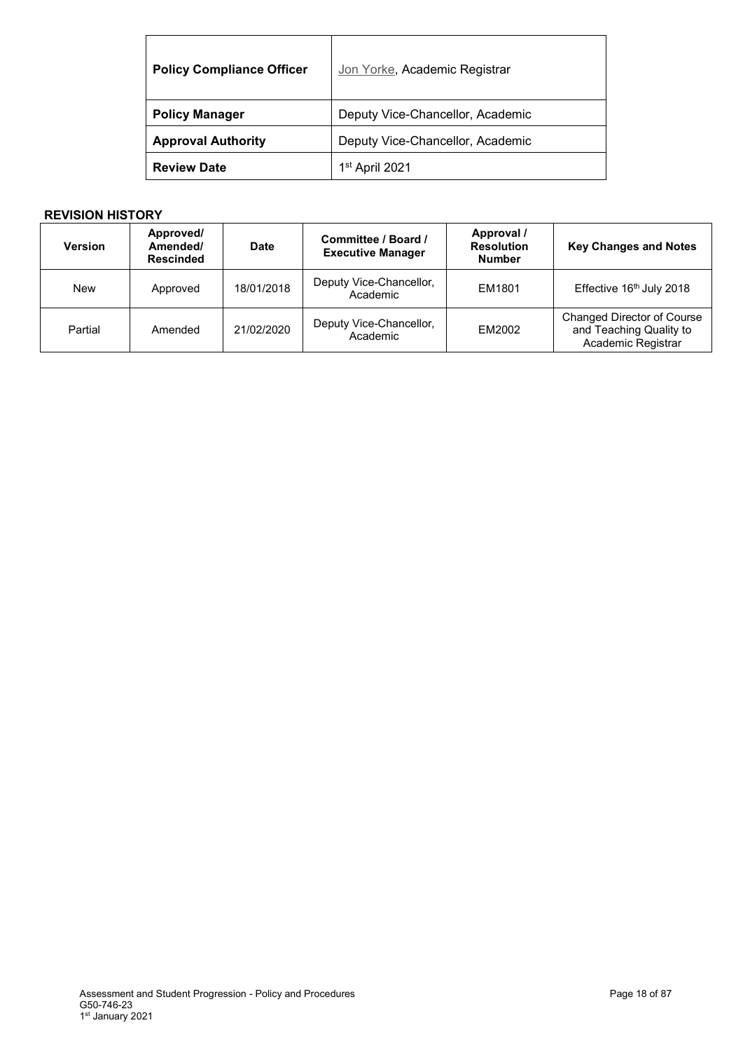| Policy Compliance Officer | Jon Yorke, Academic Registrar |
|---|---|
| **Policy Manager** | Deputy Vice-Chancellor, Academic |
| **Approval Authority** | Deputy Vice-Chancellor, Academic |
| **Review Date** | 1st April 2021 |

**REVISION HISTORY**

| Version | Approved/ Amended/ Rescinded | Date | Committee / Board / Executive Manager | Approval / Resolution Number | Key Changes and Notes |
|---|---|---|---|---|---|
| New | Approved | 18/01/2018 | Deputy Vice-Chancellor, Academic | EM1801 | Effective 16th July 2018 |
| Partial | Amended | 21/02/2020 | Deputy Vice-Chancellor, Academic | EM2002 | Changed Director of Course and Teaching Quality to Academic Registrar |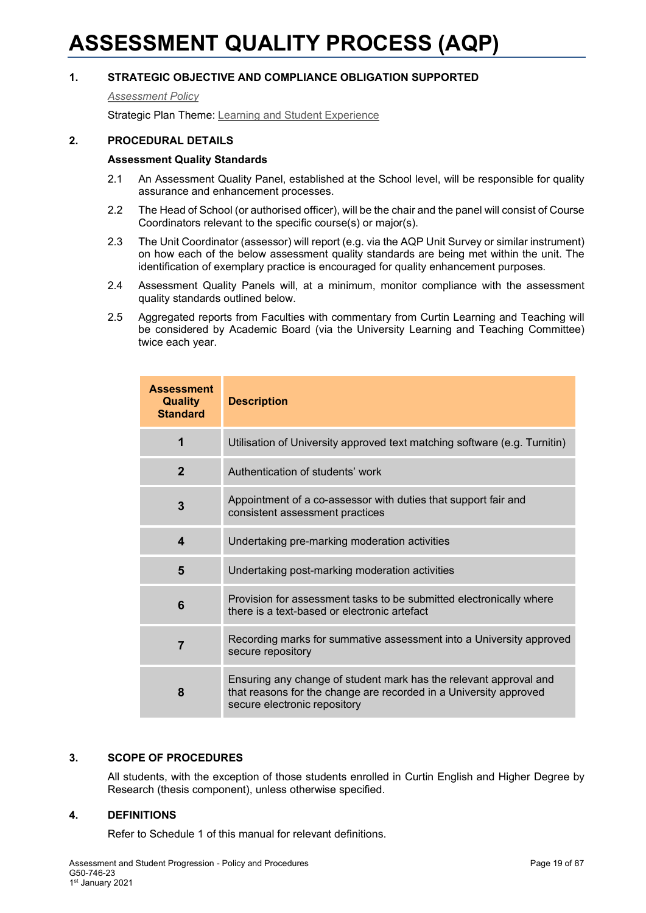# ASSESSMENT QUALITY PROCESS (AQP)

## 1. STRATEGIC OBJECTIVE AND COMPLIANCE OBLIGATION SUPPORTED

*Assessment Policy*

Strategic Plan Theme: Learning and Student Experience

## 2. PROCEDURAL DETAILS

**Assessment Quality Standards**

2.1 An Assessment Quality Panel, established at the School level, will be responsible for quality assurance and enhancement processes.

2.2 The Head of School (or authorised officer), will be the chair and the panel will consist of Course Coordinators relevant to the specific course(s) or major(s).

2.3 The Unit Coordinator (assessor) will report (e.g. via the AQP Unit Survey or similar instrument) on how each of the below assessment quality standards are being met within the unit. The identification of exemplary practice is encouraged for quality enhancement purposes.

2.4 Assessment Quality Panels will, at a minimum, monitor compliance with the assessment quality standards outlined below.

2.5 Aggregated reports from Faculties with commentary from Curtin Learning and Teaching will be considered by Academic Board (via the University Learning and Teaching Committee) twice each year.

| Assessment Quality Standard | Description |
|---|---|
| 1 | Utilisation of University approved text matching software (e.g. Turnitin) |
| 2 | Authentication of students' work |
| 3 | Appointment of a co-assessor with duties that support fair and consistent assessment practices |
| 4 | Undertaking pre-marking moderation activities |
| 5 | Undertaking post-marking moderation activities |
| 6 | Provision for assessment tasks to be submitted electronically where there is a text-based or electronic artefact |
| 7 | Recording marks for summative assessment into a University approved secure repository |
| 8 | Ensuring any change of student mark has the relevant approval and that reasons for the change are recorded in a University approved secure electronic repository |

## 3. SCOPE OF PROCEDURES

All students, with the exception of those students enrolled in Curtin English and Higher Degree by Research (thesis component), unless otherwise specified.

## 4. DEFINITIONS

Refer to Schedule 1 of this manual for relevant definitions.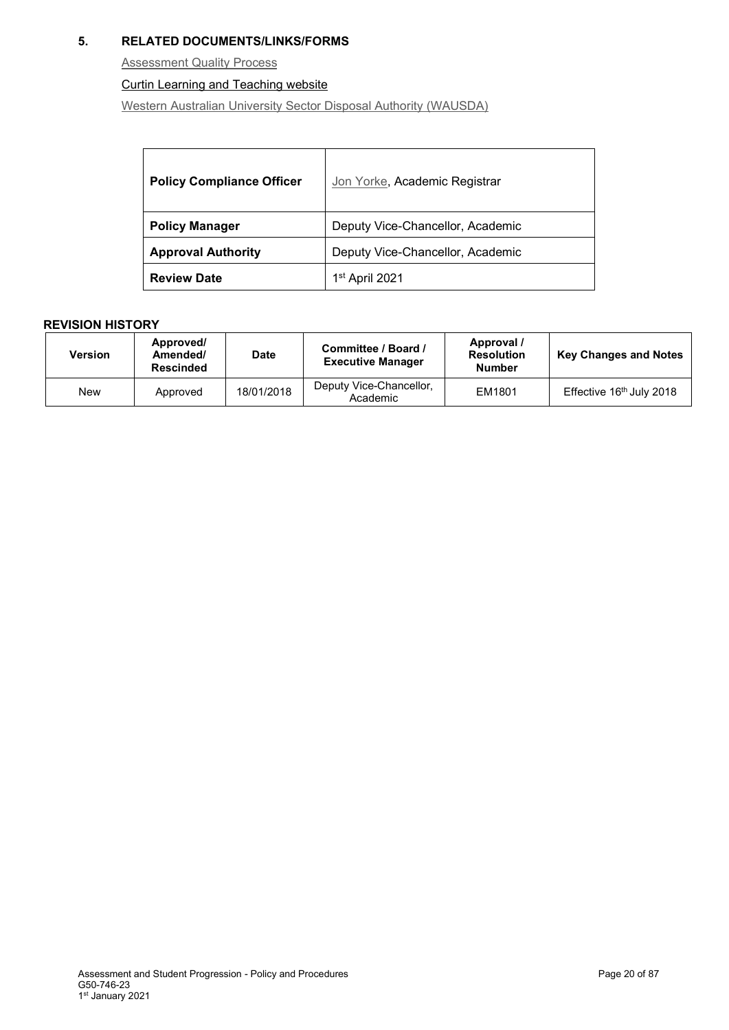## 5. RELATED DOCUMENTS/LINKS/FORMS

Assessment Quality Process

Curtin Learning and Teaching website

Western Australian University Sector Disposal Authority (WAUSDA)

| **Policy Compliance Officer** | Jon Yorke, Academic Registrar |
|---|---|
| **Policy Manager** | Deputy Vice-Chancellor, Academic |
| **Approval Authority** | Deputy Vice-Chancellor, Academic |
| **Review Date** | 1st April 2021 |

**REVISION HISTORY**

| Version | Approved/ Amended/ Rescinded | Date | Committee / Board / Executive Manager | Approval / Resolution Number | Key Changes and Notes |
|---|---|---|---|---|---|
| New | Approved | 18/01/2018 | Deputy Vice-Chancellor, Academic | EM1801 | Effective 16th July 2018 |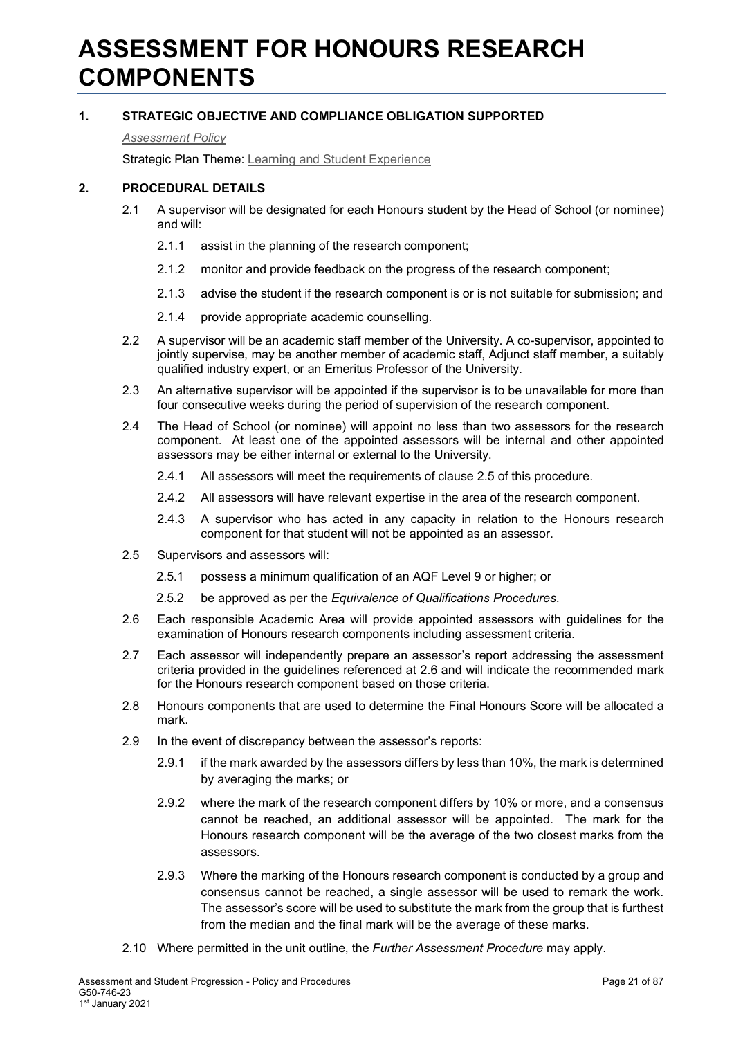# ASSESSMENT FOR HONOURS RESEARCH COMPONENTS

## 1. STRATEGIC OBJECTIVE AND COMPLIANCE OBLIGATION SUPPORTED

*Assessment Policy*

Strategic Plan Theme: Learning and Student Experience

## 2. PROCEDURAL DETAILS

2.1 A supervisor will be designated for each Honours student by the Head of School (or nominee) and will:

- 2.1.1 assist in the planning of the research component;
- 2.1.2 monitor and provide feedback on the progress of the research component;
- 2.1.3 advise the student if the research component is or is not suitable for submission; and
- 2.1.4 provide appropriate academic counselling.

2.2 A supervisor will be an academic staff member of the University. A co-supervisor, appointed to jointly supervise, may be another member of academic staff, Adjunct staff member, a suitably qualified industry expert, or an Emeritus Professor of the University.

2.3 An alternative supervisor will be appointed if the supervisor is to be unavailable for more than four consecutive weeks during the period of supervision of the research component.

2.4 The Head of School (or nominee) will appoint no less than two assessors for the research component. At least one of the appointed assessors will be internal and other appointed assessors may be either internal or external to the University.

- 2.4.1 All assessors will meet the requirements of clause 2.5 of this procedure.
- 2.4.2 All assessors will have relevant expertise in the area of the research component.
- 2.4.3 A supervisor who has acted in any capacity in relation to the Honours research component for that student will not be appointed as an assessor.

2.5 Supervisors and assessors will:

- 2.5.1 possess a minimum qualification of an AQF Level 9 or higher; or
- 2.5.2 be approved as per the *Equivalence of Qualifications Procedures*.

2.6 Each responsible Academic Area will provide appointed assessors with guidelines for the examination of Honours research components including assessment criteria.

2.7 Each assessor will independently prepare an assessor's report addressing the assessment criteria provided in the guidelines referenced at 2.6 and will indicate the recommended mark for the Honours research component based on those criteria.

2.8 Honours components that are used to determine the Final Honours Score will be allocated a mark.

2.9 In the event of discrepancy between the assessor's reports:

- 2.9.1 if the mark awarded by the assessors differs by less than 10%, the mark is determined by averaging the marks; or
- 2.9.2 where the mark of the research component differs by 10% or more, and a consensus cannot be reached, an additional assessor will be appointed. The mark for the Honours research component will be the average of the two closest marks from the assessors.
- 2.9.3 Where the marking of the Honours research component is conducted by a group and consensus cannot be reached, a single assessor will be used to remark the work. The assessor's score will be used to substitute the mark from the group that is furthest from the median and the final mark will be the average of these marks.

2.10 Where permitted in the unit outline, the *Further Assessment Procedure* may apply.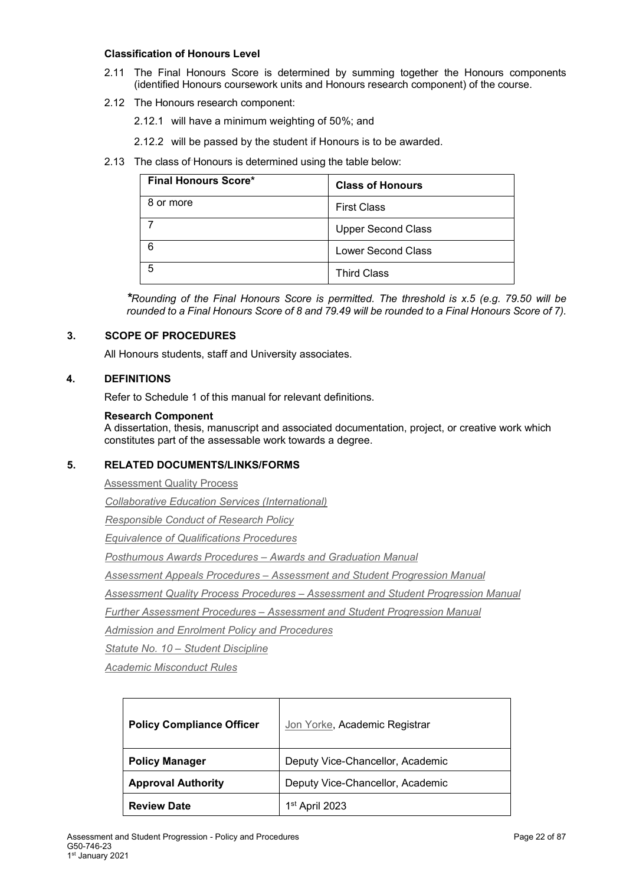**Classification of Honours Level**

2.11 The Final Honours Score is determined by summing together the Honours components (identified Honours coursework units and Honours research component) of the course.

2.12 The Honours research component:

2.12.1 will have a minimum weighting of 50%; and

2.12.2 will be passed by the student if Honours is to be awarded.

2.13 The class of Honours is determined using the table below:

| Final Honours Score* | Class of Honours |
| --- | --- |
| 8 or more | First Class |
| 7 | Upper Second Class |
| 6 | Lower Second Class |
| 5 | Third Class |

*\*Rounding of the Final Honours Score is permitted. The threshold is x.5 (e.g. 79.50 will be rounded to a Final Honours Score of 8 and 79.49 will be rounded to a Final Honours Score of 7).*

## 3. SCOPE OF PROCEDURES

All Honours students, staff and University associates.

## 4. DEFINITIONS

Refer to Schedule 1 of this manual for relevant definitions.

**Research Component**
A dissertation, thesis, manuscript and associated documentation, project, or creative work which constitutes part of the assessable work towards a degree.

## 5. RELATED DOCUMENTS/LINKS/FORMS

Assessment Quality Process

*Collaborative Education Services (International)*

*Responsible Conduct of Research Policy*

*Equivalence of Qualifications Procedures*

*Posthumous Awards Procedures – Awards and Graduation Manual*

*Assessment Appeals Procedures – Assessment and Student Progression Manual*

*Assessment Quality Process Procedures – Assessment and Student Progression Manual*

*Further Assessment Procedures – Assessment and Student Progression Manual*

*Admission and Enrolment Policy and Procedures*

*Statute No. 10 – Student Discipline*

*Academic Misconduct Rules*

| **Policy Compliance Officer** | Jon Yorke, Academic Registrar |
| --- | --- |
| **Policy Manager** | Deputy Vice-Chancellor, Academic |
| **Approval Authority** | Deputy Vice-Chancellor, Academic |
| **Review Date** | 1st April 2023 |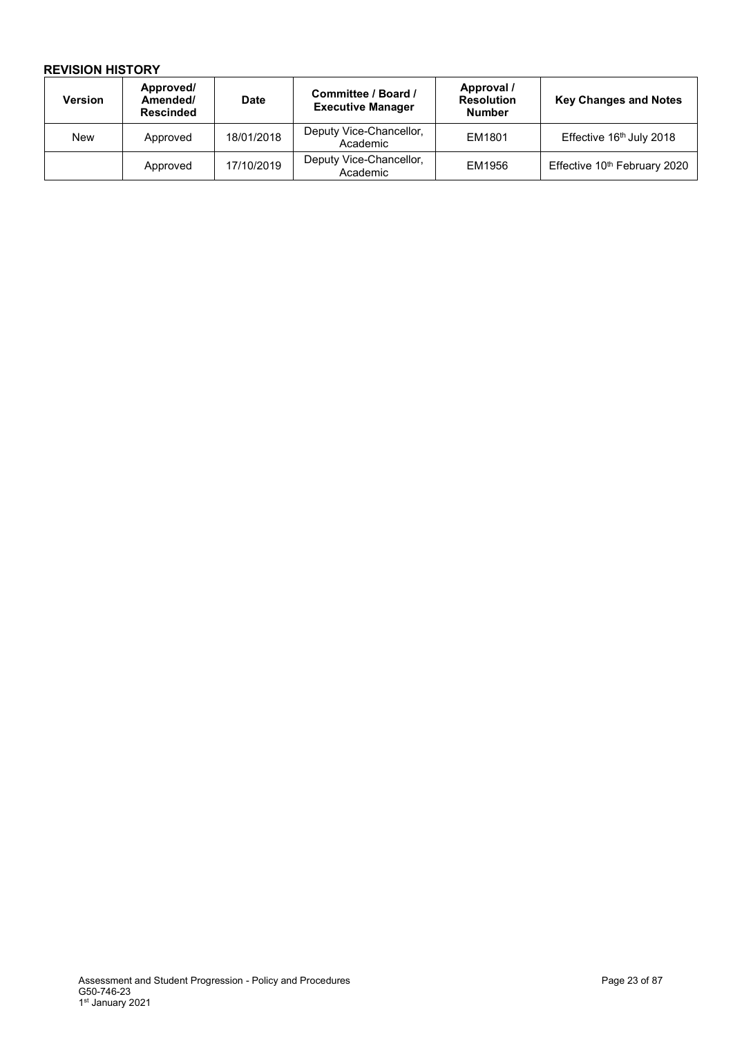**REVISION HISTORY**

| Version | Approved/ Amended/ Rescinded | Date | Committee / Board / Executive Manager | Approval / Resolution Number | Key Changes and Notes |
|---|---|---|---|---|---|
| New | Approved | 18/01/2018 | Deputy Vice-Chancellor, Academic | EM1801 | Effective 16th July 2018 |
| | Approved | 17/10/2019 | Deputy Vice-Chancellor, Academic | EM1956 | Effective 10th February 2020 |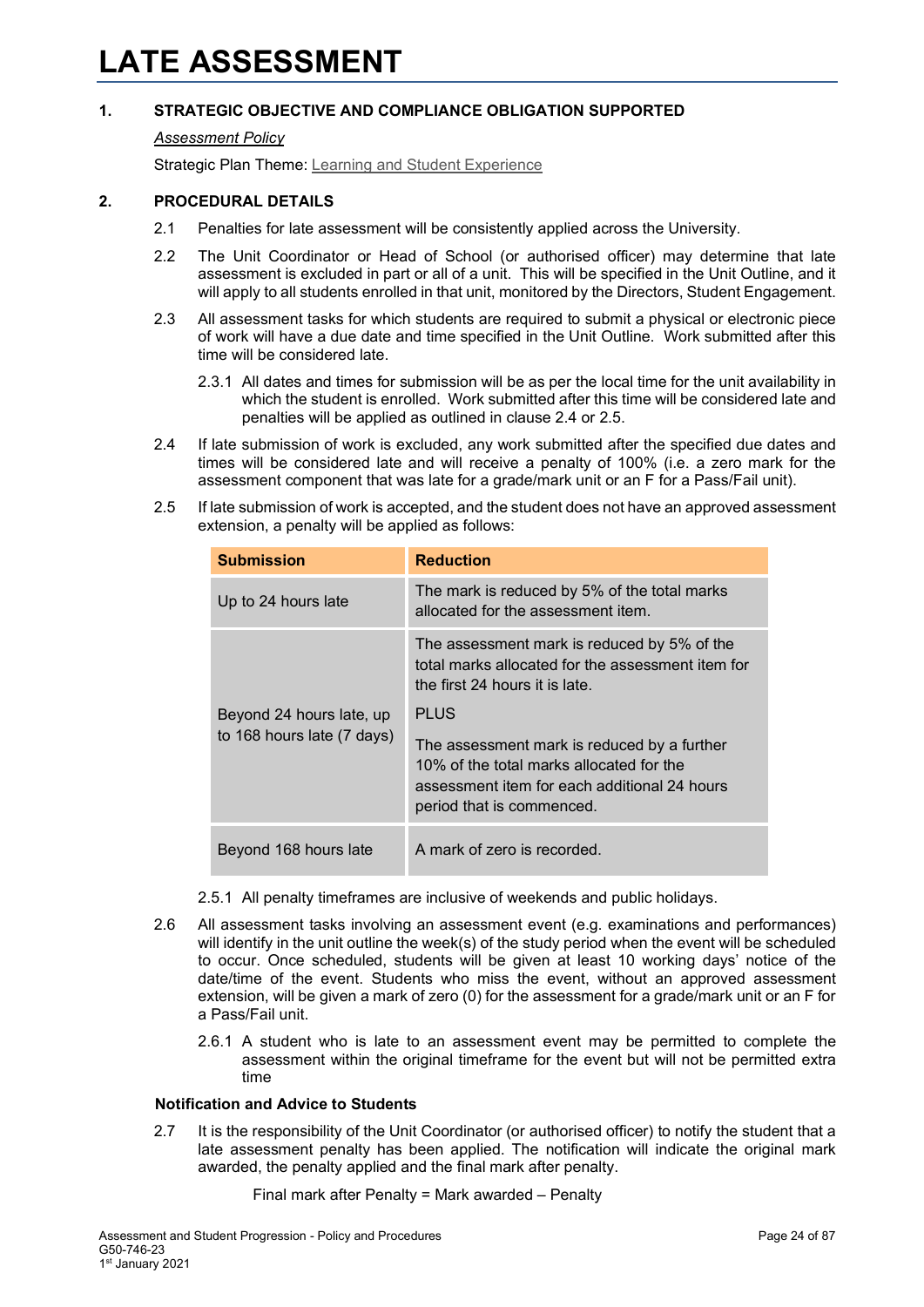# LATE ASSESSMENT

## 1. STRATEGIC OBJECTIVE AND COMPLIANCE OBLIGATION SUPPORTED

*Assessment Policy*

Strategic Plan Theme: Learning and Student Experience

## 2. PROCEDURAL DETAILS

2.1 Penalties for late assessment will be consistently applied across the University.

2.2 The Unit Coordinator or Head of School (or authorised officer) may determine that late assessment is excluded in part or all of a unit. This will be specified in the Unit Outline, and it will apply to all students enrolled in that unit, monitored by the Directors, Student Engagement.

2.3 All assessment tasks for which students are required to submit a physical or electronic piece of work will have a due date and time specified in the Unit Outline. Work submitted after this time will be considered late.

2.3.1 All dates and times for submission will be as per the local time for the unit availability in which the student is enrolled. Work submitted after this time will be considered late and penalties will be applied as outlined in clause 2.4 or 2.5.

2.4 If late submission of work is excluded, any work submitted after the specified due dates and times will be considered late and will receive a penalty of 100% (i.e. a zero mark for the assessment component that was late for a grade/mark unit or an F for a Pass/Fail unit).

2.5 If late submission of work is accepted, and the student does not have an approved assessment extension, a penalty will be applied as follows:

| Submission | Reduction |
|---|---|
| Up to 24 hours late | The mark is reduced by 5% of the total marks allocated for the assessment item. |
| Beyond 24 hours late, up to 168 hours late (7 days) | The assessment mark is reduced by 5% of the total marks allocated for the assessment item for the first 24 hours it is late. PLUS The assessment mark is reduced by a further 10% of the total marks allocated for the assessment item for each additional 24 hours period that is commenced. |
| Beyond 168 hours late | A mark of zero is recorded. |

2.5.1 All penalty timeframes are inclusive of weekends and public holidays.

2.6 All assessment tasks involving an assessment event (e.g. examinations and performances) will identify in the unit outline the week(s) of the study period when the event will be scheduled to occur. Once scheduled, students will be given at least 10 working days' notice of the date/time of the event. Students who miss the event, without an approved assessment extension, will be given a mark of zero (0) for the assessment for a grade/mark unit or an F for a Pass/Fail unit.

2.6.1 A student who is late to an assessment event may be permitted to complete the assessment within the original timeframe for the event but will not be permitted extra time

**Notification and Advice to Students**

2.7 It is the responsibility of the Unit Coordinator (or authorised officer) to notify the student that a late assessment penalty has been applied. The notification will indicate the original mark awarded, the penalty applied and the final mark after penalty.

Final mark after Penalty = Mark awarded – Penalty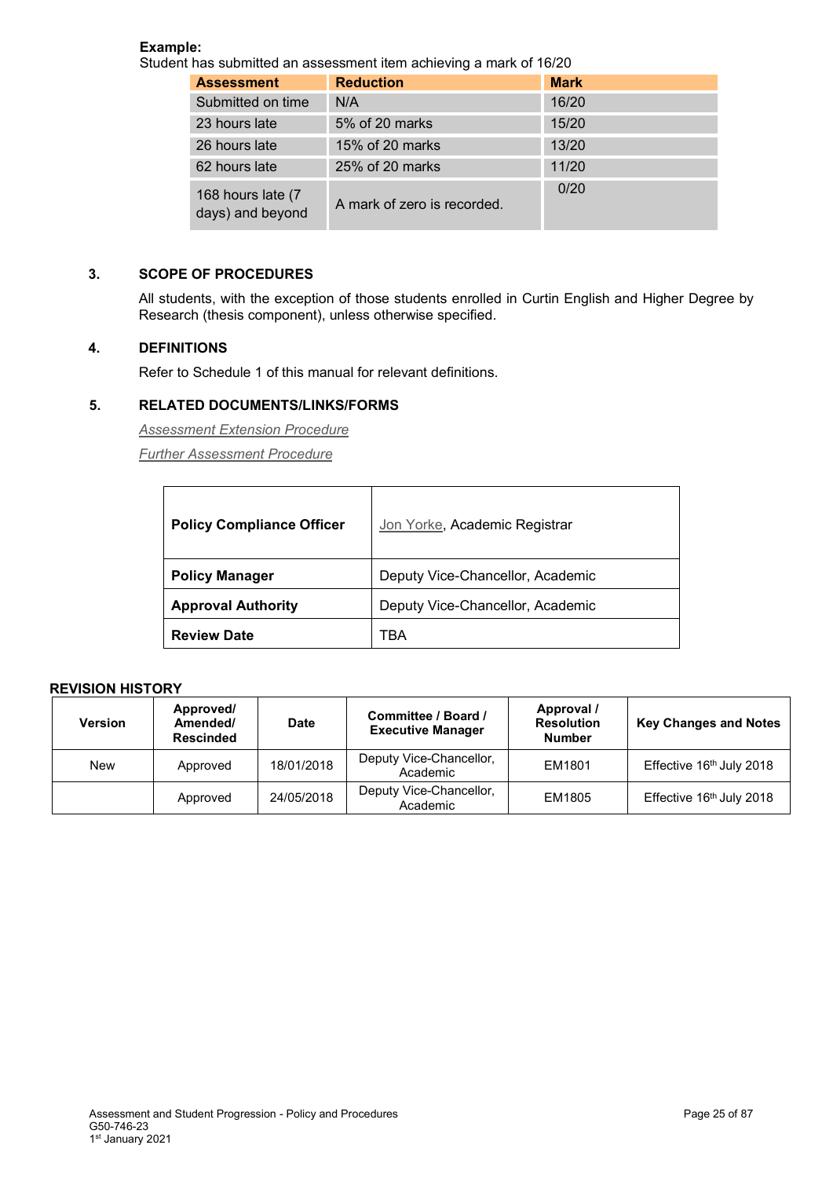**Example:**
Student has submitted an assessment item achieving a mark of 16/20

| Assessment | Reduction | Mark |
| --- | --- | --- |
| Submitted on time | N/A | 16/20 |
| 23 hours late | 5% of 20 marks | 15/20 |
| 26 hours late | 15% of 20 marks | 13/20 |
| 62 hours late | 25% of 20 marks | 11/20 |
| 168 hours late (7 days) and beyond | A mark of zero is recorded. | 0/20 |

## 3. SCOPE OF PROCEDURES

All students, with the exception of those students enrolled in Curtin English and Higher Degree by Research (thesis component), unless otherwise specified.

## 4. DEFINITIONS

Refer to Schedule 1 of this manual for relevant definitions.

## 5. RELATED DOCUMENTS/LINKS/FORMS

*Assessment Extension Procedure*

*Further Assessment Procedure*

| | |
| --- | --- |
| **Policy Compliance Officer** | Jon Yorke, Academic Registrar |
| **Policy Manager** | Deputy Vice-Chancellor, Academic |
| **Approval Authority** | Deputy Vice-Chancellor, Academic |
| **Review Date** | TBA |

**REVISION HISTORY**

| Version | Approved/ Amended/ Rescinded | Date | Committee / Board / Executive Manager | Approval / Resolution Number | Key Changes and Notes |
| --- | --- | --- | --- | --- | --- |
| New | Approved | 18/01/2018 | Deputy Vice-Chancellor, Academic | EM1801 | Effective 16th July 2018 |
| | Approved | 24/05/2018 | Deputy Vice-Chancellor, Academic | EM1805 | Effective 16th July 2018 |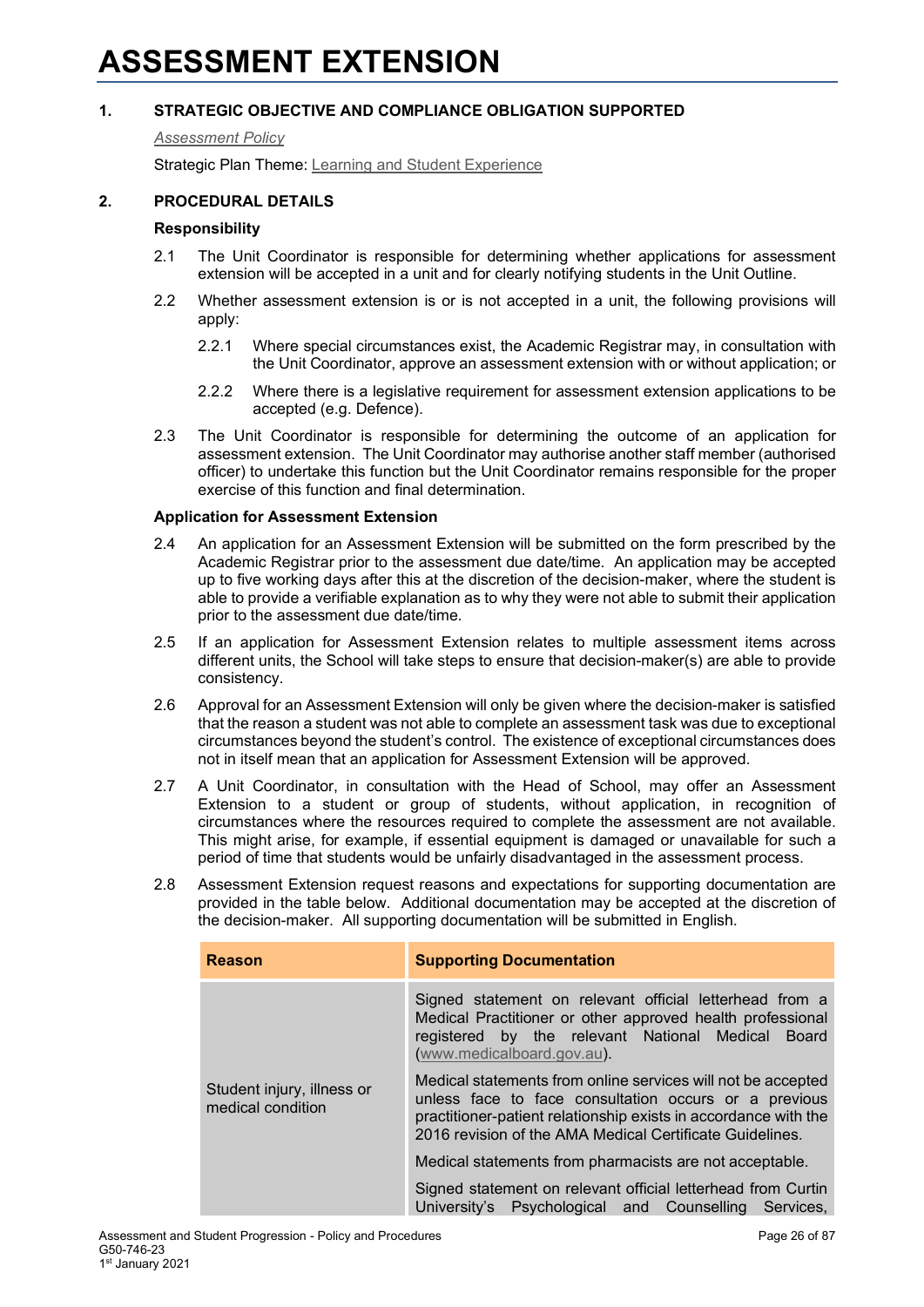# ASSESSMENT EXTENSION

## 1. STRATEGIC OBJECTIVE AND COMPLIANCE OBLIGATION SUPPORTED

*Assessment Policy*

Strategic Plan Theme: Learning and Student Experience

## 2. PROCEDURAL DETAILS

### Responsibility

2.1 The Unit Coordinator is responsible for determining whether applications for assessment extension will be accepted in a unit and for clearly notifying students in the Unit Outline.

2.2 Whether assessment extension is or is not accepted in a unit, the following provisions will apply:

2.2.1 Where special circumstances exist, the Academic Registrar may, in consultation with the Unit Coordinator, approve an assessment extension with or without application; or

2.2.2 Where there is a legislative requirement for assessment extension applications to be accepted (e.g. Defence).

2.3 The Unit Coordinator is responsible for determining the outcome of an application for assessment extension. The Unit Coordinator may authorise another staff member (authorised officer) to undertake this function but the Unit Coordinator remains responsible for the proper exercise of this function and final determination.

### Application for Assessment Extension

2.4 An application for an Assessment Extension will be submitted on the form prescribed by the Academic Registrar prior to the assessment due date/time. An application may be accepted up to five working days after this at the discretion of the decision-maker, where the student is able to provide a verifiable explanation as to why they were not able to submit their application prior to the assessment due date/time.

2.5 If an application for Assessment Extension relates to multiple assessment items across different units, the School will take steps to ensure that decision-maker(s) are able to provide consistency.

2.6 Approval for an Assessment Extension will only be given where the decision-maker is satisfied that the reason a student was not able to complete an assessment task was due to exceptional circumstances beyond the student's control. The existence of exceptional circumstances does not in itself mean that an application for Assessment Extension will be approved.

2.7 A Unit Coordinator, in consultation with the Head of School, may offer an Assessment Extension to a student or group of students, without application, in recognition of circumstances where the resources required to complete the assessment are not available. This might arise, for example, if essential equipment is damaged or unavailable for such a period of time that students would be unfairly disadvantaged in the assessment process.

2.8 Assessment Extension request reasons and expectations for supporting documentation are provided in the table below. Additional documentation may be accepted at the discretion of the decision-maker. All supporting documentation will be submitted in English.

| Reason | Supporting Documentation |
|---|---|
| Student injury, illness or medical condition | Signed statement on relevant official letterhead from a Medical Practitioner or other approved health professional registered by the relevant National Medical Board (www.medicalboard.gov.au).<br><br>Medical statements from online services will not be accepted unless face to face consultation occurs or a previous practitioner-patient relationship exists in accordance with the 2016 revision of the AMA Medical Certificate Guidelines.<br><br>Medical statements from pharmacists are not acceptable.<br><br>Signed statement on relevant official letterhead from Curtin University's Psychological and Counselling Services, |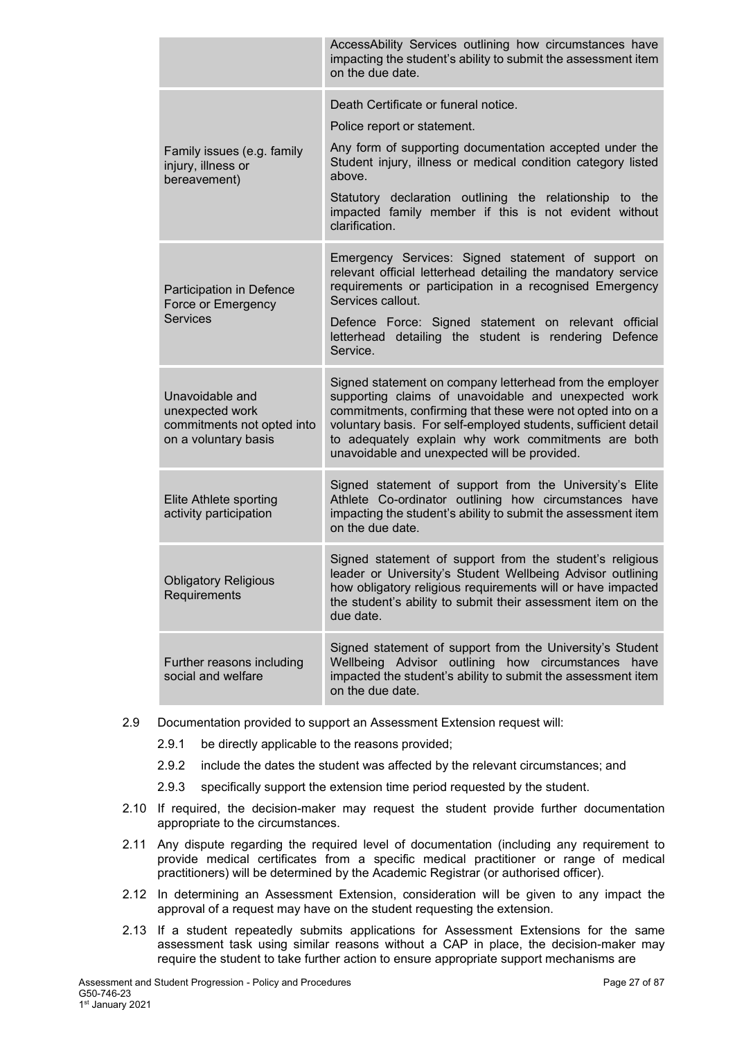| | |
|---|---|
| | AccessAbility Services outlining how circumstances have impacting the student's ability to submit the assessment item on the due date. |
| Family issues (e.g. family injury, illness or bereavement) | Death Certificate or funeral notice.<br><br>Police report or statement.<br><br>Any form of supporting documentation accepted under the Student injury, illness or medical condition category listed above.<br><br>Statutory declaration outlining the relationship to the impacted family member if this is not evident without clarification. |
| Participation in Defence Force or Emergency Services | Emergency Services: Signed statement of support on relevant official letterhead detailing the mandatory service requirements or participation in a recognised Emergency Services callout.<br><br>Defence Force: Signed statement on relevant official letterhead detailing the student is rendering Defence Service. |
| Unavoidable and unexpected work commitments not opted into on a voluntary basis | Signed statement on company letterhead from the employer supporting claims of unavoidable and unexpected work commitments, confirming that these were not opted into on a voluntary basis. For self-employed students, sufficient detail to adequately explain why work commitments are both unavoidable and unexpected will be provided. |
| Elite Athlete sporting activity participation | Signed statement of support from the University's Elite Athlete Co-ordinator outlining how circumstances have impacting the student's ability to submit the assessment item on the due date. |
| Obligatory Religious Requirements | Signed statement of support from the student's religious leader or University's Student Wellbeing Advisor outlining how obligatory religious requirements will or have impacted the student's ability to submit their assessment item on the due date. |
| Further reasons including social and welfare | Signed statement of support from the University's Student Wellbeing Advisor outlining how circumstances have impacted the student's ability to submit the assessment item on the due date. |

2.9 Documentation provided to support an Assessment Extension request will:

2.9.1 be directly applicable to the reasons provided;

2.9.2 include the dates the student was affected by the relevant circumstances; and

2.9.3 specifically support the extension time period requested by the student.

2.10 If required, the decision-maker may request the student provide further documentation appropriate to the circumstances.

2.11 Any dispute regarding the required level of documentation (including any requirement to provide medical certificates from a specific medical practitioner or range of medical practitioners) will be determined by the Academic Registrar (or authorised officer).

2.12 In determining an Assessment Extension, consideration will be given to any impact the approval of a request may have on the student requesting the extension.

2.13 If a student repeatedly submits applications for Assessment Extensions for the same assessment task using similar reasons without a CAP in place, the decision-maker may require the student to take further action to ensure appropriate support mechanisms are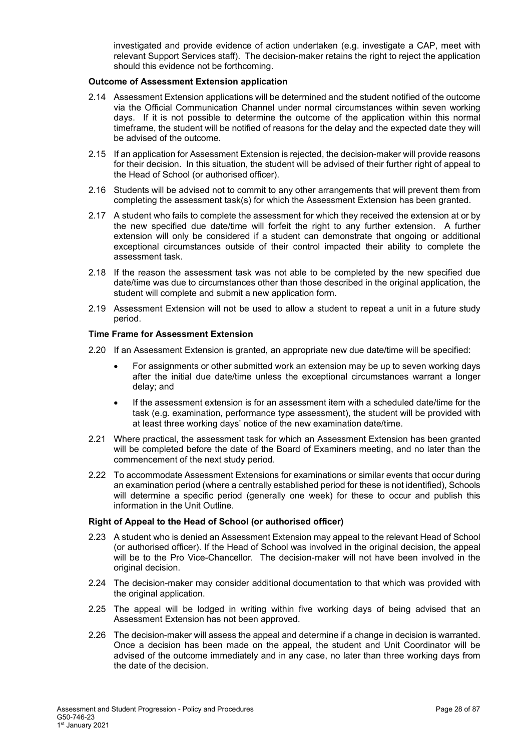investigated and provide evidence of action undertaken (e.g. investigate a CAP, meet with relevant Support Services staff). The decision-maker retains the right to reject the application should this evidence not be forthcoming.

**Outcome of Assessment Extension application**

2.14 Assessment Extension applications will be determined and the student notified of the outcome via the Official Communication Channel under normal circumstances within seven working days. If it is not possible to determine the outcome of the application within this normal timeframe, the student will be notified of reasons for the delay and the expected date they will be advised of the outcome.

2.15 If an application for Assessment Extension is rejected, the decision-maker will provide reasons for their decision. In this situation, the student will be advised of their further right of appeal to the Head of School (or authorised officer).

2.16 Students will be advised not to commit to any other arrangements that will prevent them from completing the assessment task(s) for which the Assessment Extension has been granted.

2.17 A student who fails to complete the assessment for which they received the extension at or by the new specified due date/time will forfeit the right to any further extension. A further extension will only be considered if a student can demonstrate that ongoing or additional exceptional circumstances outside of their control impacted their ability to complete the assessment task.

2.18 If the reason the assessment task was not able to be completed by the new specified due date/time was due to circumstances other than those described in the original application, the student will complete and submit a new application form.

2.19 Assessment Extension will not be used to allow a student to repeat a unit in a future study period.

**Time Frame for Assessment Extension**

2.20 If an Assessment Extension is granted, an appropriate new due date/time will be specified:

- For assignments or other submitted work an extension may be up to seven working days after the initial due date/time unless the exceptional circumstances warrant a longer delay; and
- If the assessment extension is for an assessment item with a scheduled date/time for the task (e.g. examination, performance type assessment), the student will be provided with at least three working days' notice of the new examination date/time.

2.21 Where practical, the assessment task for which an Assessment Extension has been granted will be completed before the date of the Board of Examiners meeting, and no later than the commencement of the next study period.

2.22 To accommodate Assessment Extensions for examinations or similar events that occur during an examination period (where a centrally established period for these is not identified), Schools will determine a specific period (generally one week) for these to occur and publish this information in the Unit Outline.

**Right of Appeal to the Head of School (or authorised officer)**

2.23 A student who is denied an Assessment Extension may appeal to the relevant Head of School (or authorised officer). If the Head of School was involved in the original decision, the appeal will be to the Pro Vice-Chancellor. The decision-maker will not have been involved in the original decision.

2.24 The decision-maker may consider additional documentation to that which was provided with the original application.

2.25 The appeal will be lodged in writing within five working days of being advised that an Assessment Extension has not been approved.

2.26 The decision-maker will assess the appeal and determine if a change in decision is warranted. Once a decision has been made on the appeal, the student and Unit Coordinator will be advised of the outcome immediately and in any case, no later than three working days from the date of the decision.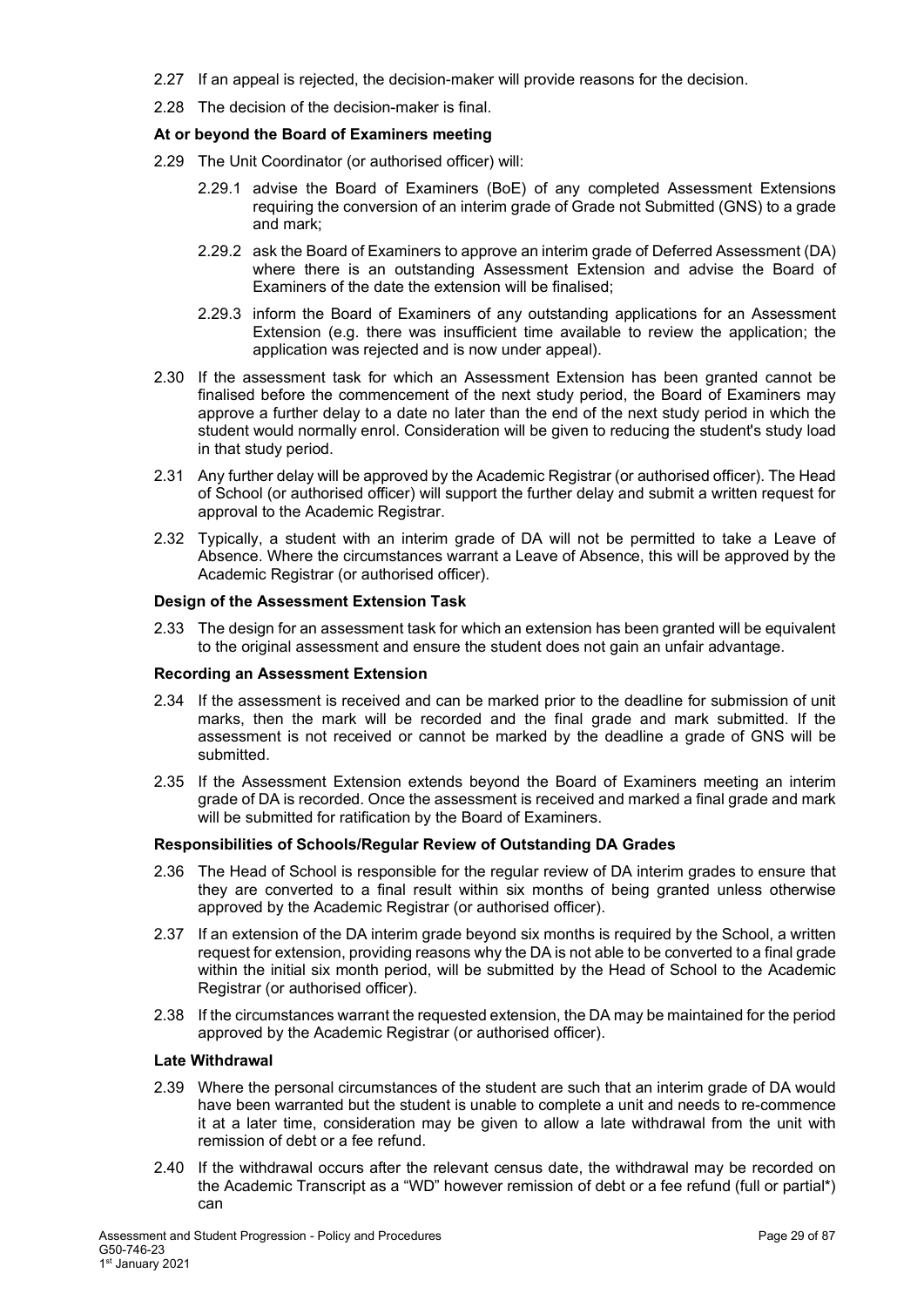2.27 If an appeal is rejected, the decision-maker will provide reasons for the decision.

2.28 The decision of the decision-maker is final.

**At or beyond the Board of Examiners meeting**

2.29 The Unit Coordinator (or authorised officer) will:

2.29.1 advise the Board of Examiners (BoE) of any completed Assessment Extensions requiring the conversion of an interim grade of Grade not Submitted (GNS) to a grade and mark;

2.29.2 ask the Board of Examiners to approve an interim grade of Deferred Assessment (DA) where there is an outstanding Assessment Extension and advise the Board of Examiners of the date the extension will be finalised;

2.29.3 inform the Board of Examiners of any outstanding applications for an Assessment Extension (e.g. there was insufficient time available to review the application; the application was rejected and is now under appeal).

2.30 If the assessment task for which an Assessment Extension has been granted cannot be finalised before the commencement of the next study period, the Board of Examiners may approve a further delay to a date no later than the end of the next study period in which the student would normally enrol. Consideration will be given to reducing the student's study load in that study period.

2.31 Any further delay will be approved by the Academic Registrar (or authorised officer). The Head of School (or authorised officer) will support the further delay and submit a written request for approval to the Academic Registrar.

2.32 Typically, a student with an interim grade of DA will not be permitted to take a Leave of Absence. Where the circumstances warrant a Leave of Absence, this will be approved by the Academic Registrar (or authorised officer).

**Design of the Assessment Extension Task**

2.33 The design for an assessment task for which an extension has been granted will be equivalent to the original assessment and ensure the student does not gain an unfair advantage.

**Recording an Assessment Extension**

2.34 If the assessment is received and can be marked prior to the deadline for submission of unit marks, then the mark will be recorded and the final grade and mark submitted. If the assessment is not received or cannot be marked by the deadline a grade of GNS will be submitted.

2.35 If the Assessment Extension extends beyond the Board of Examiners meeting an interim grade of DA is recorded. Once the assessment is received and marked a final grade and mark will be submitted for ratification by the Board of Examiners.

**Responsibilities of Schools/Regular Review of Outstanding DA Grades**

2.36 The Head of School is responsible for the regular review of DA interim grades to ensure that they are converted to a final result within six months of being granted unless otherwise approved by the Academic Registrar (or authorised officer).

2.37 If an extension of the DA interim grade beyond six months is required by the School, a written request for extension, providing reasons why the DA is not able to be converted to a final grade within the initial six month period, will be submitted by the Head of School to the Academic Registrar (or authorised officer).

2.38 If the circumstances warrant the requested extension, the DA may be maintained for the period approved by the Academic Registrar (or authorised officer).

**Late Withdrawal**

2.39 Where the personal circumstances of the student are such that an interim grade of DA would have been warranted but the student is unable to complete a unit and needs to re-commence it at a later time, consideration may be given to allow a late withdrawal from the unit with remission of debt or a fee refund.

2.40 If the withdrawal occurs after the relevant census date, the withdrawal may be recorded on the Academic Transcript as a "WD" however remission of debt or a fee refund (full or partial*) can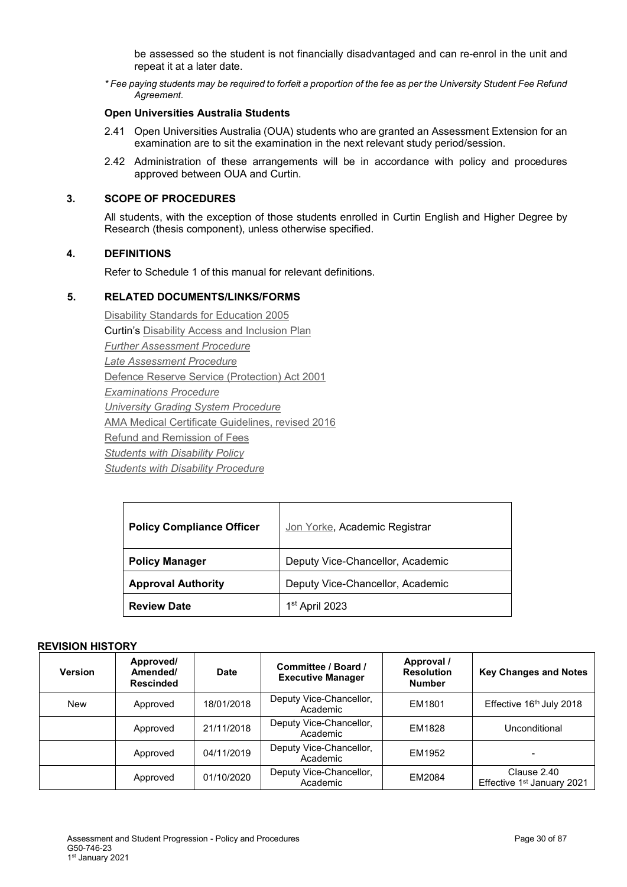be assessed so the student is not financially disadvantaged and can re-enrol in the unit and repeat it at a later date.

*\* Fee paying students may be required to forfeit a proportion of the fee as per the University Student Fee Refund Agreement.*

**Open Universities Australia Students**

2.41 Open Universities Australia (OUA) students who are granted an Assessment Extension for an examination are to sit the examination in the next relevant study period/session.

2.42 Administration of these arrangements will be in accordance with policy and procedures approved between OUA and Curtin.

## 3. SCOPE OF PROCEDURES

All students, with the exception of those students enrolled in Curtin English and Higher Degree by Research (thesis component), unless otherwise specified.

## 4. DEFINITIONS

Refer to Schedule 1 of this manual for relevant definitions.

## 5. RELATED DOCUMENTS/LINKS/FORMS

Disability Standards for Education 2005
Curtin's Disability Access and Inclusion Plan
*Further Assessment Procedure*
*Late Assessment Procedure*
Defence Reserve Service (Protection) Act 2001
*Examinations Procedure*
*University Grading System Procedure*
AMA Medical Certificate Guidelines, revised 2016
Refund and Remission of Fees
*Students with Disability Policy*
*Students with Disability Procedure*

| | |
|---|---|
| **Policy Compliance Officer** | Jon Yorke, Academic Registrar |
| **Policy Manager** | Deputy Vice-Chancellor, Academic |
| **Approval Authority** | Deputy Vice-Chancellor, Academic |
| **Review Date** | 1st April 2023 |

**REVISION HISTORY**

| Version | Approved/ Amended/ Rescinded | Date | Committee / Board / Executive Manager | Approval / Resolution Number | Key Changes and Notes |
|---|---|---|---|---|---|
| New | Approved | 18/01/2018 | Deputy Vice-Chancellor, Academic | EM1801 | Effective 16th July 2018 |
| | Approved | 21/11/2018 | Deputy Vice-Chancellor, Academic | EM1828 | Unconditional |
| | Approved | 04/11/2019 | Deputy Vice-Chancellor, Academic | EM1952 | - |
| | Approved | 01/10/2020 | Deputy Vice-Chancellor, Academic | EM2084 | Clause 2.40 Effective 1st January 2021 |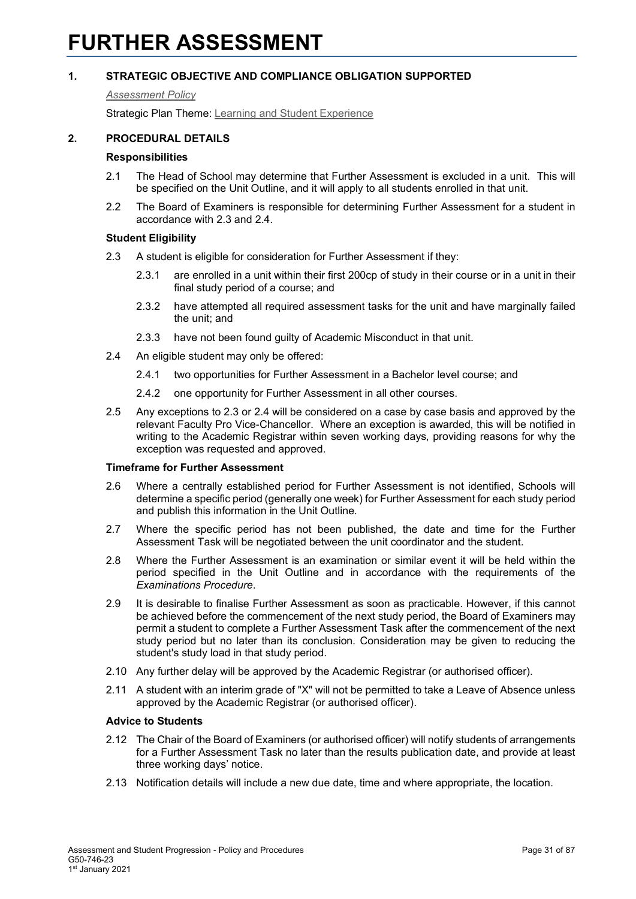# FURTHER ASSESSMENT

## 1. STRATEGIC OBJECTIVE AND COMPLIANCE OBLIGATION SUPPORTED

*Assessment Policy*

Strategic Plan Theme: Learning and Student Experience

## 2. PROCEDURAL DETAILS

### Responsibilities

2.1 The Head of School may determine that Further Assessment is excluded in a unit. This will be specified on the Unit Outline, and it will apply to all students enrolled in that unit.

2.2 The Board of Examiners is responsible for determining Further Assessment for a student in accordance with 2.3 and 2.4.

### Student Eligibility

2.3 A student is eligible for consideration for Further Assessment if they:

2.3.1 are enrolled in a unit within their first 200cp of study in their course or in a unit in their final study period of a course; and

2.3.2 have attempted all required assessment tasks for the unit and have marginally failed the unit; and

2.3.3 have not been found guilty of Academic Misconduct in that unit.

2.4 An eligible student may only be offered:

2.4.1 two opportunities for Further Assessment in a Bachelor level course; and

2.4.2 one opportunity for Further Assessment in all other courses.

2.5 Any exceptions to 2.3 or 2.4 will be considered on a case by case basis and approved by the relevant Faculty Pro Vice-Chancellor. Where an exception is awarded, this will be notified in writing to the Academic Registrar within seven working days, providing reasons for why the exception was requested and approved.

### Timeframe for Further Assessment

2.6 Where a centrally established period for Further Assessment is not identified, Schools will determine a specific period (generally one week) for Further Assessment for each study period and publish this information in the Unit Outline.

2.7 Where the specific period has not been published, the date and time for the Further Assessment Task will be negotiated between the unit coordinator and the student.

2.8 Where the Further Assessment is an examination or similar event it will be held within the period specified in the Unit Outline and in accordance with the requirements of the *Examinations Procedure*.

2.9 It is desirable to finalise Further Assessment as soon as practicable. However, if this cannot be achieved before the commencement of the next study period, the Board of Examiners may permit a student to complete a Further Assessment Task after the commencement of the next study period but no later than its conclusion. Consideration may be given to reducing the student's study load in that study period.

2.10 Any further delay will be approved by the Academic Registrar (or authorised officer).

2.11 A student with an interim grade of "X" will not be permitted to take a Leave of Absence unless approved by the Academic Registrar (or authorised officer).

### Advice to Students

2.12 The Chair of the Board of Examiners (or authorised officer) will notify students of arrangements for a Further Assessment Task no later than the results publication date, and provide at least three working days' notice.

2.13 Notification details will include a new due date, time and where appropriate, the location.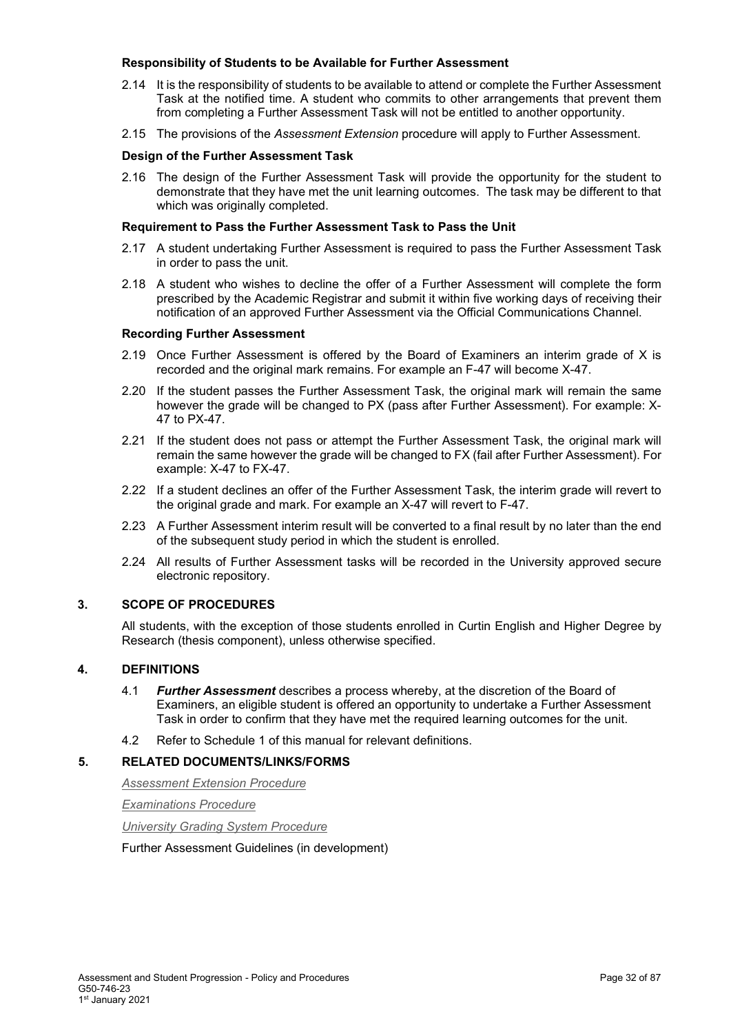**Responsibility of Students to be Available for Further Assessment**

2.14 It is the responsibility of students to be available to attend or complete the Further Assessment Task at the notified time. A student who commits to other arrangements that prevent them from completing a Further Assessment Task will not be entitled to another opportunity.

2.15 The provisions of the *Assessment Extension* procedure will apply to Further Assessment.

**Design of the Further Assessment Task**

2.16 The design of the Further Assessment Task will provide the opportunity for the student to demonstrate that they have met the unit learning outcomes. The task may be different to that which was originally completed.

**Requirement to Pass the Further Assessment Task to Pass the Unit**

2.17 A student undertaking Further Assessment is required to pass the Further Assessment Task in order to pass the unit.

2.18 A student who wishes to decline the offer of a Further Assessment will complete the form prescribed by the Academic Registrar and submit it within five working days of receiving their notification of an approved Further Assessment via the Official Communications Channel.

**Recording Further Assessment**

2.19 Once Further Assessment is offered by the Board of Examiners an interim grade of X is recorded and the original mark remains. For example an F-47 will become X-47.

2.20 If the student passes the Further Assessment Task, the original mark will remain the same however the grade will be changed to PX (pass after Further Assessment). For example: X-47 to PX-47.

2.21 If the student does not pass or attempt the Further Assessment Task, the original mark will remain the same however the grade will be changed to FX (fail after Further Assessment). For example: X-47 to FX-47.

2.22 If a student declines an offer of the Further Assessment Task, the interim grade will revert to the original grade and mark. For example an X-47 will revert to F-47.

2.23 A Further Assessment interim result will be converted to a final result by no later than the end of the subsequent study period in which the student is enrolled.

2.24 All results of Further Assessment tasks will be recorded in the University approved secure electronic repository.

## 3. SCOPE OF PROCEDURES

All students, with the exception of those students enrolled in Curtin English and Higher Degree by Research (thesis component), unless otherwise specified.

## 4. DEFINITIONS

4.1 ***Further Assessment*** describes a process whereby, at the discretion of the Board of Examiners, an eligible student is offered an opportunity to undertake a Further Assessment Task in order to confirm that they have met the required learning outcomes for the unit.

4.2 Refer to Schedule 1 of this manual for relevant definitions.

## 5. RELATED DOCUMENTS/LINKS/FORMS

*Assessment Extension Procedure*

*Examinations Procedure*

*University Grading System Procedure*

Further Assessment Guidelines (in development)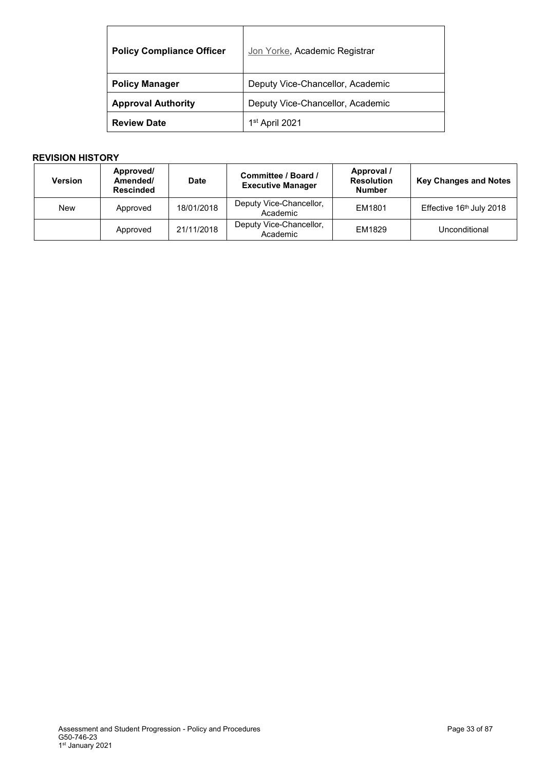| **Policy Compliance Officer** | Jon Yorke, Academic Registrar |
|---|---|
| **Policy Manager** | Deputy Vice-Chancellor, Academic |
| **Approval Authority** | Deputy Vice-Chancellor, Academic |
| **Review Date** | 1st April 2021 |

**REVISION HISTORY**

| Version | Approved/ Amended/ Rescinded | Date | Committee / Board / Executive Manager | Approval / Resolution Number | Key Changes and Notes |
|---|---|---|---|---|---|
| New | Approved | 18/01/2018 | Deputy Vice-Chancellor, Academic | EM1801 | Effective 16th July 2018 |
| | Approved | 21/11/2018 | Deputy Vice-Chancellor, Academic | EM1829 | Unconditional |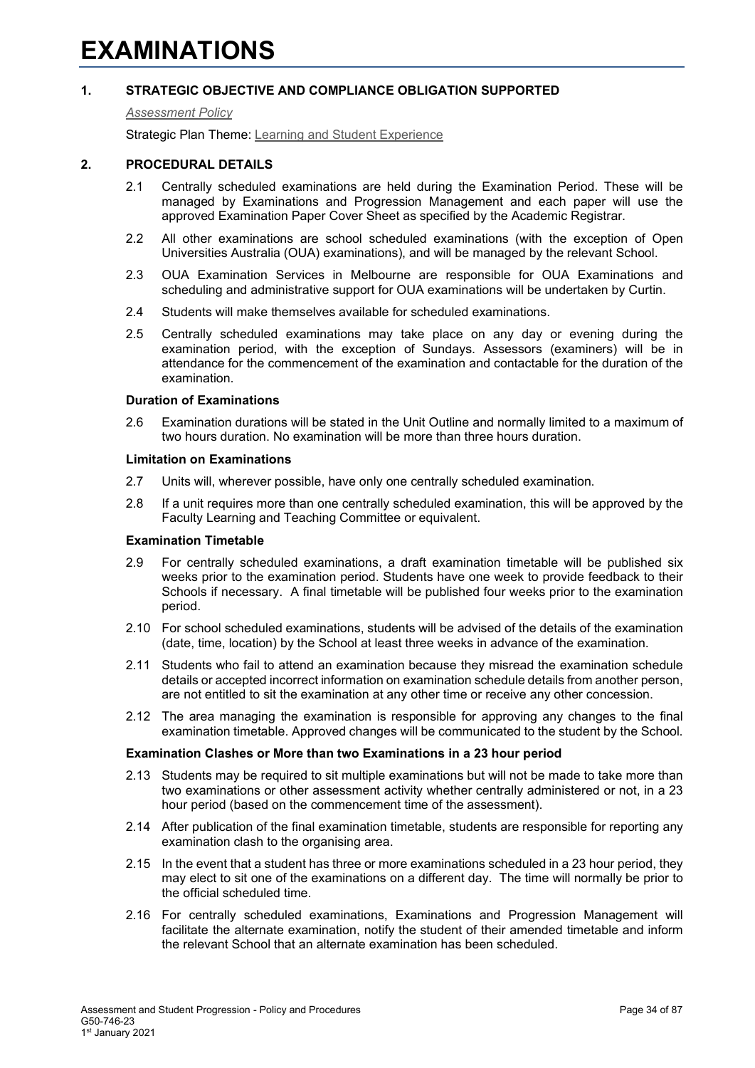# EXAMINATIONS

## 1. STRATEGIC OBJECTIVE AND COMPLIANCE OBLIGATION SUPPORTED

*Assessment Policy*

Strategic Plan Theme: Learning and Student Experience

## 2. PROCEDURAL DETAILS

2.1 Centrally scheduled examinations are held during the Examination Period. These will be managed by Examinations and Progression Management and each paper will use the approved Examination Paper Cover Sheet as specified by the Academic Registrar.

2.2 All other examinations are school scheduled examinations (with the exception of Open Universities Australia (OUA) examinations), and will be managed by the relevant School.

2.3 OUA Examination Services in Melbourne are responsible for OUA Examinations and scheduling and administrative support for OUA examinations will be undertaken by Curtin.

2.4 Students will make themselves available for scheduled examinations.

2.5 Centrally scheduled examinations may take place on any day or evening during the examination period, with the exception of Sundays. Assessors (examiners) will be in attendance for the commencement of the examination and contactable for the duration of the examination.

**Duration of Examinations**

2.6 Examination durations will be stated in the Unit Outline and normally limited to a maximum of two hours duration. No examination will be more than three hours duration.

**Limitation on Examinations**

2.7 Units will, wherever possible, have only one centrally scheduled examination.

2.8 If a unit requires more than one centrally scheduled examination, this will be approved by the Faculty Learning and Teaching Committee or equivalent.

**Examination Timetable**

2.9 For centrally scheduled examinations, a draft examination timetable will be published six weeks prior to the examination period. Students have one week to provide feedback to their Schools if necessary. A final timetable will be published four weeks prior to the examination period.

2.10 For school scheduled examinations, students will be advised of the details of the examination (date, time, location) by the School at least three weeks in advance of the examination.

2.11 Students who fail to attend an examination because they misread the examination schedule details or accepted incorrect information on examination schedule details from another person, are not entitled to sit the examination at any other time or receive any other concession.

2.12 The area managing the examination is responsible for approving any changes to the final examination timetable. Approved changes will be communicated to the student by the School.

**Examination Clashes or More than two Examinations in a 23 hour period**

2.13 Students may be required to sit multiple examinations but will not be made to take more than two examinations or other assessment activity whether centrally administered or not, in a 23 hour period (based on the commencement time of the assessment).

2.14 After publication of the final examination timetable, students are responsible for reporting any examination clash to the organising area.

2.15 In the event that a student has three or more examinations scheduled in a 23 hour period, they may elect to sit one of the examinations on a different day. The time will normally be prior to the official scheduled time.

2.16 For centrally scheduled examinations, Examinations and Progression Management will facilitate the alternate examination, notify the student of their amended timetable and inform the relevant School that an alternate examination has been scheduled.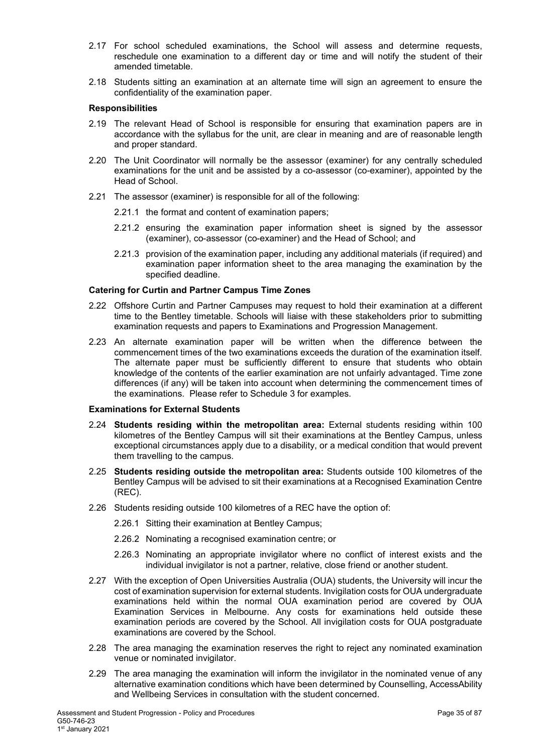2.17 For school scheduled examinations, the School will assess and determine requests, reschedule one examination to a different day or time and will notify the student of their amended timetable.

2.18 Students sitting an examination at an alternate time will sign an agreement to ensure the confidentiality of the examination paper.

**Responsibilities**

2.19 The relevant Head of School is responsible for ensuring that examination papers are in accordance with the syllabus for the unit, are clear in meaning and are of reasonable length and proper standard.

2.20 The Unit Coordinator will normally be the assessor (examiner) for any centrally scheduled examinations for the unit and be assisted by a co-assessor (co-examiner), appointed by the Head of School.

2.21 The assessor (examiner) is responsible for all of the following:

2.21.1 the format and content of examination papers;

2.21.2 ensuring the examination paper information sheet is signed by the assessor (examiner), co-assessor (co-examiner) and the Head of School; and

2.21.3 provision of the examination paper, including any additional materials (if required) and examination paper information sheet to the area managing the examination by the specified deadline.

**Catering for Curtin and Partner Campus Time Zones**

2.22 Offshore Curtin and Partner Campuses may request to hold their examination at a different time to the Bentley timetable. Schools will liaise with these stakeholders prior to submitting examination requests and papers to Examinations and Progression Management.

2.23 An alternate examination paper will be written when the difference between the commencement times of the two examinations exceeds the duration of the examination itself. The alternate paper must be sufficiently different to ensure that students who obtain knowledge of the contents of the earlier examination are not unfairly advantaged. Time zone differences (if any) will be taken into account when determining the commencement times of the examinations. Please refer to Schedule 3 for examples.

**Examinations for External Students**

2.24 **Students residing within the metropolitan area:** External students residing within 100 kilometres of the Bentley Campus will sit their examinations at the Bentley Campus, unless exceptional circumstances apply due to a disability, or a medical condition that would prevent them travelling to the campus.

2.25 **Students residing outside the metropolitan area:** Students outside 100 kilometres of the Bentley Campus will be advised to sit their examinations at a Recognised Examination Centre (REC).

2.26 Students residing outside 100 kilometres of a REC have the option of:

2.26.1 Sitting their examination at Bentley Campus;

2.26.2 Nominating a recognised examination centre; or

2.26.3 Nominating an appropriate invigilator where no conflict of interest exists and the individual invigilator is not a partner, relative, close friend or another student.

2.27 With the exception of Open Universities Australia (OUA) students, the University will incur the cost of examination supervision for external students. Invigilation costs for OUA undergraduate examinations held within the normal OUA examination period are covered by OUA Examination Services in Melbourne. Any costs for examinations held outside these examination periods are covered by the School. All invigilation costs for OUA postgraduate examinations are covered by the School.

2.28 The area managing the examination reserves the right to reject any nominated examination venue or nominated invigilator.

2.29 The area managing the examination will inform the invigilator in the nominated venue of any alternative examination conditions which have been determined by Counselling, AccessAbility and Wellbeing Services in consultation with the student concerned.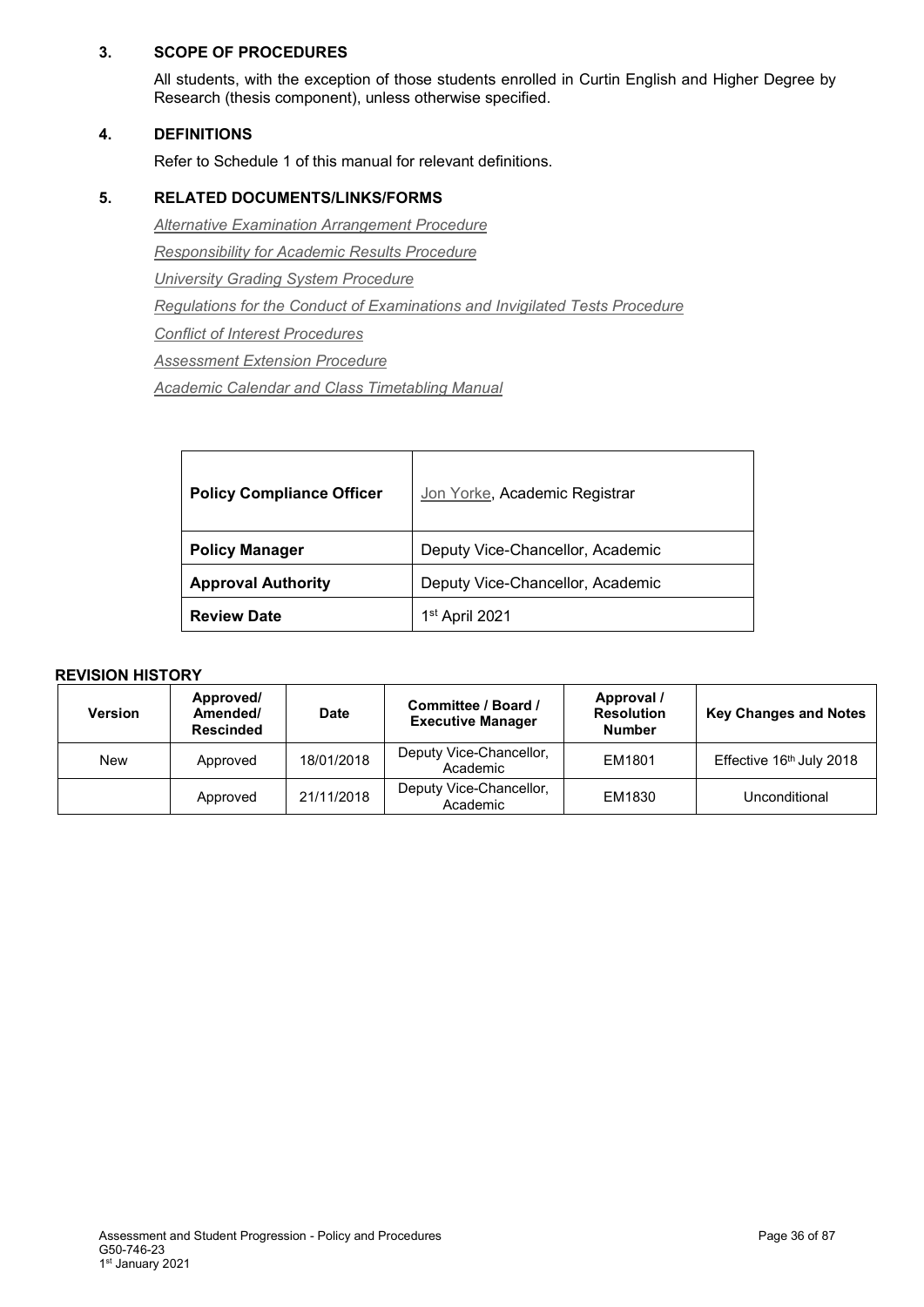### 3. SCOPE OF PROCEDURES

All students, with the exception of those students enrolled in Curtin English and Higher Degree by Research (thesis component), unless otherwise specified.

### 4. DEFINITIONS

Refer to Schedule 1 of this manual for relevant definitions.

### 5. RELATED DOCUMENTS/LINKS/FORMS

*Alternative Examination Arrangement Procedure*

*Responsibility for Academic Results Procedure*

*University Grading System Procedure*

*Regulations for the Conduct of Examinations and Invigilated Tests Procedure*

*Conflict of Interest Procedures*

*Assessment Extension Procedure*

*Academic Calendar and Class Timetabling Manual*

| | |
|---|---|
| **Policy Compliance Officer** | Jon Yorke, Academic Registrar |
| **Policy Manager** | Deputy Vice-Chancellor, Academic |
| **Approval Authority** | Deputy Vice-Chancellor, Academic |
| **Review Date** | 1st April 2021 |

**REVISION HISTORY**

| Version | Approved/ Amended/ Rescinded | Date | Committee / Board / Executive Manager | Approval / Resolution Number | Key Changes and Notes |
|---|---|---|---|---|---|
| New | Approved | 18/01/2018 | Deputy Vice-Chancellor, Academic | EM1801 | Effective 16th July 2018 |
| | Approved | 21/11/2018 | Deputy Vice-Chancellor, Academic | EM1830 | Unconditional |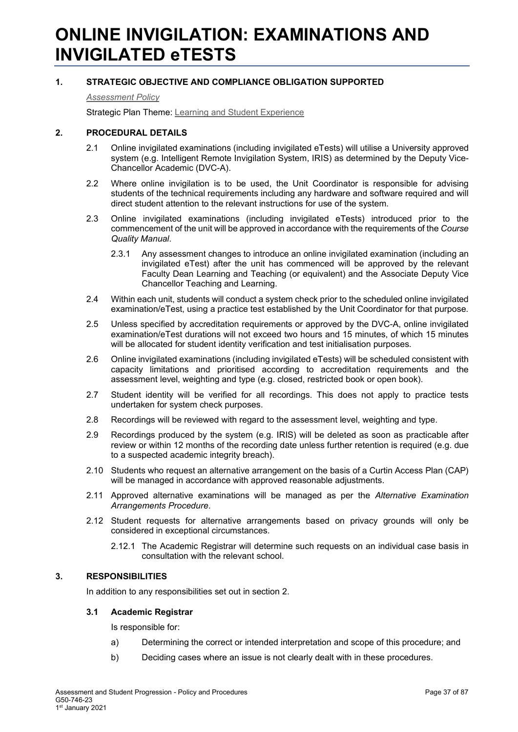# ONLINE INVIGILATION: EXAMINATIONS AND INVIGILATED eTESTS

## 1. STRATEGIC OBJECTIVE AND COMPLIANCE OBLIGATION SUPPORTED

*Assessment Policy*

Strategic Plan Theme: Learning and Student Experience

## 2. PROCEDURAL DETAILS

2.1 Online invigilated examinations (including invigilated eTests) will utilise a University approved system (e.g. Intelligent Remote Invigilation System, IRIS) as determined by the Deputy Vice-Chancellor Academic (DVC-A).

2.2 Where online invigilation is to be used, the Unit Coordinator is responsible for advising students of the technical requirements including any hardware and software required and will direct student attention to the relevant instructions for use of the system.

2.3 Online invigilated examinations (including invigilated eTests) introduced prior to the commencement of the unit will be approved in accordance with the requirements of the *Course Quality Manual*.

2.3.1 Any assessment changes to introduce an online invigilated examination (including an invigilated eTest) after the unit has commenced will be approved by the relevant Faculty Dean Learning and Teaching (or equivalent) and the Associate Deputy Vice Chancellor Teaching and Learning.

2.4 Within each unit, students will conduct a system check prior to the scheduled online invigilated examination/eTest, using a practice test established by the Unit Coordinator for that purpose.

2.5 Unless specified by accreditation requirements or approved by the DVC-A, online invigilated examination/eTest durations will not exceed two hours and 15 minutes, of which 15 minutes will be allocated for student identity verification and test initialisation purposes.

2.6 Online invigilated examinations (including invigilated eTests) will be scheduled consistent with capacity limitations and prioritised according to accreditation requirements and the assessment level, weighting and type (e.g. closed, restricted book or open book).

2.7 Student identity will be verified for all recordings. This does not apply to practice tests undertaken for system check purposes.

2.8 Recordings will be reviewed with regard to the assessment level, weighting and type.

2.9 Recordings produced by the system (e.g. IRIS) will be deleted as soon as practicable after review or within 12 months of the recording date unless further retention is required (e.g. due to a suspected academic integrity breach).

2.10 Students who request an alternative arrangement on the basis of a Curtin Access Plan (CAP) will be managed in accordance with approved reasonable adjustments.

2.11 Approved alternative examinations will be managed as per the *Alternative Examination Arrangements Procedure*.

2.12 Student requests for alternative arrangements based on privacy grounds will only be considered in exceptional circumstances.

2.12.1 The Academic Registrar will determine such requests on an individual case basis in consultation with the relevant school.

## 3. RESPONSIBILITIES

In addition to any responsibilities set out in section 2.

### 3.1 Academic Registrar

Is responsible for:

a) Determining the correct or intended interpretation and scope of this procedure; and

b) Deciding cases where an issue is not clearly dealt with in these procedures.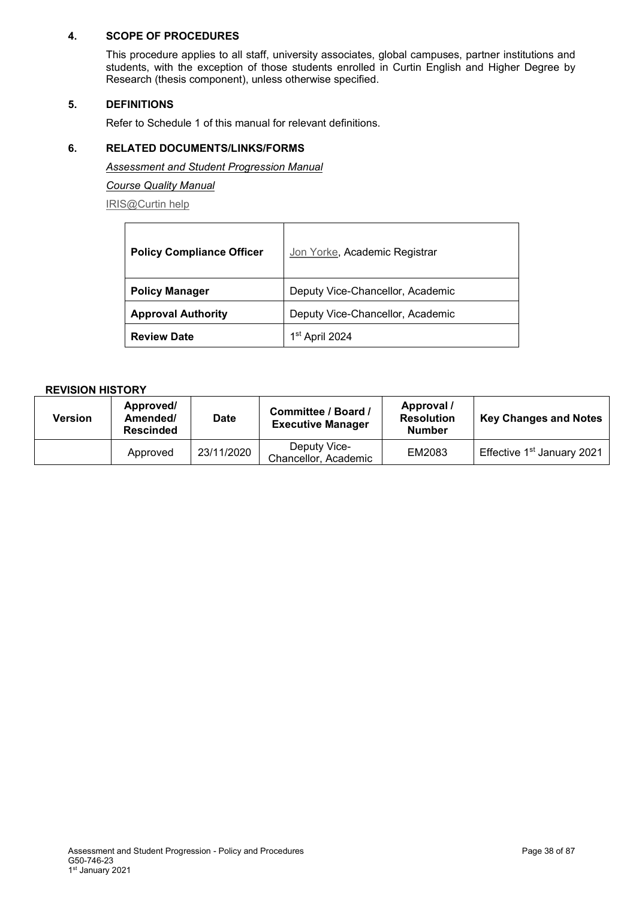## 4. SCOPE OF PROCEDURES

This procedure applies to all staff, university associates, global campuses, partner institutions and students, with the exception of those students enrolled in Curtin English and Higher Degree by Research (thesis component), unless otherwise specified.

## 5. DEFINITIONS

Refer to Schedule 1 of this manual for relevant definitions.

## 6. RELATED DOCUMENTS/LINKS/FORMS

*Assessment and Student Progression Manual*

*Course Quality Manual*

IRIS@Curtin help

| **Policy Compliance Officer** | Jon Yorke, Academic Registrar |
|---|---|
| **Policy Manager** | Deputy Vice-Chancellor, Academic |
| **Approval Authority** | Deputy Vice-Chancellor, Academic |
| **Review Date** | 1st April 2024 |

**REVISION HISTORY**

| Version | Approved/ Amended/ Rescinded | Date | Committee / Board / Executive Manager | Approval / Resolution Number | Key Changes and Notes |
|---|---|---|---|---|---|
| | Approved | 23/11/2020 | Deputy Vice-Chancellor, Academic | EM2083 | Effective 1st January 2021 |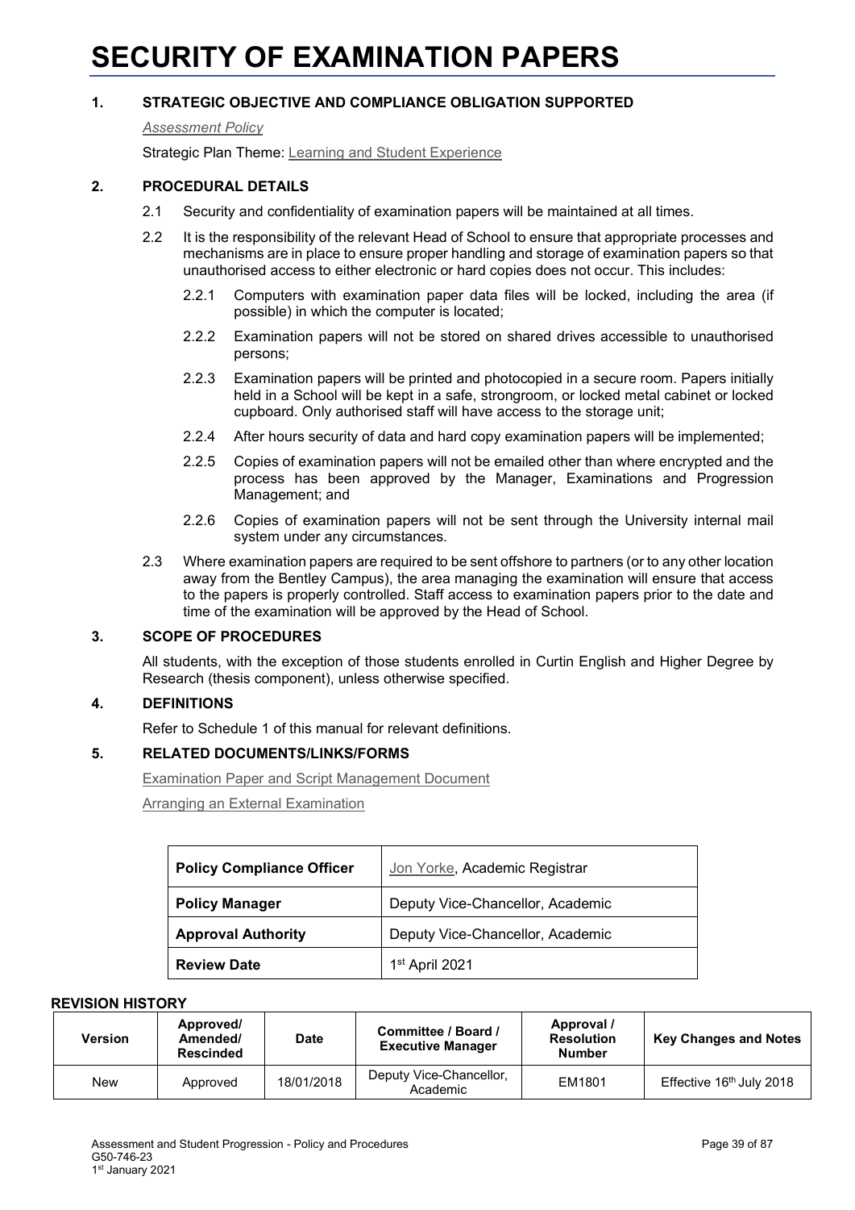# SECURITY OF EXAMINATION PAPERS

## 1. STRATEGIC OBJECTIVE AND COMPLIANCE OBLIGATION SUPPORTED

*Assessment Policy*

Strategic Plan Theme: Learning and Student Experience

## 2. PROCEDURAL DETAILS

2.1 Security and confidentiality of examination papers will be maintained at all times.

2.2 It is the responsibility of the relevant Head of School to ensure that appropriate processes and mechanisms are in place to ensure proper handling and storage of examination papers so that unauthorised access to either electronic or hard copies does not occur. This includes:

2.2.1 Computers with examination paper data files will be locked, including the area (if possible) in which the computer is located;

2.2.2 Examination papers will not be stored on shared drives accessible to unauthorised persons;

2.2.3 Examination papers will be printed and photocopied in a secure room. Papers initially held in a School will be kept in a safe, strongroom, or locked metal cabinet or locked cupboard. Only authorised staff will have access to the storage unit;

2.2.4 After hours security of data and hard copy examination papers will be implemented;

2.2.5 Copies of examination papers will not be emailed other than where encrypted and the process has been approved by the Manager, Examinations and Progression Management; and

2.2.6 Copies of examination papers will not be sent through the University internal mail system under any circumstances.

2.3 Where examination papers are required to be sent offshore to partners (or to any other location away from the Bentley Campus), the area managing the examination will ensure that access to the papers is properly controlled. Staff access to examination papers prior to the date and time of the examination will be approved by the Head of School.

## 3. SCOPE OF PROCEDURES

All students, with the exception of those students enrolled in Curtin English and Higher Degree by Research (thesis component), unless otherwise specified.

## 4. DEFINITIONS

Refer to Schedule 1 of this manual for relevant definitions.

## 5. RELATED DOCUMENTS/LINKS/FORMS

Examination Paper and Script Management Document

Arranging an External Examination

| | |
|---|---|
| **Policy Compliance Officer** | Jon Yorke, Academic Registrar |
| **Policy Manager** | Deputy Vice-Chancellor, Academic |
| **Approval Authority** | Deputy Vice-Chancellor, Academic |
| **Review Date** | 1st April 2021 |

**REVISION HISTORY**

| Version | Approved/ Amended/ Rescinded | Date | Committee / Board / Executive Manager | Approval / Resolution Number | Key Changes and Notes |
|---|---|---|---|---|---|
| New | Approved | 18/01/2018 | Deputy Vice-Chancellor, Academic | EM1801 | Effective 16th July 2018 |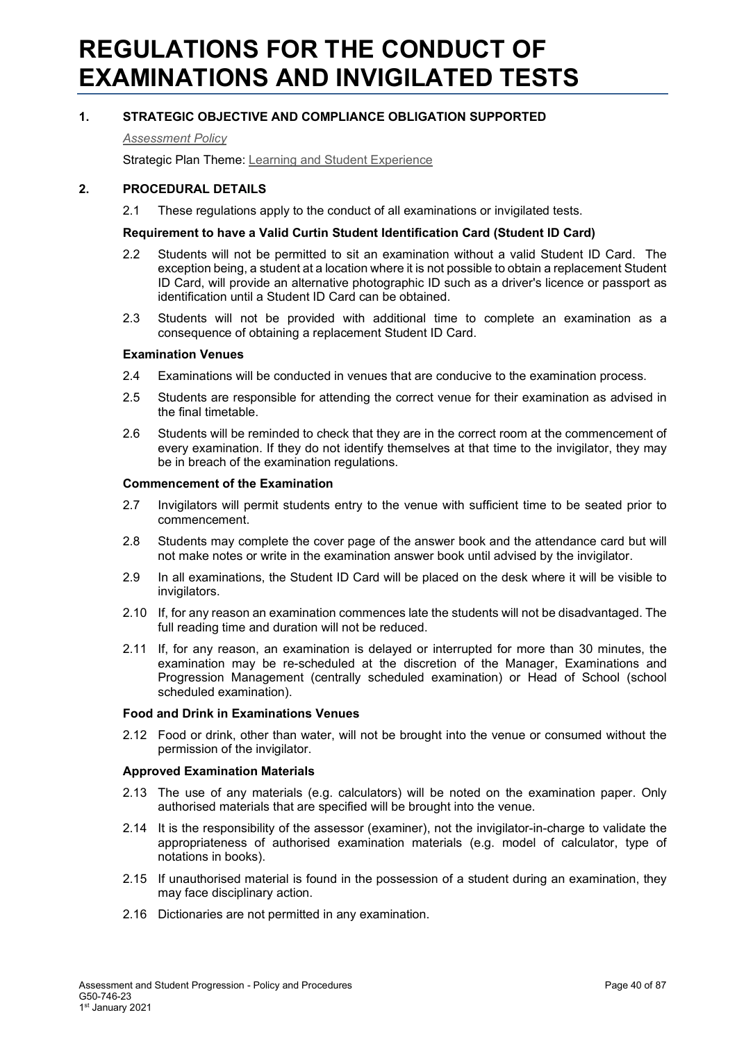# REGULATIONS FOR THE CONDUCT OF EXAMINATIONS AND INVIGILATED TESTS

## 1. STRATEGIC OBJECTIVE AND COMPLIANCE OBLIGATION SUPPORTED

*Assessment Policy*

Strategic Plan Theme: Learning and Student Experience

## 2. PROCEDURAL DETAILS

2.1 These regulations apply to the conduct of all examinations or invigilated tests.

**Requirement to have a Valid Curtin Student Identification Card (Student ID Card)**

2.2 Students will not be permitted to sit an examination without a valid Student ID Card. The exception being, a student at a location where it is not possible to obtain a replacement Student ID Card, will provide an alternative photographic ID such as a driver's licence or passport as identification until a Student ID Card can be obtained.

2.3 Students will not be provided with additional time to complete an examination as a consequence of obtaining a replacement Student ID Card.

**Examination Venues**

2.4 Examinations will be conducted in venues that are conducive to the examination process.

2.5 Students are responsible for attending the correct venue for their examination as advised in the final timetable.

2.6 Students will be reminded to check that they are in the correct room at the commencement of every examination. If they do not identify themselves at that time to the invigilator, they may be in breach of the examination regulations.

**Commencement of the Examination**

2.7 Invigilators will permit students entry to the venue with sufficient time to be seated prior to commencement.

2.8 Students may complete the cover page of the answer book and the attendance card but will not make notes or write in the examination answer book until advised by the invigilator.

2.9 In all examinations, the Student ID Card will be placed on the desk where it will be visible to invigilators.

2.10 If, for any reason an examination commences late the students will not be disadvantaged. The full reading time and duration will not be reduced.

2.11 If, for any reason, an examination is delayed or interrupted for more than 30 minutes, the examination may be re-scheduled at the discretion of the Manager, Examinations and Progression Management (centrally scheduled examination) or Head of School (school scheduled examination).

**Food and Drink in Examinations Venues**

2.12 Food or drink, other than water, will not be brought into the venue or consumed without the permission of the invigilator.

**Approved Examination Materials**

2.13 The use of any materials (e.g. calculators) will be noted on the examination paper. Only authorised materials that are specified will be brought into the venue.

2.14 It is the responsibility of the assessor (examiner), not the invigilator-in-charge to validate the appropriateness of authorised examination materials (e.g. model of calculator, type of notations in books).

2.15 If unauthorised material is found in the possession of a student during an examination, they may face disciplinary action.

2.16 Dictionaries are not permitted in any examination.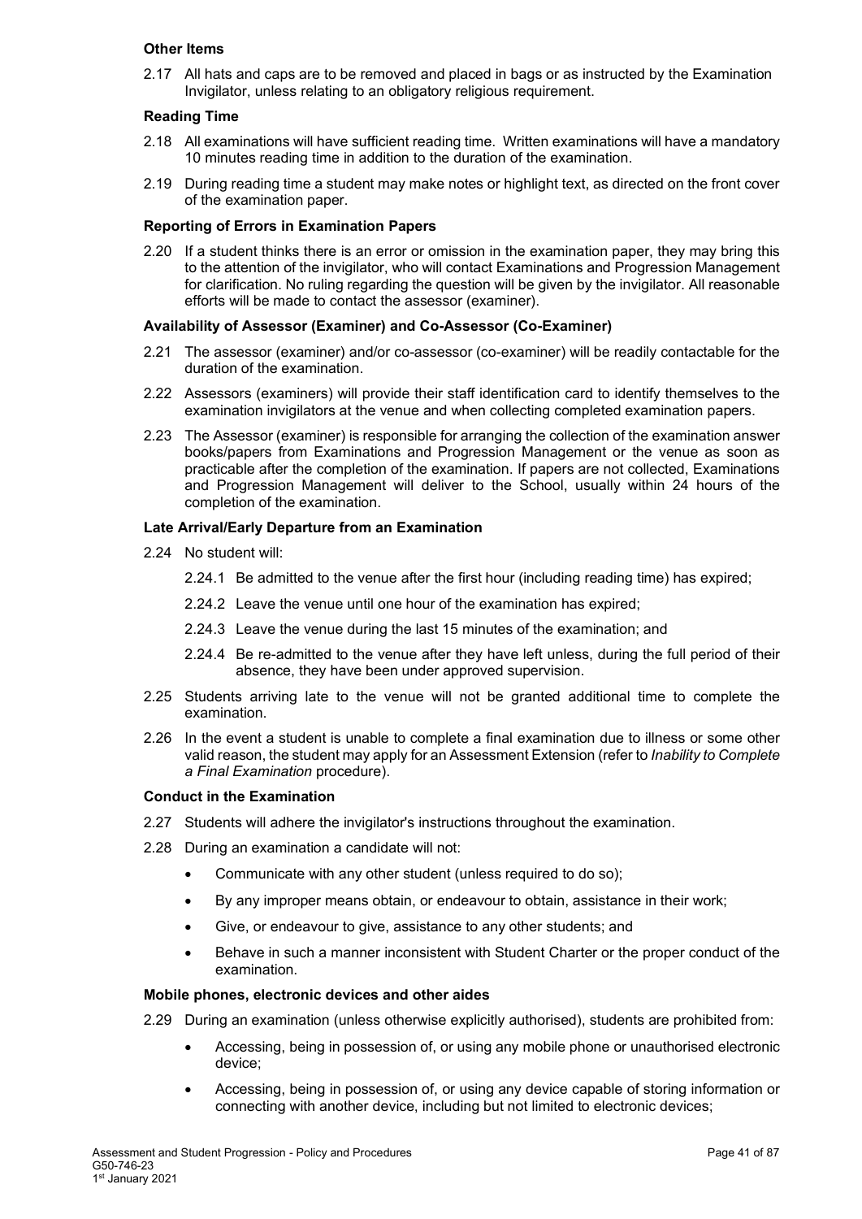**Other Items**

2.17 All hats and caps are to be removed and placed in bags or as instructed by the Examination Invigilator, unless relating to an obligatory religious requirement.

**Reading Time**

2.18 All examinations will have sufficient reading time. Written examinations will have a mandatory 10 minutes reading time in addition to the duration of the examination.

2.19 During reading time a student may make notes or highlight text, as directed on the front cover of the examination paper.

**Reporting of Errors in Examination Papers**

2.20 If a student thinks there is an error or omission in the examination paper, they may bring this to the attention of the invigilator, who will contact Examinations and Progression Management for clarification. No ruling regarding the question will be given by the invigilator. All reasonable efforts will be made to contact the assessor (examiner).

**Availability of Assessor (Examiner) and Co-Assessor (Co-Examiner)**

2.21 The assessor (examiner) and/or co-assessor (co-examiner) will be readily contactable for the duration of the examination.

2.22 Assessors (examiners) will provide their staff identification card to identify themselves to the examination invigilators at the venue and when collecting completed examination papers.

2.23 The Assessor (examiner) is responsible for arranging the collection of the examination answer books/papers from Examinations and Progression Management or the venue as soon as practicable after the completion of the examination. If papers are not collected, Examinations and Progression Management will deliver to the School, usually within 24 hours of the completion of the examination.

**Late Arrival/Early Departure from an Examination**

2.24 No student will:

2.24.1 Be admitted to the venue after the first hour (including reading time) has expired;

2.24.2 Leave the venue until one hour of the examination has expired;

2.24.3 Leave the venue during the last 15 minutes of the examination; and

2.24.4 Be re-admitted to the venue after they have left unless, during the full period of their absence, they have been under approved supervision.

2.25 Students arriving late to the venue will not be granted additional time to complete the examination.

2.26 In the event a student is unable to complete a final examination due to illness or some other valid reason, the student may apply for an Assessment Extension (refer to *Inability to Complete a Final Examination* procedure).

**Conduct in the Examination**

2.27 Students will adhere the invigilator's instructions throughout the examination.

2.28 During an examination a candidate will not:

- Communicate with any other student (unless required to do so);
- By any improper means obtain, or endeavour to obtain, assistance in their work;
- Give, or endeavour to give, assistance to any other students; and
- Behave in such a manner inconsistent with Student Charter or the proper conduct of the examination.

**Mobile phones, electronic devices and other aides**

2.29 During an examination (unless otherwise explicitly authorised), students are prohibited from:

- Accessing, being in possession of, or using any mobile phone or unauthorised electronic device;
- Accessing, being in possession of, or using any device capable of storing information or connecting with another device, including but not limited to electronic devices;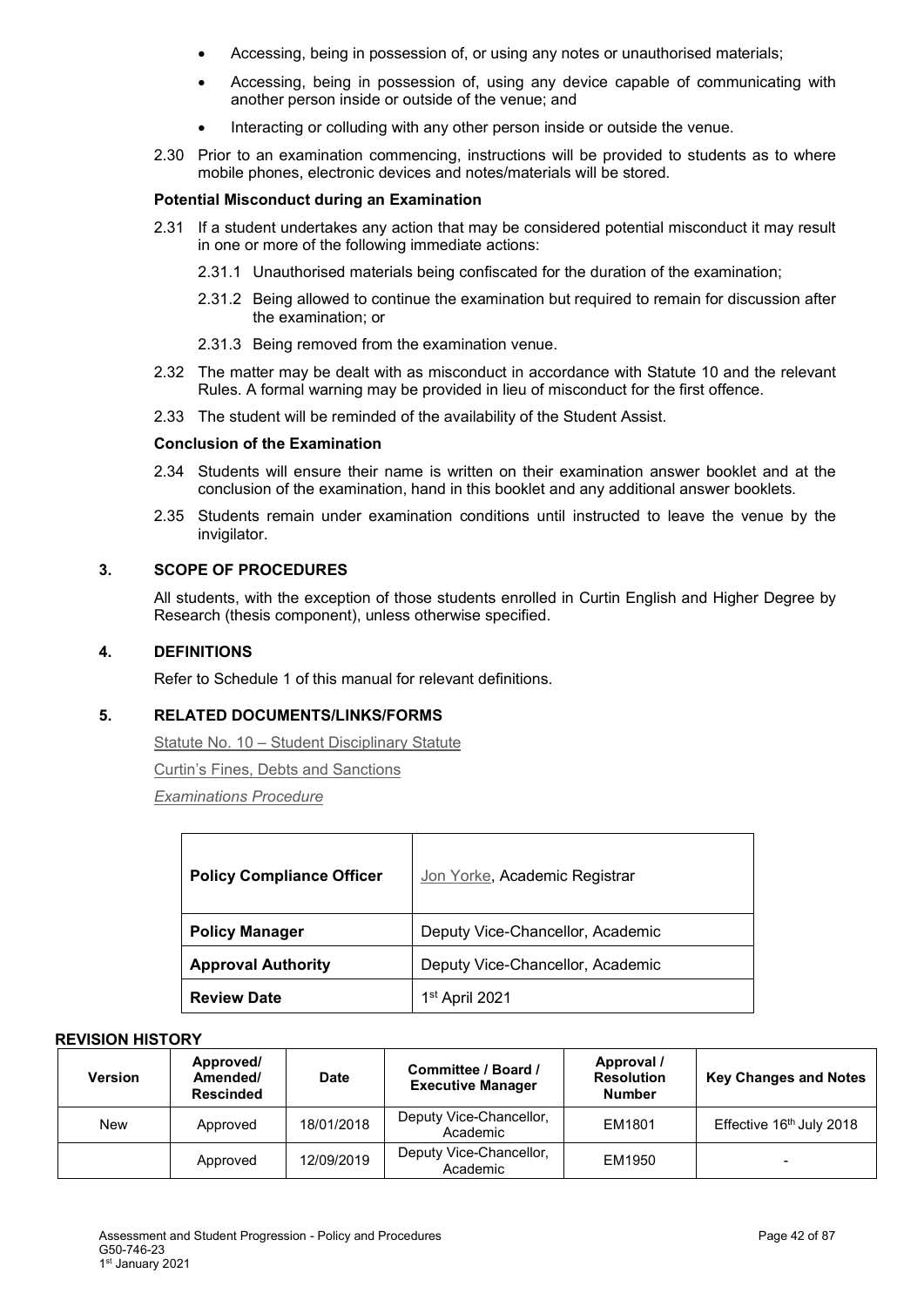- Accessing, being in possession of, or using any notes or unauthorised materials;
- Accessing, being in possession of, using any device capable of communicating with another person inside or outside of the venue; and
- Interacting or colluding with any other person inside or outside the venue.

2.30 Prior to an examination commencing, instructions will be provided to students as to where mobile phones, electronic devices and notes/materials will be stored.

**Potential Misconduct during an Examination**

2.31 If a student undertakes any action that may be considered potential misconduct it may result in one or more of the following immediate actions:

2.31.1 Unauthorised materials being confiscated for the duration of the examination;

2.31.2 Being allowed to continue the examination but required to remain for discussion after the examination; or

2.31.3 Being removed from the examination venue.

2.32 The matter may be dealt with as misconduct in accordance with Statute 10 and the relevant Rules. A formal warning may be provided in lieu of misconduct for the first offence.

2.33 The student will be reminded of the availability of the Student Assist.

**Conclusion of the Examination**

2.34 Students will ensure their name is written on their examination answer booklet and at the conclusion of the examination, hand in this booklet and any additional answer booklets.

2.35 Students remain under examination conditions until instructed to leave the venue by the invigilator.

## 3. SCOPE OF PROCEDURES

All students, with the exception of those students enrolled in Curtin English and Higher Degree by Research (thesis component), unless otherwise specified.

## 4. DEFINITIONS

Refer to Schedule 1 of this manual for relevant definitions.

## 5. RELATED DOCUMENTS/LINKS/FORMS

Statute No. 10 – Student Disciplinary Statute

Curtin's Fines, Debts and Sanctions

*Examinations Procedure*

| | |
|---|---|
| **Policy Compliance Officer** | Jon Yorke, Academic Registrar |
| **Policy Manager** | Deputy Vice-Chancellor, Academic |
| **Approval Authority** | Deputy Vice-Chancellor, Academic |
| **Review Date** | 1st April 2021 |

**REVISION HISTORY**

| Version | Approved/ Amended/ Rescinded | Date | Committee / Board / Executive Manager | Approval / Resolution Number | Key Changes and Notes |
|---|---|---|---|---|---|
| New | Approved | 18/01/2018 | Deputy Vice-Chancellor, Academic | EM1801 | Effective 16th July 2018 |
| | Approved | 12/09/2019 | Deputy Vice-Chancellor, Academic | EM1950 | - |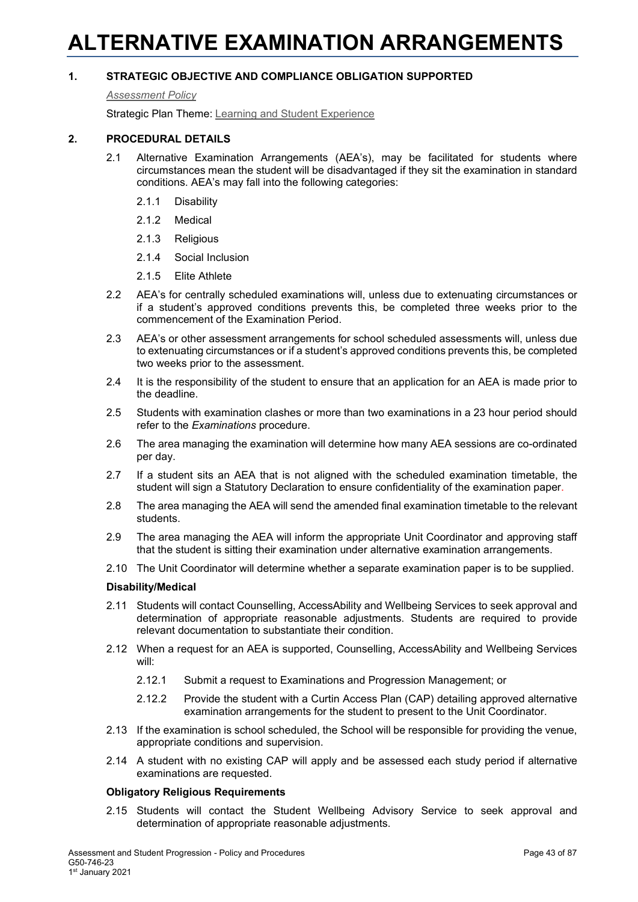# ALTERNATIVE EXAMINATION ARRANGEMENTS

## 1. STRATEGIC OBJECTIVE AND COMPLIANCE OBLIGATION SUPPORTED

*Assessment Policy*

Strategic Plan Theme: Learning and Student Experience

## 2. PROCEDURAL DETAILS

2.1 Alternative Examination Arrangements (AEA's), may be facilitated for students where circumstances mean the student will be disadvantaged if they sit the examination in standard conditions. AEA's may fall into the following categories:

- 2.1.1 Disability
- 2.1.2 Medical
- 2.1.3 Religious
- 2.1.4 Social Inclusion
- 2.1.5 Elite Athlete

2.2 AEA's for centrally scheduled examinations will, unless due to extenuating circumstances or if a student's approved conditions prevents this, be completed three weeks prior to the commencement of the Examination Period.

2.3 AEA's or other assessment arrangements for school scheduled assessments will, unless due to extenuating circumstances or if a student's approved conditions prevents this, be completed two weeks prior to the assessment.

2.4 It is the responsibility of the student to ensure that an application for an AEA is made prior to the deadline.

2.5 Students with examination clashes or more than two examinations in a 23 hour period should refer to the *Examinations* procedure.

2.6 The area managing the examination will determine how many AEA sessions are co-ordinated per day.

2.7 If a student sits an AEA that is not aligned with the scheduled examination timetable, the student will sign a Statutory Declaration to ensure confidentiality of the examination paper.

2.8 The area managing the AEA will send the amended final examination timetable to the relevant students.

2.9 The area managing the AEA will inform the appropriate Unit Coordinator and approving staff that the student is sitting their examination under alternative examination arrangements.

2.10 The Unit Coordinator will determine whether a separate examination paper is to be supplied.

### Disability/Medical

2.11 Students will contact Counselling, AccessAbility and Wellbeing Services to seek approval and determination of appropriate reasonable adjustments. Students are required to provide relevant documentation to substantiate their condition.

2.12 When a request for an AEA is supported, Counselling, AccessAbility and Wellbeing Services will:

- 2.12.1 Submit a request to Examinations and Progression Management; or
- 2.12.2 Provide the student with a Curtin Access Plan (CAP) detailing approved alternative examination arrangements for the student to present to the Unit Coordinator.

2.13 If the examination is school scheduled, the School will be responsible for providing the venue, appropriate conditions and supervision.

2.14 A student with no existing CAP will apply and be assessed each study period if alternative examinations are requested.

### Obligatory Religious Requirements

2.15 Students will contact the Student Wellbeing Advisory Service to seek approval and determination of appropriate reasonable adjustments.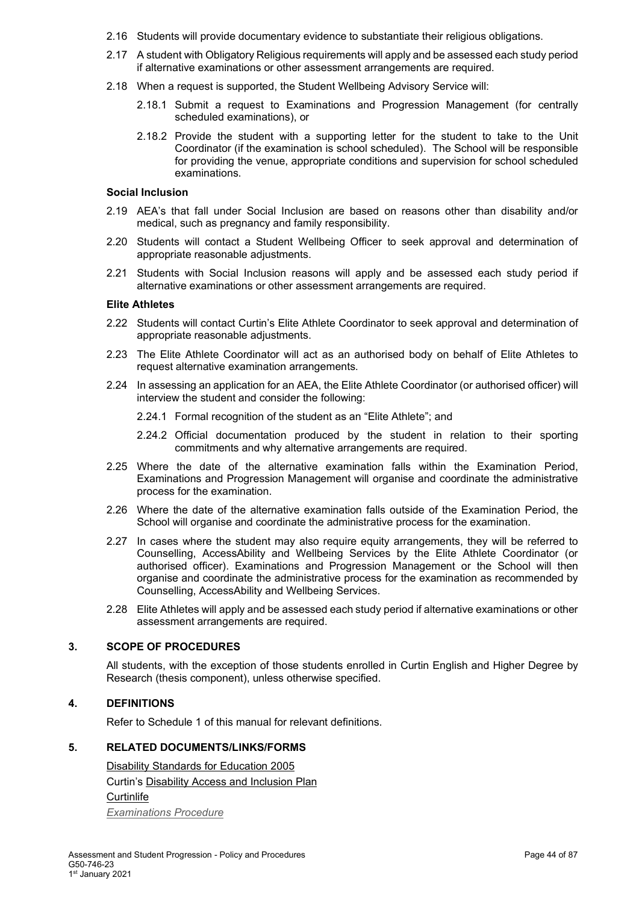2.16 Students will provide documentary evidence to substantiate their religious obligations.

2.17 A student with Obligatory Religious requirements will apply and be assessed each study period if alternative examinations or other assessment arrangements are required.

2.18 When a request is supported, the Student Wellbeing Advisory Service will:

2.18.1 Submit a request to Examinations and Progression Management (for centrally scheduled examinations), or

2.18.2 Provide the student with a supporting letter for the student to take to the Unit Coordinator (if the examination is school scheduled). The School will be responsible for providing the venue, appropriate conditions and supervision for school scheduled examinations.

**Social Inclusion**

2.19 AEA's that fall under Social Inclusion are based on reasons other than disability and/or medical, such as pregnancy and family responsibility.

2.20 Students will contact a Student Wellbeing Officer to seek approval and determination of appropriate reasonable adjustments.

2.21 Students with Social Inclusion reasons will apply and be assessed each study period if alternative examinations or other assessment arrangements are required.

**Elite Athletes**

2.22 Students will contact Curtin's Elite Athlete Coordinator to seek approval and determination of appropriate reasonable adjustments.

2.23 The Elite Athlete Coordinator will act as an authorised body on behalf of Elite Athletes to request alternative examination arrangements.

2.24 In assessing an application for an AEA, the Elite Athlete Coordinator (or authorised officer) will interview the student and consider the following:

2.24.1 Formal recognition of the student as an "Elite Athlete"; and

2.24.2 Official documentation produced by the student in relation to their sporting commitments and why alternative arrangements are required.

2.25 Where the date of the alternative examination falls within the Examination Period, Examinations and Progression Management will organise and coordinate the administrative process for the examination.

2.26 Where the date of the alternative examination falls outside of the Examination Period, the School will organise and coordinate the administrative process for the examination.

2.27 In cases where the student may also require equity arrangements, they will be referred to Counselling, AccessAbility and Wellbeing Services by the Elite Athlete Coordinator (or authorised officer). Examinations and Progression Management or the School will then organise and coordinate the administrative process for the examination as recommended by Counselling, AccessAbility and Wellbeing Services.

2.28 Elite Athletes will apply and be assessed each study period if alternative examinations or other assessment arrangements are required.

## 3. SCOPE OF PROCEDURES

All students, with the exception of those students enrolled in Curtin English and Higher Degree by Research (thesis component), unless otherwise specified.

## 4. DEFINITIONS

Refer to Schedule 1 of this manual for relevant definitions.

## 5. RELATED DOCUMENTS/LINKS/FORMS

Disability Standards for Education 2005

Curtin's Disability Access and Inclusion Plan

Curtinlife

*Examinations Procedure*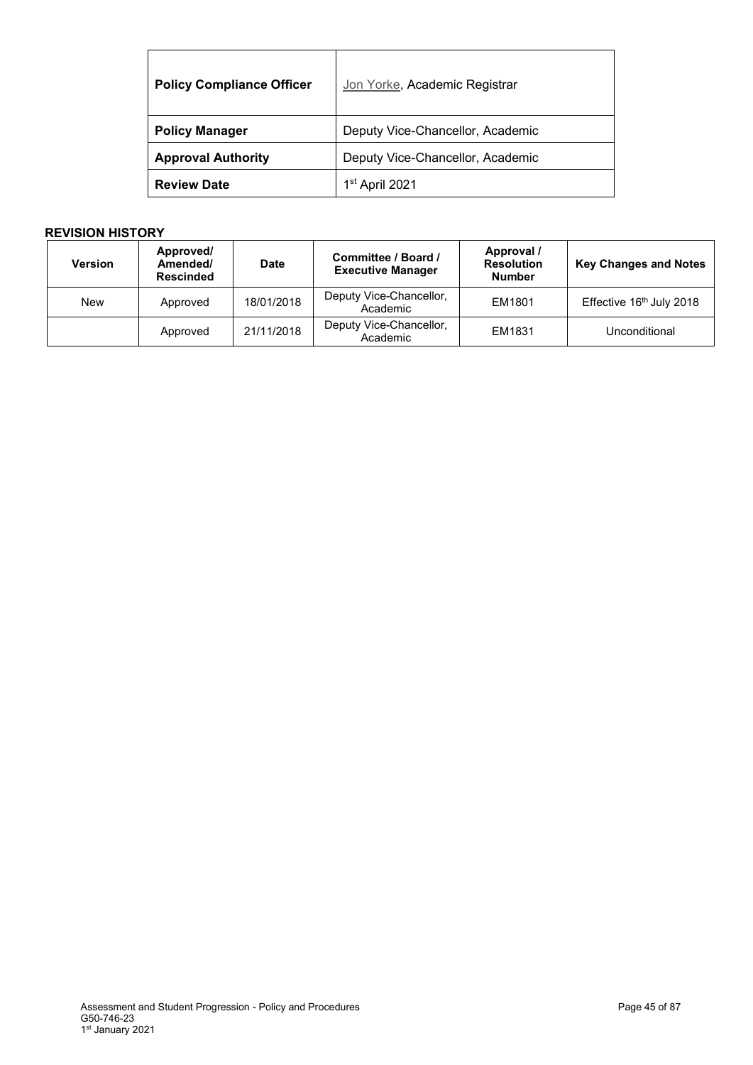| **Policy Compliance Officer** | Jon Yorke, Academic Registrar |
|---|---|
| **Policy Manager** | Deputy Vice-Chancellor, Academic |
| **Approval Authority** | Deputy Vice-Chancellor, Academic |
| **Review Date** | 1st April 2021 |

**REVISION HISTORY**

| Version | Approved/ Amended/ Rescinded | Date | Committee / Board / Executive Manager | Approval / Resolution Number | Key Changes and Notes |
|---|---|---|---|---|---|
| New | Approved | 18/01/2018 | Deputy Vice-Chancellor, Academic | EM1801 | Effective 16th July 2018 |
| | Approved | 21/11/2018 | Deputy Vice-Chancellor, Academic | EM1831 | Unconditional |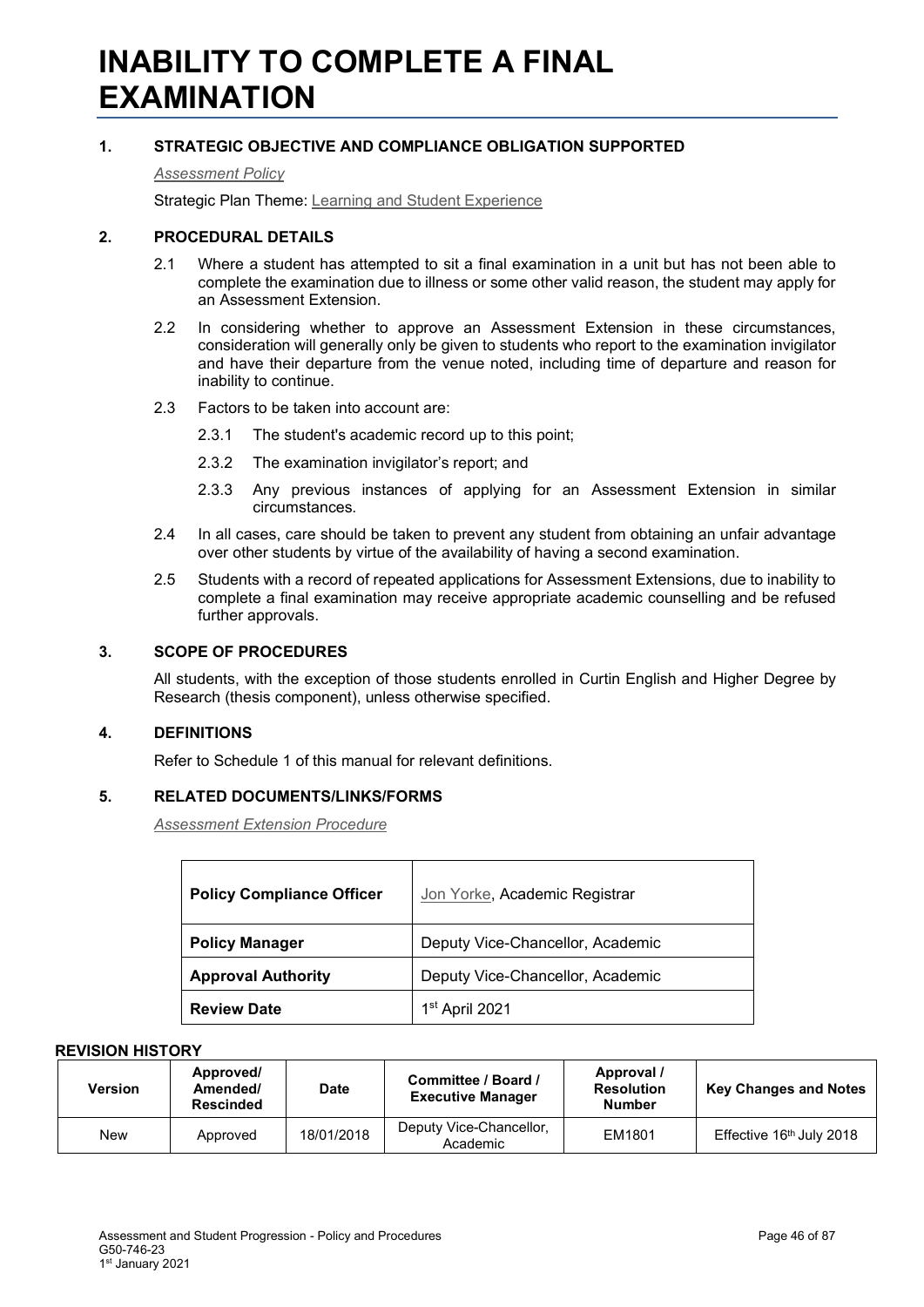# INABILITY TO COMPLETE A FINAL EXAMINATION

## 1. STRATEGIC OBJECTIVE AND COMPLIANCE OBLIGATION SUPPORTED

*Assessment Policy*

Strategic Plan Theme: Learning and Student Experience

## 2. PROCEDURAL DETAILS

2.1 Where a student has attempted to sit a final examination in a unit but has not been able to complete the examination due to illness or some other valid reason, the student may apply for an Assessment Extension.

2.2 In considering whether to approve an Assessment Extension in these circumstances, consideration will generally only be given to students who report to the examination invigilator and have their departure from the venue noted, including time of departure and reason for inability to continue.

2.3 Factors to be taken into account are:

2.3.1 The student's academic record up to this point;

2.3.2 The examination invigilator's report; and

2.3.3 Any previous instances of applying for an Assessment Extension in similar circumstances.

2.4 In all cases, care should be taken to prevent any student from obtaining an unfair advantage over other students by virtue of the availability of having a second examination.

2.5 Students with a record of repeated applications for Assessment Extensions, due to inability to complete a final examination may receive appropriate academic counselling and be refused further approvals.

## 3. SCOPE OF PROCEDURES

All students, with the exception of those students enrolled in Curtin English and Higher Degree by Research (thesis component), unless otherwise specified.

## 4. DEFINITIONS

Refer to Schedule 1 of this manual for relevant definitions.

## 5. RELATED DOCUMENTS/LINKS/FORMS

*Assessment Extension Procedure*

| | |
|---|---|
| **Policy Compliance Officer** | Jon Yorke, Academic Registrar |
| **Policy Manager** | Deputy Vice-Chancellor, Academic |
| **Approval Authority** | Deputy Vice-Chancellor, Academic |
| **Review Date** | 1st April 2021 |

**REVISION HISTORY**

| Version | Approved/ Amended/ Rescinded | Date | Committee / Board / Executive Manager | Approval / Resolution Number | Key Changes and Notes |
|---|---|---|---|---|---|
| New | Approved | 18/01/2018 | Deputy Vice-Chancellor, Academic | EM1801 | Effective 16th July 2018 |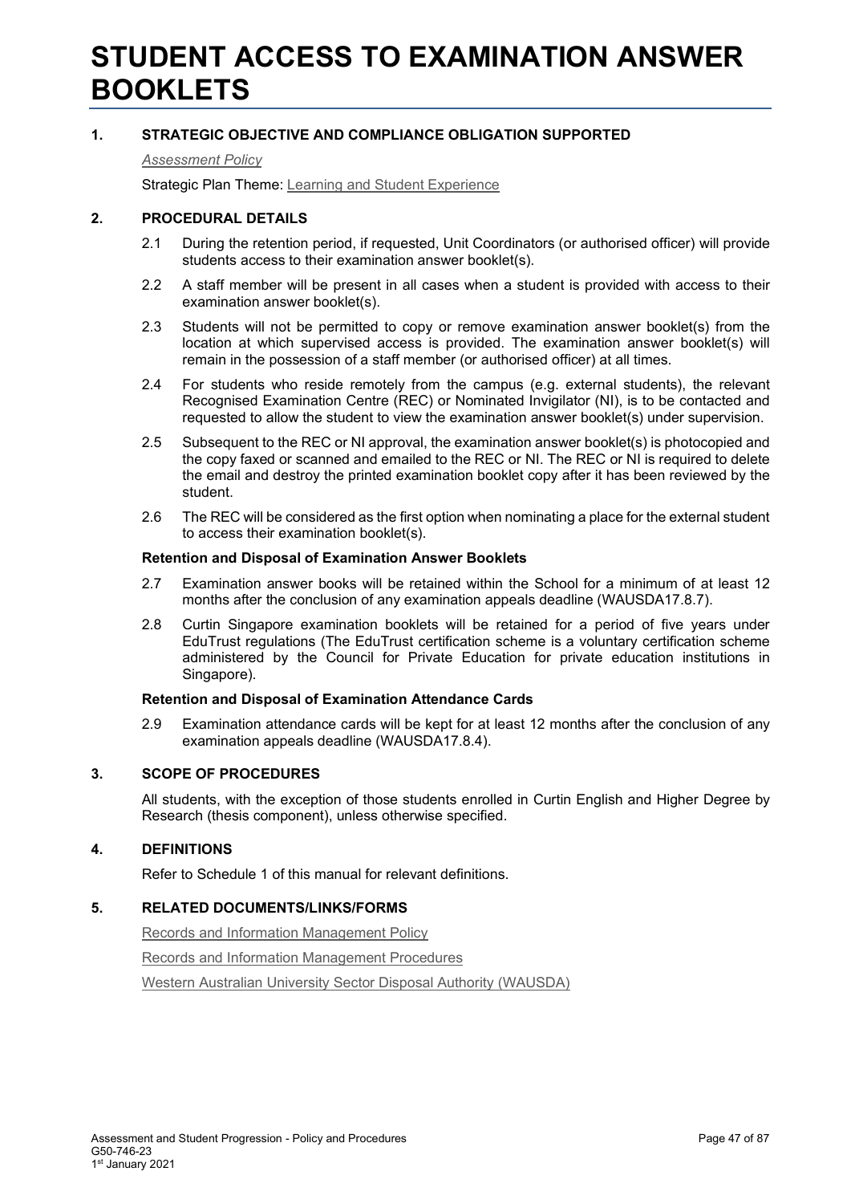# STUDENT ACCESS TO EXAMINATION ANSWER BOOKLETS

## 1. STRATEGIC OBJECTIVE AND COMPLIANCE OBLIGATION SUPPORTED

*Assessment Policy*

Strategic Plan Theme: Learning and Student Experience

## 2. PROCEDURAL DETAILS

2.1 During the retention period, if requested, Unit Coordinators (or authorised officer) will provide students access to their examination answer booklet(s).

2.2 A staff member will be present in all cases when a student is provided with access to their examination answer booklet(s).

2.3 Students will not be permitted to copy or remove examination answer booklet(s) from the location at which supervised access is provided. The examination answer booklet(s) will remain in the possession of a staff member (or authorised officer) at all times.

2.4 For students who reside remotely from the campus (e.g. external students), the relevant Recognised Examination Centre (REC) or Nominated Invigilator (NI), is to be contacted and requested to allow the student to view the examination answer booklet(s) under supervision.

2.5 Subsequent to the REC or NI approval, the examination answer booklet(s) is photocopied and the copy faxed or scanned and emailed to the REC or NI. The REC or NI is required to delete the email and destroy the printed examination booklet copy after it has been reviewed by the student.

2.6 The REC will be considered as the first option when nominating a place for the external student to access their examination booklet(s).

**Retention and Disposal of Examination Answer Booklets**

2.7 Examination answer books will be retained within the School for a minimum of at least 12 months after the conclusion of any examination appeals deadline (WAUSDA17.8.7).

2.8 Curtin Singapore examination booklets will be retained for a period of five years under EduTrust regulations (The EduTrust certification scheme is a voluntary certification scheme administered by the Council for Private Education for private education institutions in Singapore).

**Retention and Disposal of Examination Attendance Cards**

2.9 Examination attendance cards will be kept for at least 12 months after the conclusion of any examination appeals deadline (WAUSDA17.8.4).

## 3. SCOPE OF PROCEDURES

All students, with the exception of those students enrolled in Curtin English and Higher Degree by Research (thesis component), unless otherwise specified.

## 4. DEFINITIONS

Refer to Schedule 1 of this manual for relevant definitions.

## 5. RELATED DOCUMENTS/LINKS/FORMS

Records and Information Management Policy

Records and Information Management Procedures

Western Australian University Sector Disposal Authority (WAUSDA)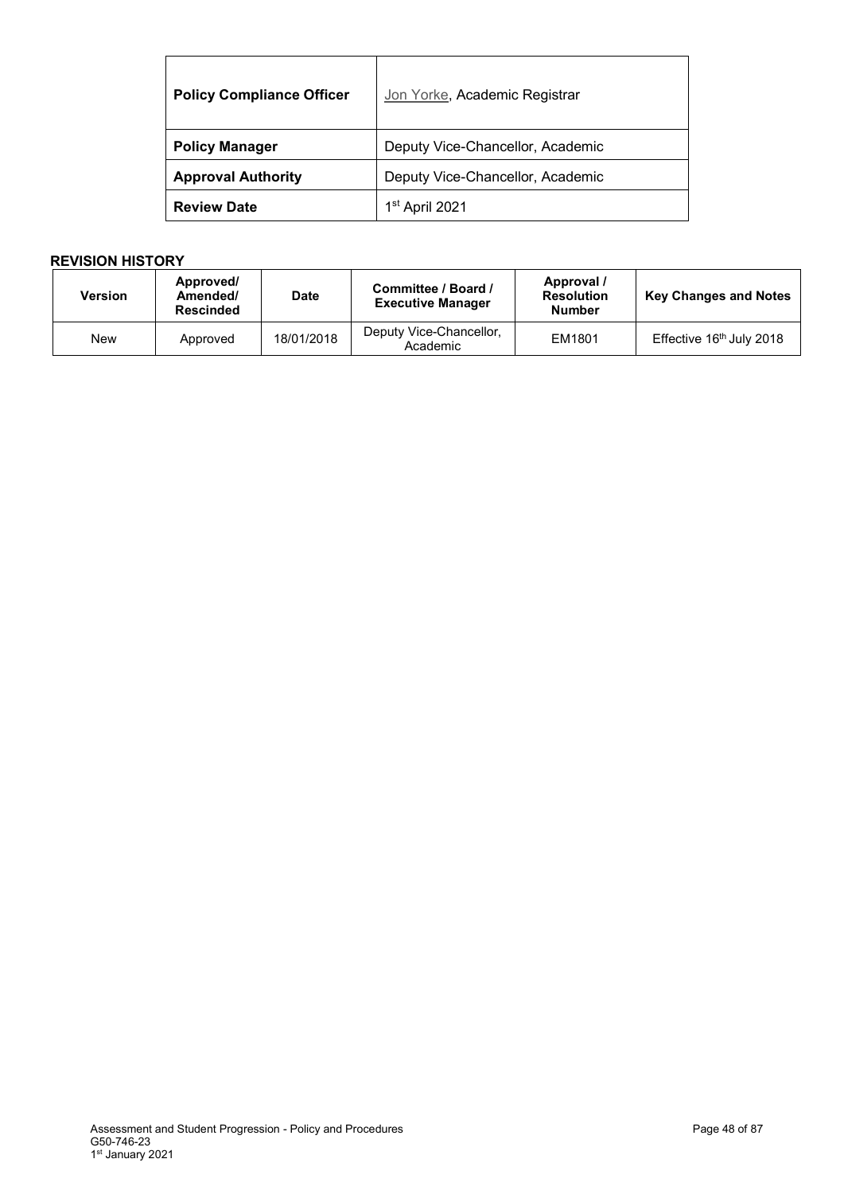| **Policy Compliance Officer** | Jon Yorke, Academic Registrar |
|---|---|
| **Policy Manager** | Deputy Vice-Chancellor, Academic |
| **Approval Authority** | Deputy Vice-Chancellor, Academic |
| **Review Date** | 1st April 2021 |

**REVISION HISTORY**

| Version | Approved/ Amended/ Rescinded | Date | Committee / Board / Executive Manager | Approval / Resolution Number | Key Changes and Notes |
|---|---|---|---|---|---|
| New | Approved | 18/01/2018 | Deputy Vice-Chancellor, Academic | EM1801 | Effective 16th July 2018 |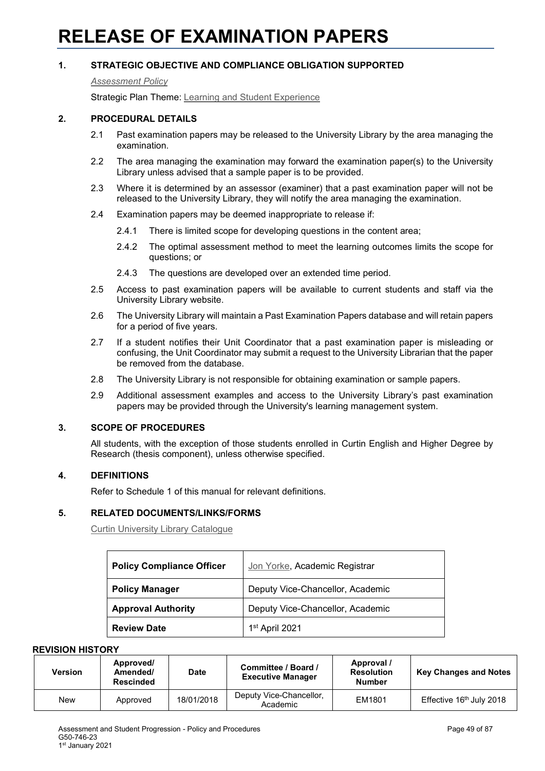# RELEASE OF EXAMINATION PAPERS

## 1. STRATEGIC OBJECTIVE AND COMPLIANCE OBLIGATION SUPPORTED

*Assessment Policy*

Strategic Plan Theme: Learning and Student Experience

## 2. PROCEDURAL DETAILS

2.1 Past examination papers may be released to the University Library by the area managing the examination.

2.2 The area managing the examination may forward the examination paper(s) to the University Library unless advised that a sample paper is to be provided.

2.3 Where it is determined by an assessor (examiner) that a past examination paper will not be released to the University Library, they will notify the area managing the examination.

2.4 Examination papers may be deemed inappropriate to release if:

2.4.1 There is limited scope for developing questions in the content area;

2.4.2 The optimal assessment method to meet the learning outcomes limits the scope for questions; or

2.4.3 The questions are developed over an extended time period.

2.5 Access to past examination papers will be available to current students and staff via the University Library website.

2.6 The University Library will maintain a Past Examination Papers database and will retain papers for a period of five years.

2.7 If a student notifies their Unit Coordinator that a past examination paper is misleading or confusing, the Unit Coordinator may submit a request to the University Librarian that the paper be removed from the database.

2.8 The University Library is not responsible for obtaining examination or sample papers.

2.9 Additional assessment examples and access to the University Library's past examination papers may be provided through the University's learning management system.

## 3. SCOPE OF PROCEDURES

All students, with the exception of those students enrolled in Curtin English and Higher Degree by Research (thesis component), unless otherwise specified.

## 4. DEFINITIONS

Refer to Schedule 1 of this manual for relevant definitions.

## 5. RELATED DOCUMENTS/LINKS/FORMS

Curtin University Library Catalogue

| | |
|---|---|
| **Policy Compliance Officer** | Jon Yorke, Academic Registrar |
| **Policy Manager** | Deputy Vice-Chancellor, Academic |
| **Approval Authority** | Deputy Vice-Chancellor, Academic |
| **Review Date** | 1st April 2021 |

**REVISION HISTORY**

| Version | Approved/ Amended/ Rescinded | Date | Committee / Board / Executive Manager | Approval / Resolution Number | Key Changes and Notes |
|---|---|---|---|---|---|
| New | Approved | 18/01/2018 | Deputy Vice-Chancellor, Academic | EM1801 | Effective 16th July 2018 |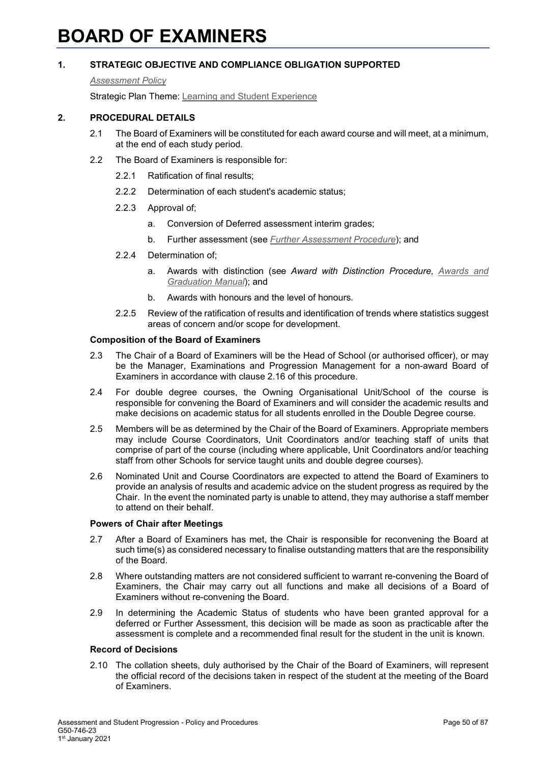# BOARD OF EXAMINERS

## 1. STRATEGIC OBJECTIVE AND COMPLIANCE OBLIGATION SUPPORTED

*Assessment Policy*

Strategic Plan Theme: Learning and Student Experience

## 2. PROCEDURAL DETAILS

2.1 The Board of Examiners will be constituted for each award course and will meet, at a minimum, at the end of each study period.

2.2 The Board of Examiners is responsible for:

2.2.1 Ratification of final results;

2.2.2 Determination of each student's academic status;

2.2.3 Approval of;

a. Conversion of Deferred assessment interim grades;

b. Further assessment (see *Further Assessment Procedure*); and

2.2.4 Determination of;

a. Awards with distinction (see *Award with Distinction Procedure, Awards and Graduation Manual*); and

b. Awards with honours and the level of honours.

2.2.5 Review of the ratification of results and identification of trends where statistics suggest areas of concern and/or scope for development.

**Composition of the Board of Examiners**

2.3 The Chair of a Board of Examiners will be the Head of School (or authorised officer), or may be the Manager, Examinations and Progression Management for a non-award Board of Examiners in accordance with clause 2.16 of this procedure.

2.4 For double degree courses, the Owning Organisational Unit/School of the course is responsible for convening the Board of Examiners and will consider the academic results and make decisions on academic status for all students enrolled in the Double Degree course.

2.5 Members will be as determined by the Chair of the Board of Examiners. Appropriate members may include Course Coordinators, Unit Coordinators and/or teaching staff of units that comprise of part of the course (including where applicable, Unit Coordinators and/or teaching staff from other Schools for service taught units and double degree courses).

2.6 Nominated Unit and Course Coordinators are expected to attend the Board of Examiners to provide an analysis of results and academic advice on the student progress as required by the Chair. In the event the nominated party is unable to attend, they may authorise a staff member to attend on their behalf.

**Powers of Chair after Meetings**

2.7 After a Board of Examiners has met, the Chair is responsible for reconvening the Board at such time(s) as considered necessary to finalise outstanding matters that are the responsibility of the Board.

2.8 Where outstanding matters are not considered sufficient to warrant re-convening the Board of Examiners, the Chair may carry out all functions and make all decisions of a Board of Examiners without re-convening the Board.

2.9 In determining the Academic Status of students who have been granted approval for a deferred or Further Assessment, this decision will be made as soon as practicable after the assessment is complete and a recommended final result for the student in the unit is known.

**Record of Decisions**

2.10 The collation sheets, duly authorised by the Chair of the Board of Examiners, will represent the official record of the decisions taken in respect of the student at the meeting of the Board of Examiners.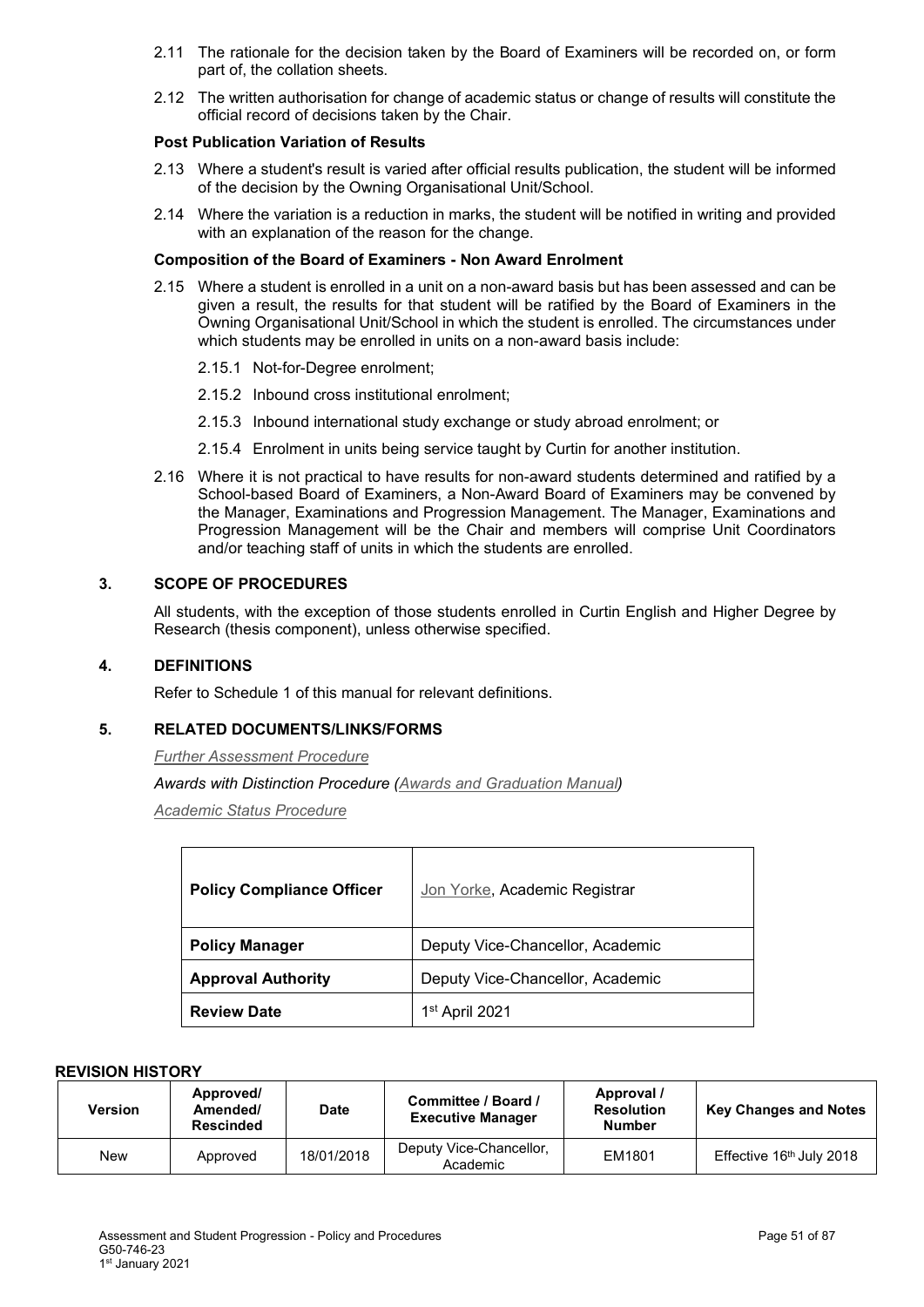2.11 The rationale for the decision taken by the Board of Examiners will be recorded on, or form part of, the collation sheets.

2.12 The written authorisation for change of academic status or change of results will constitute the official record of decisions taken by the Chair.

**Post Publication Variation of Results**

2.13 Where a student's result is varied after official results publication, the student will be informed of the decision by the Owning Organisational Unit/School.

2.14 Where the variation is a reduction in marks, the student will be notified in writing and provided with an explanation of the reason for the change.

**Composition of the Board of Examiners - Non Award Enrolment**

2.15 Where a student is enrolled in a unit on a non-award basis but has been assessed and can be given a result, the results for that student will be ratified by the Board of Examiners in the Owning Organisational Unit/School in which the student is enrolled. The circumstances under which students may be enrolled in units on a non-award basis include:

2.15.1 Not-for-Degree enrolment;

2.15.2 Inbound cross institutional enrolment;

2.15.3 Inbound international study exchange or study abroad enrolment; or

2.15.4 Enrolment in units being service taught by Curtin for another institution.

2.16 Where it is not practical to have results for non-award students determined and ratified by a School-based Board of Examiners, a Non-Award Board of Examiners may be convened by the Manager, Examinations and Progression Management. The Manager, Examinations and Progression Management will be the Chair and members will comprise Unit Coordinators and/or teaching staff of units in which the students are enrolled.

## 3. SCOPE OF PROCEDURES

All students, with the exception of those students enrolled in Curtin English and Higher Degree by Research (thesis component), unless otherwise specified.

## 4. DEFINITIONS

Refer to Schedule 1 of this manual for relevant definitions.

## 5. RELATED DOCUMENTS/LINKS/FORMS

*Further Assessment Procedure*

*Awards with Distinction Procedure (Awards and Graduation Manual)*

*Academic Status Procedure*

| | |
|---|---|
| **Policy Compliance Officer** | Jon Yorke, Academic Registrar |
| **Policy Manager** | Deputy Vice-Chancellor, Academic |
| **Approval Authority** | Deputy Vice-Chancellor, Academic |
| **Review Date** | 1st April 2021 |

**REVISION HISTORY**

| Version | Approved/ Amended/ Rescinded | Date | Committee / Board / Executive Manager | Approval / Resolution Number | Key Changes and Notes |
|---|---|---|---|---|---|
| New | Approved | 18/01/2018 | Deputy Vice-Chancellor, Academic | EM1801 | Effective 16th July 2018 |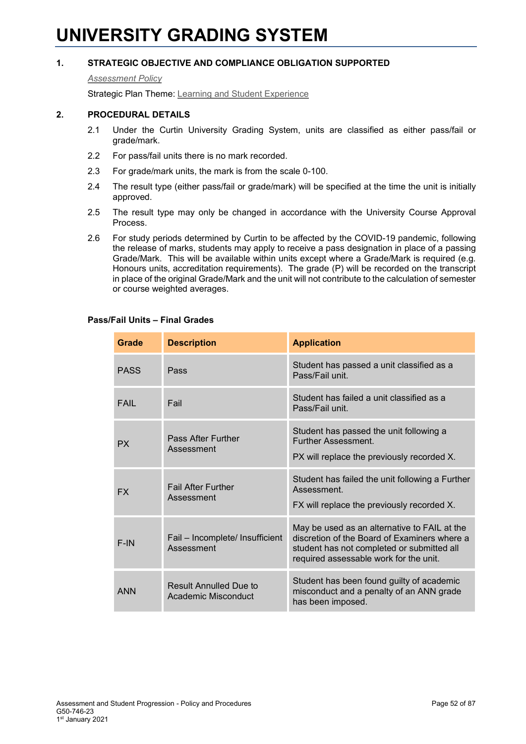# UNIVERSITY GRADING SYSTEM

## 1. STRATEGIC OBJECTIVE AND COMPLIANCE OBLIGATION SUPPORTED

*Assessment Policy*

Strategic Plan Theme: Learning and Student Experience

## 2. PROCEDURAL DETAILS

2.1 Under the Curtin University Grading System, units are classified as either pass/fail or grade/mark.

2.2 For pass/fail units there is no mark recorded.

2.3 For grade/mark units, the mark is from the scale 0-100.

2.4 The result type (either pass/fail or grade/mark) will be specified at the time the unit is initially approved.

2.5 The result type may only be changed in accordance with the University Course Approval Process.

2.6 For study periods determined by Curtin to be affected by the COVID-19 pandemic, following the release of marks, students may apply to receive a pass designation in place of a passing Grade/Mark. This will be available within units except where a Grade/Mark is required (e.g. Honours units, accreditation requirements). The grade (P) will be recorded on the transcript in place of the original Grade/Mark and the unit will not contribute to the calculation of semester or course weighted averages.

**Pass/Fail Units – Final Grades**

| Grade | Description | Application |
|---|---|---|
| PASS | Pass | Student has passed a unit classified as a Pass/Fail unit. |
| FAIL | Fail | Student has failed a unit classified as a Pass/Fail unit. |
| PX | Pass After Further Assessment | Student has passed the unit following a Further Assessment.<br><br>PX will replace the previously recorded X. |
| FX | Fail After Further Assessment | Student has failed the unit following a Further Assessment.<br><br>FX will replace the previously recorded X. |
| F-IN | Fail – Incomplete/ Insufficient Assessment | May be used as an alternative to FAIL at the discretion of the Board of Examiners where a student has not completed or submitted all required assessable work for the unit. |
| ANN | Result Annulled Due to Academic Misconduct | Student has been found guilty of academic misconduct and a penalty of an ANN grade has been imposed. |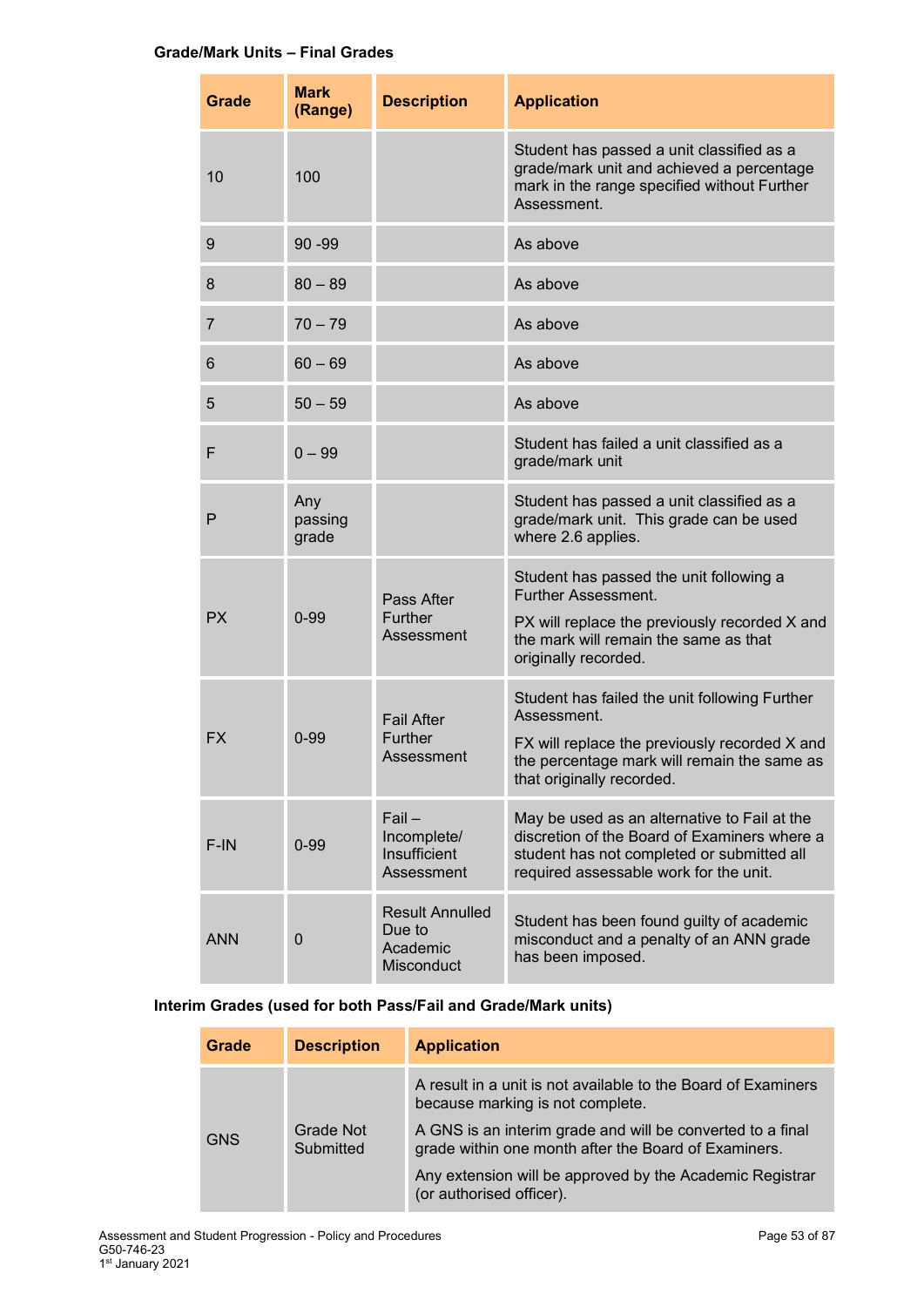**Grade/Mark Units – Final Grades**

| Grade | Mark (Range) | Description | Application |
|---|---|---|---|
| 10 | 100 | | Student has passed a unit classified as a grade/mark unit and achieved a percentage mark in the range specified without Further Assessment. |
| 9 | 90 -99 | | As above |
| 8 | 80 – 89 | | As above |
| 7 | 70 – 79 | | As above |
| 6 | 60 – 69 | | As above |
| 5 | 50 – 59 | | As above |
| F | 0 – 99 | | Student has failed a unit classified as a grade/mark unit |
| P | Any passing grade | | Student has passed a unit classified as a grade/mark unit. This grade can be used where 2.6 applies. |
| PX | 0-99 | Pass After Further Assessment | Student has passed the unit following a Further Assessment. PX will replace the previously recorded X and the mark will remain the same as that originally recorded. |
| FX | 0-99 | Fail After Further Assessment | Student has failed the unit following Further Assessment. FX will replace the previously recorded X and the percentage mark will remain the same as that originally recorded. |
| F-IN | 0-99 | Fail – Incomplete/ Insufficient Assessment | May be used as an alternative to Fail at the discretion of the Board of Examiners where a student has not completed or submitted all required assessable work for the unit. |
| ANN | 0 | Result Annulled Due to Academic Misconduct | Student has been found guilty of academic misconduct and a penalty of an ANN grade has been imposed. |

**Interim Grades (used for both Pass/Fail and Grade/Mark units)**

| Grade | Description | Application |
|---|---|---|
| GNS | Grade Not Submitted | A result in a unit is not available to the Board of Examiners because marking is not complete. A GNS is an interim grade and will be converted to a final grade within one month after the Board of Examiners. Any extension will be approved by the Academic Registrar (or authorised officer). |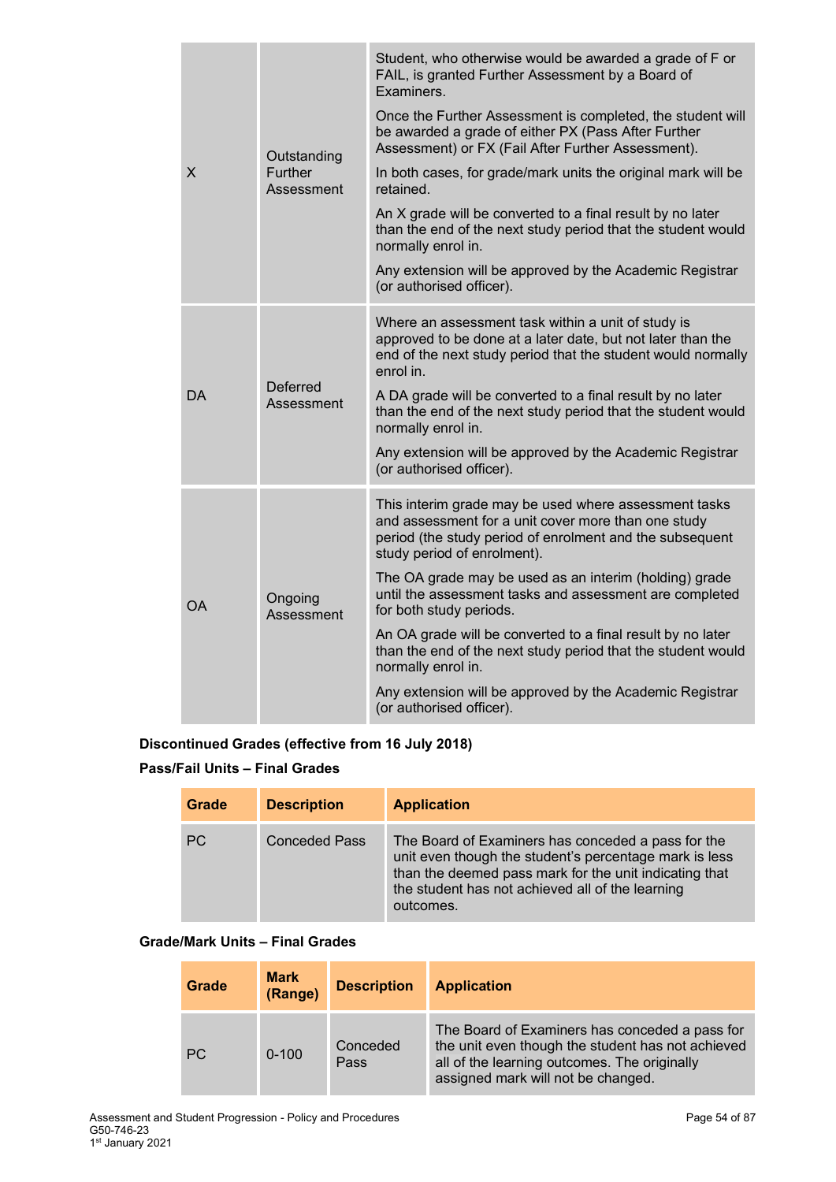| | | |
|---|---|---|
| X | Outstanding Further Assessment | Student, who otherwise would be awarded a grade of F or FAIL, is granted Further Assessment by a Board of Examiners.<br><br>Once the Further Assessment is completed, the student will be awarded a grade of either PX (Pass After Further Assessment) or FX (Fail After Further Assessment).<br><br>In both cases, for grade/mark units the original mark will be retained.<br><br>An X grade will be converted to a final result by no later than the end of the next study period that the student would normally enrol in.<br><br>Any extension will be approved by the Academic Registrar (or authorised officer). |
| DA | Deferred Assessment | Where an assessment task within a unit of study is approved to be done at a later date, but not later than the end of the next study period that the student would normally enrol in.<br><br>A DA grade will be converted to a final result by no later than the end of the next study period that the student would normally enrol in.<br><br>Any extension will be approved by the Academic Registrar (or authorised officer). |
| OA | Ongoing Assessment | This interim grade may be used where assessment tasks and assessment for a unit cover more than one study period (the study period of enrolment and the subsequent study period of enrolment).<br><br>The OA grade may be used as an interim (holding) grade until the assessment tasks and assessment are completed for both study periods.<br><br>An OA grade will be converted to a final result by no later than the end of the next study period that the student would normally enrol in.<br><br>Any extension will be approved by the Academic Registrar (or authorised officer). |

**Discontinued Grades (effective from 16 July 2018)**

**Pass/Fail Units – Final Grades**

| Grade | Description | Application |
|---|---|---|
| PC | Conceded Pass | The Board of Examiners has conceded a pass for the unit even though the student's percentage mark is less than the deemed pass mark for the unit indicating that the student has not achieved all of the learning outcomes. |

**Grade/Mark Units – Final Grades**

| Grade | Mark (Range) | Description | Application |
|---|---|---|---|
| PC | 0-100 | Conceded Pass | The Board of Examiners has conceded a pass for the unit even though the student has not achieved all of the learning outcomes. The originally assigned mark will not be changed. |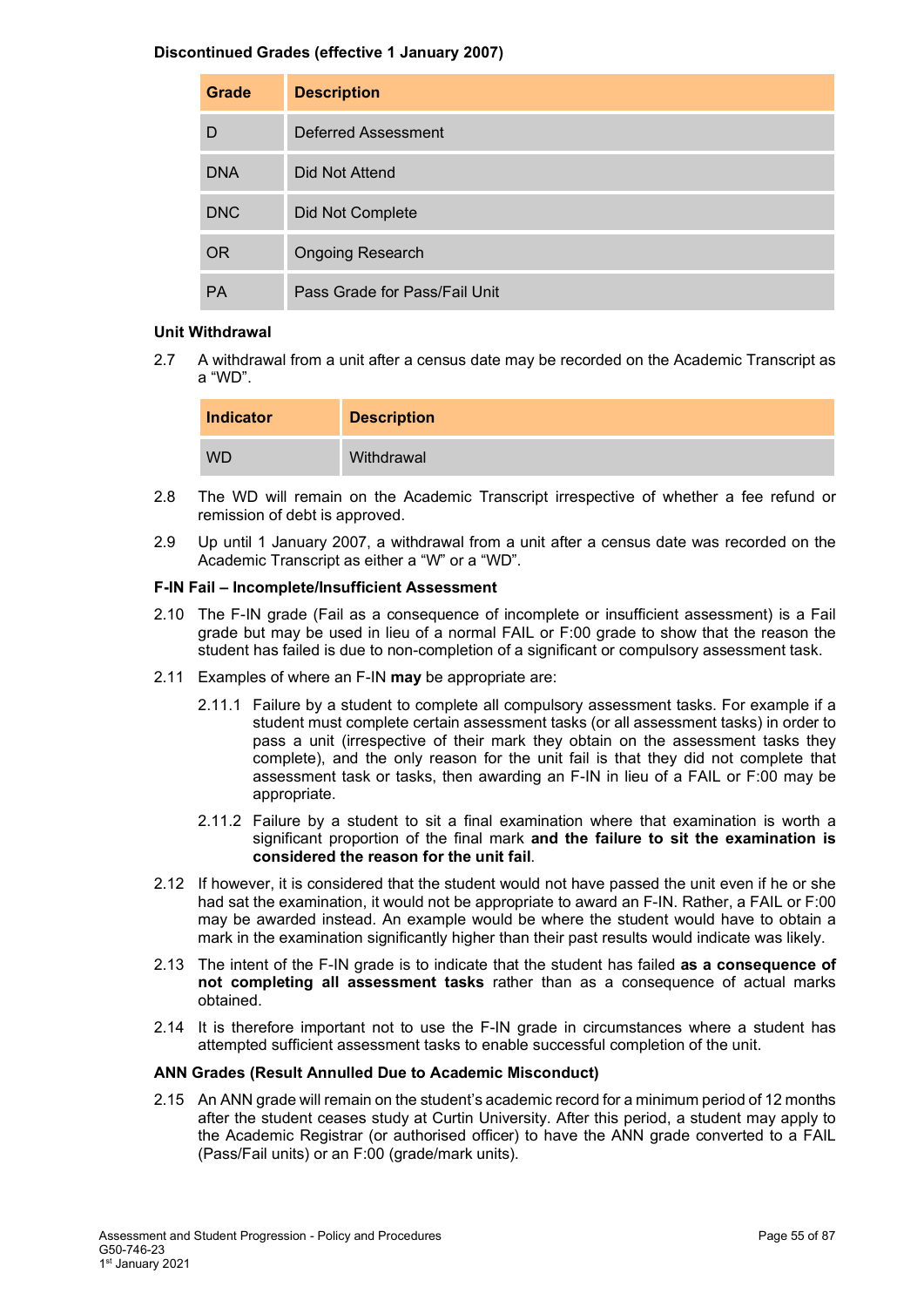**Discontinued Grades (effective 1 January 2007)**

| Grade | Description |
|---|---|
| D | Deferred Assessment |
| DNA | Did Not Attend |
| DNC | Did Not Complete |
| OR | Ongoing Research |
| PA | Pass Grade for Pass/Fail Unit |

**Unit Withdrawal**

2.7 A withdrawal from a unit after a census date may be recorded on the Academic Transcript as a "WD".

| Indicator | Description |
|---|---|
| WD | Withdrawal |

2.8 The WD will remain on the Academic Transcript irrespective of whether a fee refund or remission of debt is approved.

2.9 Up until 1 January 2007, a withdrawal from a unit after a census date was recorded on the Academic Transcript as either a "W" or a "WD".

**F-IN Fail – Incomplete/Insufficient Assessment**

2.10 The F-IN grade (Fail as a consequence of incomplete or insufficient assessment) is a Fail grade but may be used in lieu of a normal FAIL or F:00 grade to show that the reason the student has failed is due to non-completion of a significant or compulsory assessment task.

2.11 Examples of where an F-IN **may** be appropriate are:

2.11.1 Failure by a student to complete all compulsory assessment tasks. For example if a student must complete certain assessment tasks (or all assessment tasks) in order to pass a unit (irrespective of their mark they obtain on the assessment tasks they complete), and the only reason for the unit fail is that they did not complete that assessment task or tasks, then awarding an F-IN in lieu of a FAIL or F:00 may be appropriate.

2.11.2 Failure by a student to sit a final examination where that examination is worth a significant proportion of the final mark **and the failure to sit the examination is considered the reason for the unit fail**.

2.12 If however, it is considered that the student would not have passed the unit even if he or she had sat the examination, it would not be appropriate to award an F-IN. Rather, a FAIL or F:00 may be awarded instead. An example would be where the student would have to obtain a mark in the examination significantly higher than their past results would indicate was likely.

2.13 The intent of the F-IN grade is to indicate that the student has failed **as a consequence of not completing all assessment tasks** rather than as a consequence of actual marks obtained.

2.14 It is therefore important not to use the F-IN grade in circumstances where a student has attempted sufficient assessment tasks to enable successful completion of the unit.

**ANN Grades (Result Annulled Due to Academic Misconduct)**

2.15 An ANN grade will remain on the student's academic record for a minimum period of 12 months after the student ceases study at Curtin University. After this period, a student may apply to the Academic Registrar (or authorised officer) to have the ANN grade converted to a FAIL (Pass/Fail units) or an F:00 (grade/mark units).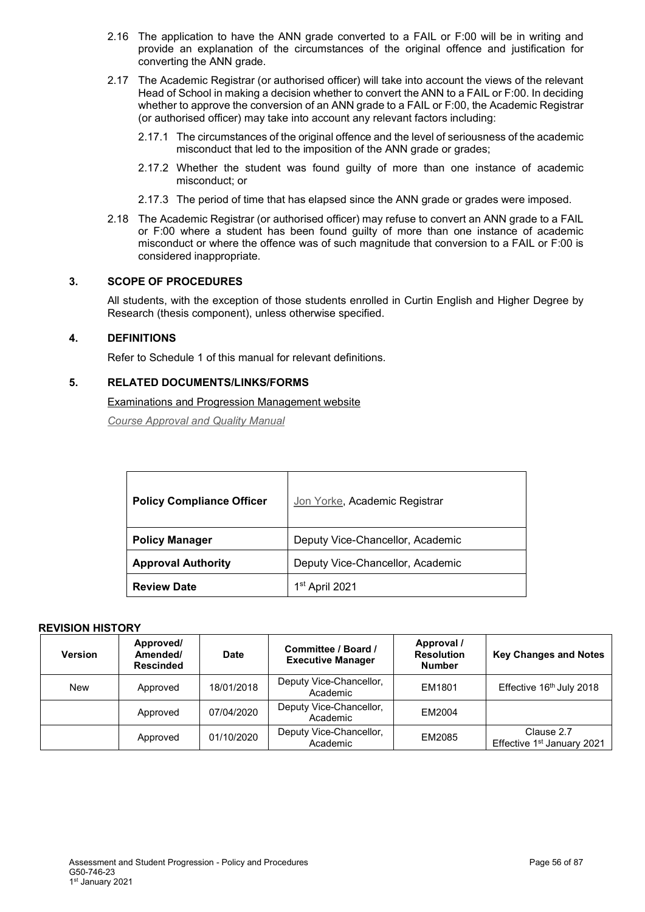2.16 The application to have the ANN grade converted to a FAIL or F:00 will be in writing and provide an explanation of the circumstances of the original offence and justification for converting the ANN grade.

2.17 The Academic Registrar (or authorised officer) will take into account the views of the relevant Head of School in making a decision whether to convert the ANN to a FAIL or F:00. In deciding whether to approve the conversion of an ANN grade to a FAIL or F:00, the Academic Registrar (or authorised officer) may take into account any relevant factors including:

2.17.1 The circumstances of the original offence and the level of seriousness of the academic misconduct that led to the imposition of the ANN grade or grades;

2.17.2 Whether the student was found guilty of more than one instance of academic misconduct; or

2.17.3 The period of time that has elapsed since the ANN grade or grades were imposed.

2.18 The Academic Registrar (or authorised officer) may refuse to convert an ANN grade to a FAIL or F:00 where a student has been found guilty of more than one instance of academic misconduct or where the offence was of such magnitude that conversion to a FAIL or F:00 is considered inappropriate.

## 3. SCOPE OF PROCEDURES

All students, with the exception of those students enrolled in Curtin English and Higher Degree by Research (thesis component), unless otherwise specified.

## 4. DEFINITIONS

Refer to Schedule 1 of this manual for relevant definitions.

## 5. RELATED DOCUMENTS/LINKS/FORMS

Examinations and Progression Management website

*Course Approval and Quality Manual*

| **Policy Compliance Officer** | Jon Yorke, Academic Registrar |
|---|---|
| **Policy Manager** | Deputy Vice-Chancellor, Academic |
| **Approval Authority** | Deputy Vice-Chancellor, Academic |
| **Review Date** | 1st April 2021 |

**REVISION HISTORY**

| Version | Approved/ Amended/ Rescinded | Date | Committee / Board / Executive Manager | Approval / Resolution Number | Key Changes and Notes |
|---|---|---|---|---|---|
| New | Approved | 18/01/2018 | Deputy Vice-Chancellor, Academic | EM1801 | Effective 16th July 2018 |
| | Approved | 07/04/2020 | Deputy Vice-Chancellor, Academic | EM2004 | |
| | Approved | 01/10/2020 | Deputy Vice-Chancellor, Academic | EM2085 | Clause 2.7 Effective 1st January 2021 |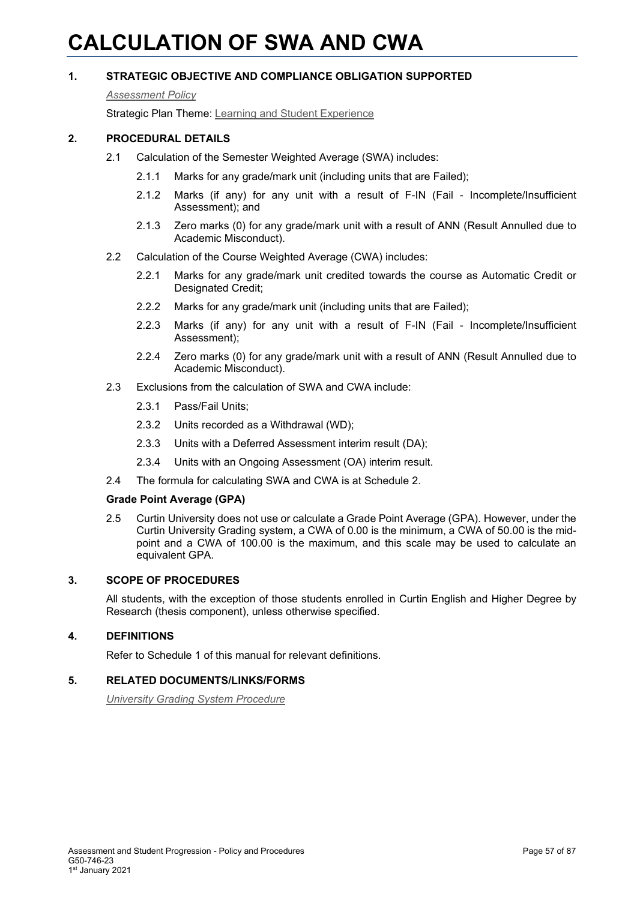# CALCULATION OF SWA AND CWA

## 1. STRATEGIC OBJECTIVE AND COMPLIANCE OBLIGATION SUPPORTED

*Assessment Policy*

Strategic Plan Theme: Learning and Student Experience

## 2. PROCEDURAL DETAILS

2.1 Calculation of the Semester Weighted Average (SWA) includes:

2.1.1 Marks for any grade/mark unit (including units that are Failed);

2.1.2 Marks (if any) for any unit with a result of F-IN (Fail - Incomplete/Insufficient Assessment); and

2.1.3 Zero marks (0) for any grade/mark unit with a result of ANN (Result Annulled due to Academic Misconduct).

2.2 Calculation of the Course Weighted Average (CWA) includes:

2.2.1 Marks for any grade/mark unit credited towards the course as Automatic Credit or Designated Credit;

2.2.2 Marks for any grade/mark unit (including units that are Failed);

2.2.3 Marks (if any) for any unit with a result of F-IN (Fail - Incomplete/Insufficient Assessment);

2.2.4 Zero marks (0) for any grade/mark unit with a result of ANN (Result Annulled due to Academic Misconduct).

2.3 Exclusions from the calculation of SWA and CWA include:

2.3.1 Pass/Fail Units;

2.3.2 Units recorded as a Withdrawal (WD);

2.3.3 Units with a Deferred Assessment interim result (DA);

2.3.4 Units with an Ongoing Assessment (OA) interim result.

2.4 The formula for calculating SWA and CWA is at Schedule 2.

**Grade Point Average (GPA)**

2.5 Curtin University does not use or calculate a Grade Point Average (GPA). However, under the Curtin University Grading system, a CWA of 0.00 is the minimum, a CWA of 50.00 is the mid-point and a CWA of 100.00 is the maximum, and this scale may be used to calculate an equivalent GPA.

## 3. SCOPE OF PROCEDURES

All students, with the exception of those students enrolled in Curtin English and Higher Degree by Research (thesis component), unless otherwise specified.

## 4. DEFINITIONS

Refer to Schedule 1 of this manual for relevant definitions.

## 5. RELATED DOCUMENTS/LINKS/FORMS

*University Grading System Procedure*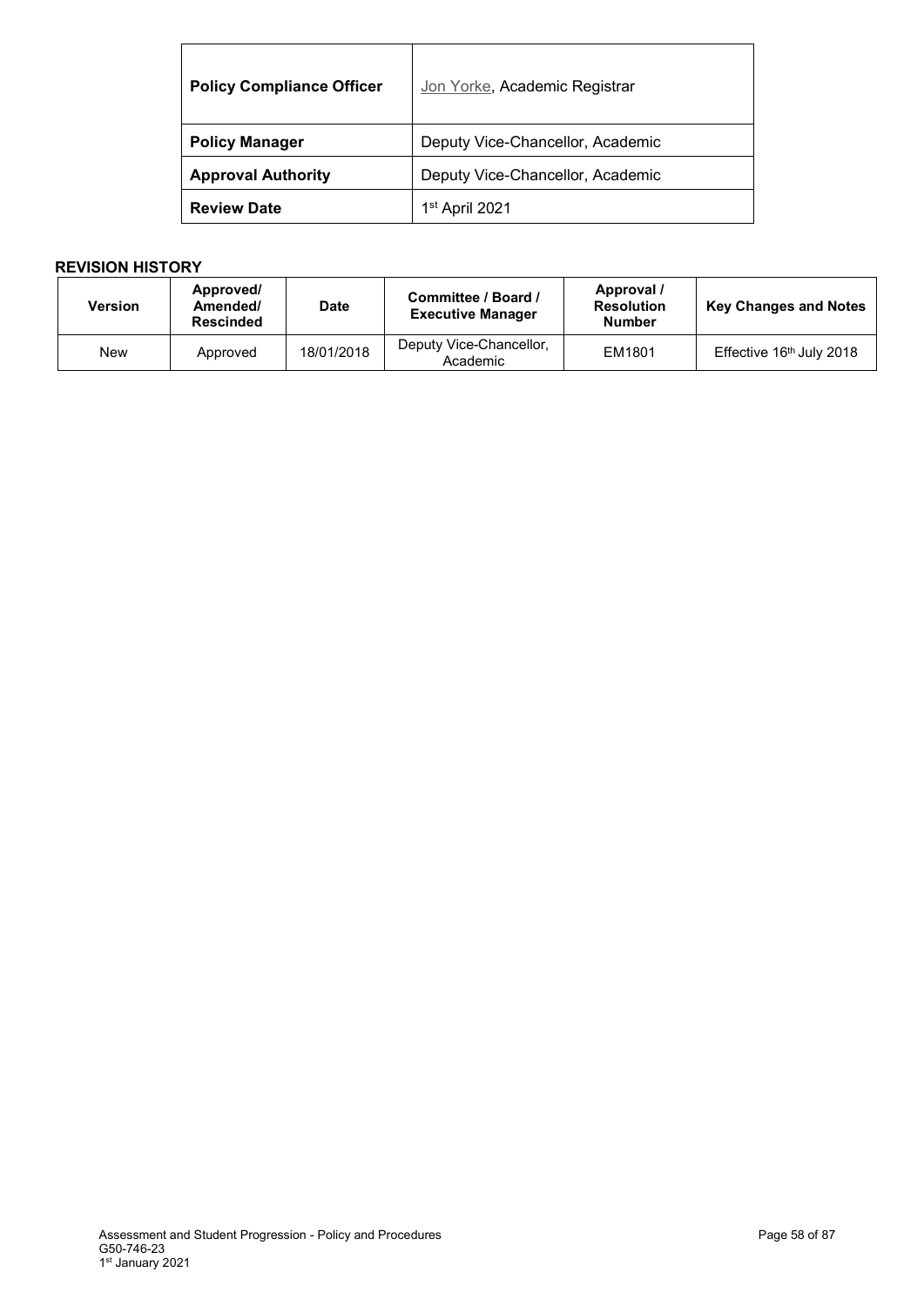| Policy Compliance Officer | Jon Yorke, Academic Registrar |
|---|---|
| **Policy Manager** | Deputy Vice-Chancellor, Academic |
| **Approval Authority** | Deputy Vice-Chancellor, Academic |
| **Review Date** | 1st April 2021 |

**REVISION HISTORY**

| Version | Approved/ Amended/ Rescinded | Date | Committee / Board / Executive Manager | Approval / Resolution Number | Key Changes and Notes |
|---|---|---|---|---|---|
| New | Approved | 18/01/2018 | Deputy Vice-Chancellor, Academic | EM1801 | Effective 16th July 2018 |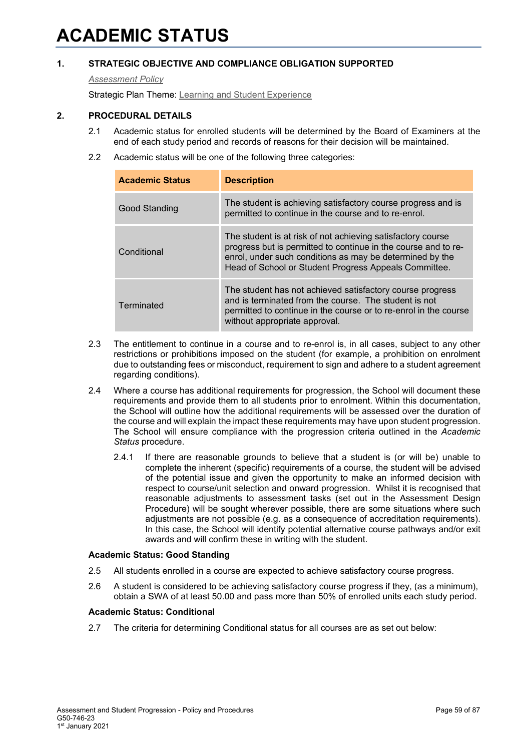# ACADEMIC STATUS

## 1. STRATEGIC OBJECTIVE AND COMPLIANCE OBLIGATION SUPPORTED

*Assessment Policy*

Strategic Plan Theme: Learning and Student Experience

## 2. PROCEDURAL DETAILS

2.1 Academic status for enrolled students will be determined by the Board of Examiners at the end of each study period and records of reasons for their decision will be maintained.

2.2 Academic status will be one of the following three categories:

| Academic Status | Description |
|---|---|
| Good Standing | The student is achieving satisfactory course progress and is permitted to continue in the course and to re-enrol. |
| Conditional | The student is at risk of not achieving satisfactory course progress but is permitted to continue in the course and to re-enrol, under such conditions as may be determined by the Head of School or Student Progress Appeals Committee. |
| Terminated | The student has not achieved satisfactory course progress and is terminated from the course. The student is not permitted to continue in the course or to re-enrol in the course without appropriate approval. |

2.3 The entitlement to continue in a course and to re-enrol is, in all cases, subject to any other restrictions or prohibitions imposed on the student (for example, a prohibition on enrolment due to outstanding fees or misconduct, requirement to sign and adhere to a student agreement regarding conditions).

2.4 Where a course has additional requirements for progression, the School will document these requirements and provide them to all students prior to enrolment. Within this documentation, the School will outline how the additional requirements will be assessed over the duration of the course and will explain the impact these requirements may have upon student progression. The School will ensure compliance with the progression criteria outlined in the *Academic Status* procedure.

2.4.1 If there are reasonable grounds to believe that a student is (or will be) unable to complete the inherent (specific) requirements of a course, the student will be advised of the potential issue and given the opportunity to make an informed decision with respect to course/unit selection and onward progression. Whilst it is recognised that reasonable adjustments to assessment tasks (set out in the Assessment Design Procedure) will be sought wherever possible, there are some situations where such adjustments are not possible (e.g. as a consequence of accreditation requirements). In this case, the School will identify potential alternative course pathways and/or exit awards and will confirm these in writing with the student.

**Academic Status: Good Standing**

2.5 All students enrolled in a course are expected to achieve satisfactory course progress.

2.6 A student is considered to be achieving satisfactory course progress if they, (as a minimum), obtain a SWA of at least 50.00 and pass more than 50% of enrolled units each study period.

**Academic Status: Conditional**

2.7 The criteria for determining Conditional status for all courses are as set out below: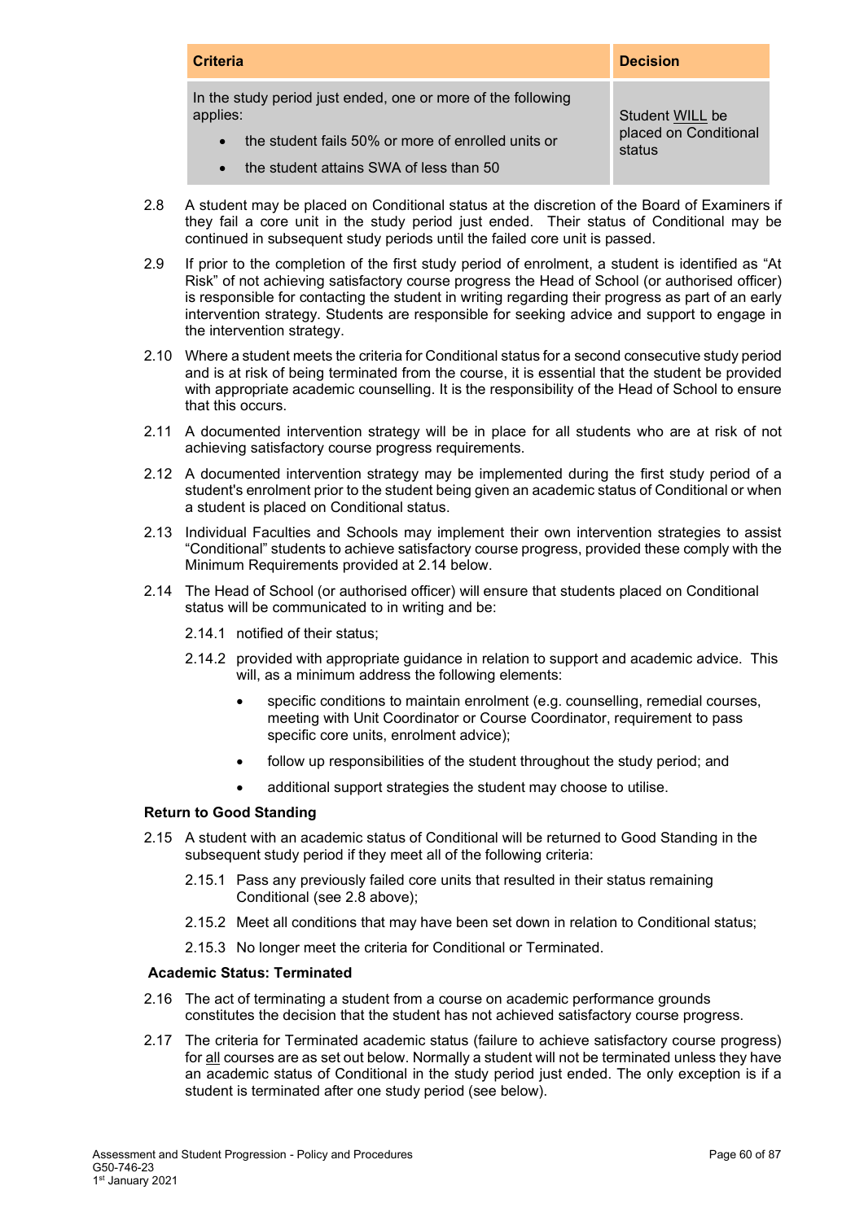| Criteria | Decision |
| --- | --- |
| In the study period just ended, one or more of the following applies:<br>• the student fails 50% or more of enrolled units or<br>• the student attains SWA of less than 50 | Student WILL be placed on Conditional status |

2.8 A student may be placed on Conditional status at the discretion of the Board of Examiners if they fail a core unit in the study period just ended. Their status of Conditional may be continued in subsequent study periods until the failed core unit is passed.

2.9 If prior to the completion of the first study period of enrolment, a student is identified as "At Risk" of not achieving satisfactory course progress the Head of School (or authorised officer) is responsible for contacting the student in writing regarding their progress as part of an early intervention strategy. Students are responsible for seeking advice and support to engage in the intervention strategy.

2.10 Where a student meets the criteria for Conditional status for a second consecutive study period and is at risk of being terminated from the course, it is essential that the student be provided with appropriate academic counselling. It is the responsibility of the Head of School to ensure that this occurs.

2.11 A documented intervention strategy will be in place for all students who are at risk of not achieving satisfactory course progress requirements.

2.12 A documented intervention strategy may be implemented during the first study period of a student's enrolment prior to the student being given an academic status of Conditional or when a student is placed on Conditional status.

2.13 Individual Faculties and Schools may implement their own intervention strategies to assist "Conditional" students to achieve satisfactory course progress, provided these comply with the Minimum Requirements provided at 2.14 below.

2.14 The Head of School (or authorised officer) will ensure that students placed on Conditional status will be communicated to in writing and be:

2.14.1 notified of their status;

2.14.2 provided with appropriate guidance in relation to support and academic advice. This will, as a minimum address the following elements:

- specific conditions to maintain enrolment (e.g. counselling, remedial courses, meeting with Unit Coordinator or Course Coordinator, requirement to pass specific core units, enrolment advice);
- follow up responsibilities of the student throughout the study period; and
- additional support strategies the student may choose to utilise.

**Return to Good Standing**

2.15 A student with an academic status of Conditional will be returned to Good Standing in the subsequent study period if they meet all of the following criteria:

2.15.1 Pass any previously failed core units that resulted in their status remaining Conditional (see 2.8 above);

2.15.2 Meet all conditions that may have been set down in relation to Conditional status;

2.15.3 No longer meet the criteria for Conditional or Terminated.

**Academic Status: Terminated**

2.16 The act of terminating a student from a course on academic performance grounds constitutes the decision that the student has not achieved satisfactory course progress.

2.17 The criteria for Terminated academic status (failure to achieve satisfactory course progress) for all courses are as set out below. Normally a student will not be terminated unless they have an academic status of Conditional in the study period just ended. The only exception is if a student is terminated after one study period (see below).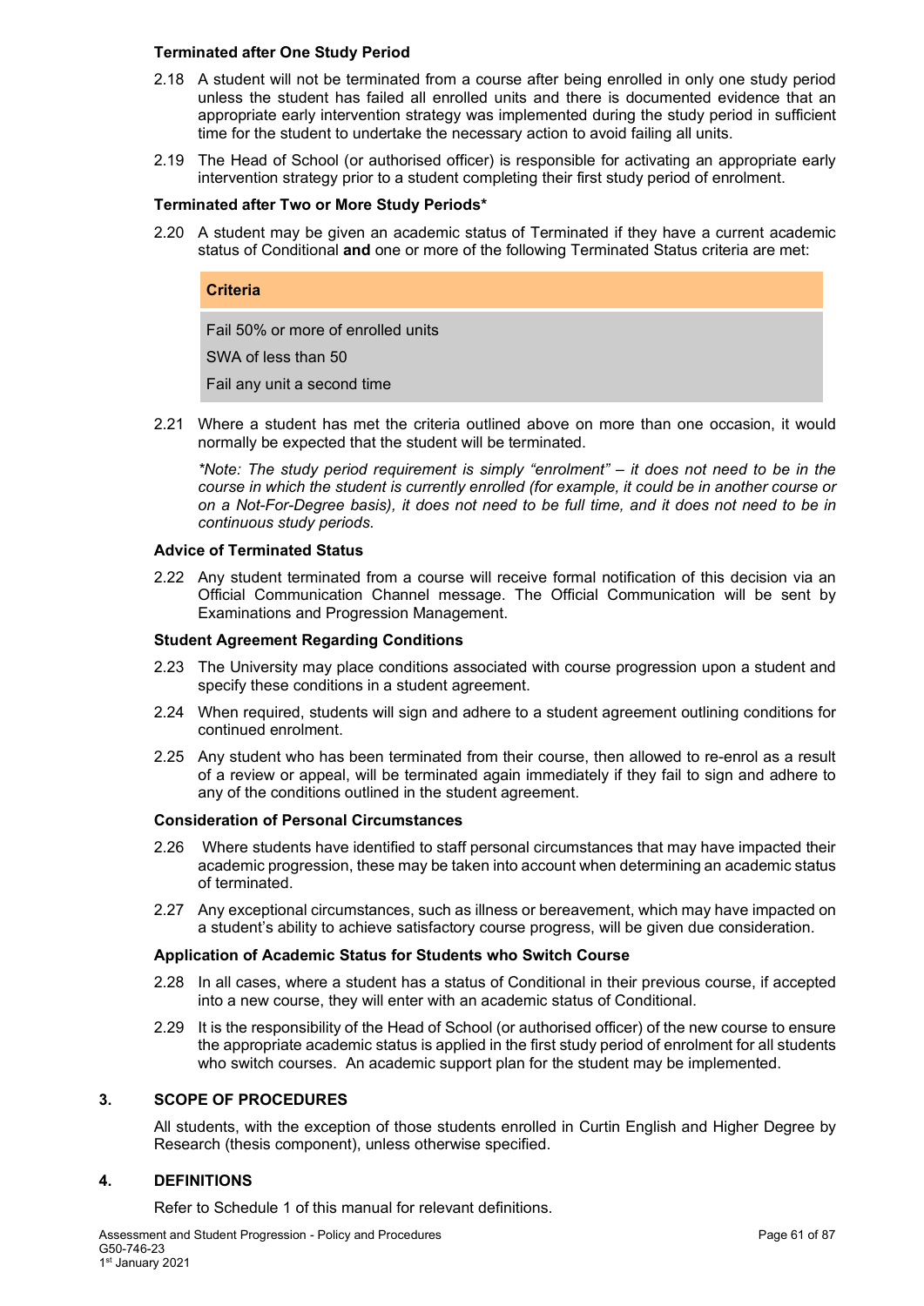### Terminated after One Study Period

2.18 A student will not be terminated from a course after being enrolled in only one study period unless the student has failed all enrolled units and there is documented evidence that an appropriate early intervention strategy was implemented during the study period in sufficient time for the student to undertake the necessary action to avoid failing all units.

2.19 The Head of School (or authorised officer) is responsible for activating an appropriate early intervention strategy prior to a student completing their first study period of enrolment.

### Terminated after Two or More Study Periods*

2.20 A student may be given an academic status of Terminated if they have a current academic status of Conditional **and** one or more of the following Terminated Status criteria are met:

| Criteria |
|---|
| Fail 50% or more of enrolled units |
| SWA of less than 50 |
| Fail any unit a second time |

2.21 Where a student has met the criteria outlined above on more than one occasion, it would normally be expected that the student will be terminated.

*\*Note: The study period requirement is simply "enrolment" – it does not need to be in the course in which the student is currently enrolled (for example, it could be in another course or on a Not-For-Degree basis), it does not need to be full time, and it does not need to be in continuous study periods.*

### Advice of Terminated Status

2.22 Any student terminated from a course will receive formal notification of this decision via an Official Communication Channel message. The Official Communication will be sent by Examinations and Progression Management.

### Student Agreement Regarding Conditions

2.23 The University may place conditions associated with course progression upon a student and specify these conditions in a student agreement.

2.24 When required, students will sign and adhere to a student agreement outlining conditions for continued enrolment.

2.25 Any student who has been terminated from their course, then allowed to re-enrol as a result of a review or appeal, will be terminated again immediately if they fail to sign and adhere to any of the conditions outlined in the student agreement.

### Consideration of Personal Circumstances

2.26 Where students have identified to staff personal circumstances that may have impacted their academic progression, these may be taken into account when determining an academic status of terminated.

2.27 Any exceptional circumstances, such as illness or bereavement, which may have impacted on a student's ability to achieve satisfactory course progress, will be given due consideration.

### Application of Academic Status for Students who Switch Course

2.28 In all cases, where a student has a status of Conditional in their previous course, if accepted into a new course, they will enter with an academic status of Conditional.

2.29 It is the responsibility of the Head of School (or authorised officer) of the new course to ensure the appropriate academic status is applied in the first study period of enrolment for all students who switch courses. An academic support plan for the student may be implemented.

## 3. SCOPE OF PROCEDURES

All students, with the exception of those students enrolled in Curtin English and Higher Degree by Research (thesis component), unless otherwise specified.

## 4. DEFINITIONS

Refer to Schedule 1 of this manual for relevant definitions.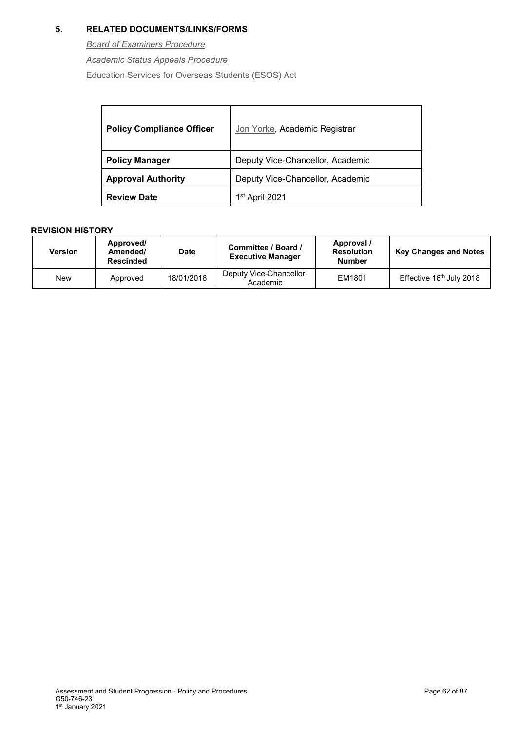## 5. RELATED DOCUMENTS/LINKS/FORMS

*Board of Examiners Procedure*

*Academic Status Appeals Procedure*

Education Services for Overseas Students (ESOS) Act

| **Policy Compliance Officer** | Jon Yorke, Academic Registrar |
|---|---|
| **Policy Manager** | Deputy Vice-Chancellor, Academic |
| **Approval Authority** | Deputy Vice-Chancellor, Academic |
| **Review Date** | 1st April 2021 |

**REVISION HISTORY**

| Version | Approved/ Amended/ Rescinded | Date | Committee / Board / Executive Manager | Approval / Resolution Number | Key Changes and Notes |
|---|---|---|---|---|---|
| New | Approved | 18/01/2018 | Deputy Vice-Chancellor, Academic | EM1801 | Effective 16th July 2018 |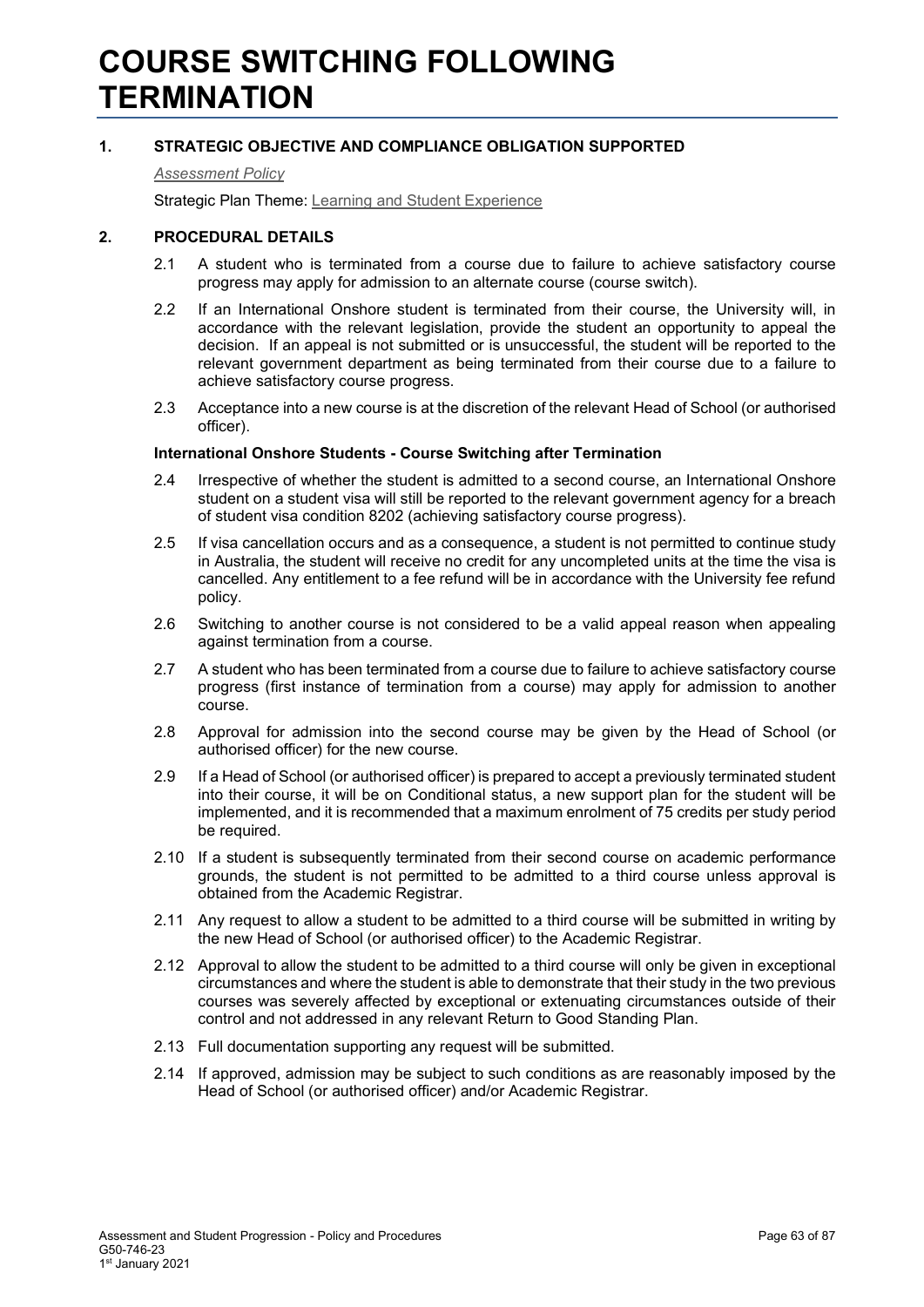# COURSE SWITCHING FOLLOWING TERMINATION

## 1. STRATEGIC OBJECTIVE AND COMPLIANCE OBLIGATION SUPPORTED

*Assessment Policy*

Strategic Plan Theme: Learning and Student Experience

## 2. PROCEDURAL DETAILS

2.1 A student who is terminated from a course due to failure to achieve satisfactory course progress may apply for admission to an alternate course (course switch).

2.2 If an International Onshore student is terminated from their course, the University will, in accordance with the relevant legislation, provide the student an opportunity to appeal the decision. If an appeal is not submitted or is unsuccessful, the student will be reported to the relevant government department as being terminated from their course due to a failure to achieve satisfactory course progress.

2.3 Acceptance into a new course is at the discretion of the relevant Head of School (or authorised officer).

**International Onshore Students - Course Switching after Termination**

2.4 Irrespective of whether the student is admitted to a second course, an International Onshore student on a student visa will still be reported to the relevant government agency for a breach of student visa condition 8202 (achieving satisfactory course progress).

2.5 If visa cancellation occurs and as a consequence, a student is not permitted to continue study in Australia, the student will receive no credit for any uncompleted units at the time the visa is cancelled. Any entitlement to a fee refund will be in accordance with the University fee refund policy.

2.6 Switching to another course is not considered to be a valid appeal reason when appealing against termination from a course.

2.7 A student who has been terminated from a course due to failure to achieve satisfactory course progress (first instance of termination from a course) may apply for admission to another course.

2.8 Approval for admission into the second course may be given by the Head of School (or authorised officer) for the new course.

2.9 If a Head of School (or authorised officer) is prepared to accept a previously terminated student into their course, it will be on Conditional status, a new support plan for the student will be implemented, and it is recommended that a maximum enrolment of 75 credits per study period be required.

2.10 If a student is subsequently terminated from their second course on academic performance grounds, the student is not permitted to be admitted to a third course unless approval is obtained from the Academic Registrar.

2.11 Any request to allow a student to be admitted to a third course will be submitted in writing by the new Head of School (or authorised officer) to the Academic Registrar.

2.12 Approval to allow the student to be admitted to a third course will only be given in exceptional circumstances and where the student is able to demonstrate that their study in the two previous courses was severely affected by exceptional or extenuating circumstances outside of their control and not addressed in any relevant Return to Good Standing Plan.

2.13 Full documentation supporting any request will be submitted.

2.14 If approved, admission may be subject to such conditions as are reasonably imposed by the Head of School (or authorised officer) and/or Academic Registrar.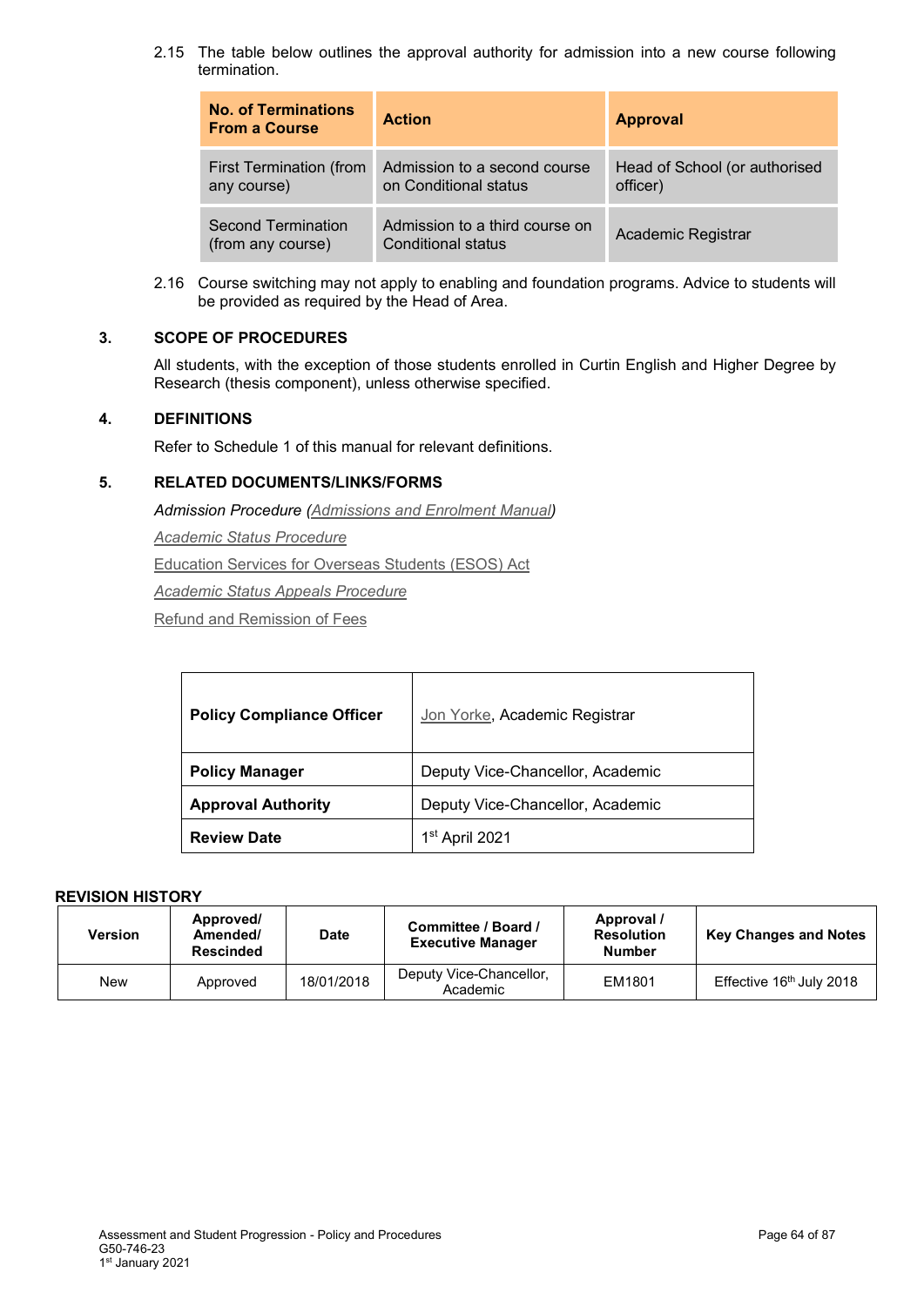2.15 The table below outlines the approval authority for admission into a new course following termination.

| No. of Terminations From a Course | Action | Approval |
|---|---|---|
| First Termination (from any course) | Admission to a second course on Conditional status | Head of School (or authorised officer) |
| Second Termination (from any course) | Admission to a third course on Conditional status | Academic Registrar |

2.16 Course switching may not apply to enabling and foundation programs. Advice to students will be provided as required by the Head of Area.

## 3. SCOPE OF PROCEDURES

All students, with the exception of those students enrolled in Curtin English and Higher Degree by Research (thesis component), unless otherwise specified.

## 4. DEFINITIONS

Refer to Schedule 1 of this manual for relevant definitions.

## 5. RELATED DOCUMENTS/LINKS/FORMS

*Admission Procedure (Admissions and Enrolment Manual)*

*Academic Status Procedure*

Education Services for Overseas Students (ESOS) Act

*Academic Status Appeals Procedure*

Refund and Remission of Fees

| | |
|---|---|
| **Policy Compliance Officer** | Jon Yorke, Academic Registrar |
| **Policy Manager** | Deputy Vice-Chancellor, Academic |
| **Approval Authority** | Deputy Vice-Chancellor, Academic |
| **Review Date** | 1st April 2021 |

**REVISION HISTORY**

| Version | Approved/ Amended/ Rescinded | Date | Committee / Board / Executive Manager | Approval / Resolution Number | Key Changes and Notes |
|---|---|---|---|---|---|
| New | Approved | 18/01/2018 | Deputy Vice-Chancellor, Academic | EM1801 | Effective 16th July 2018 |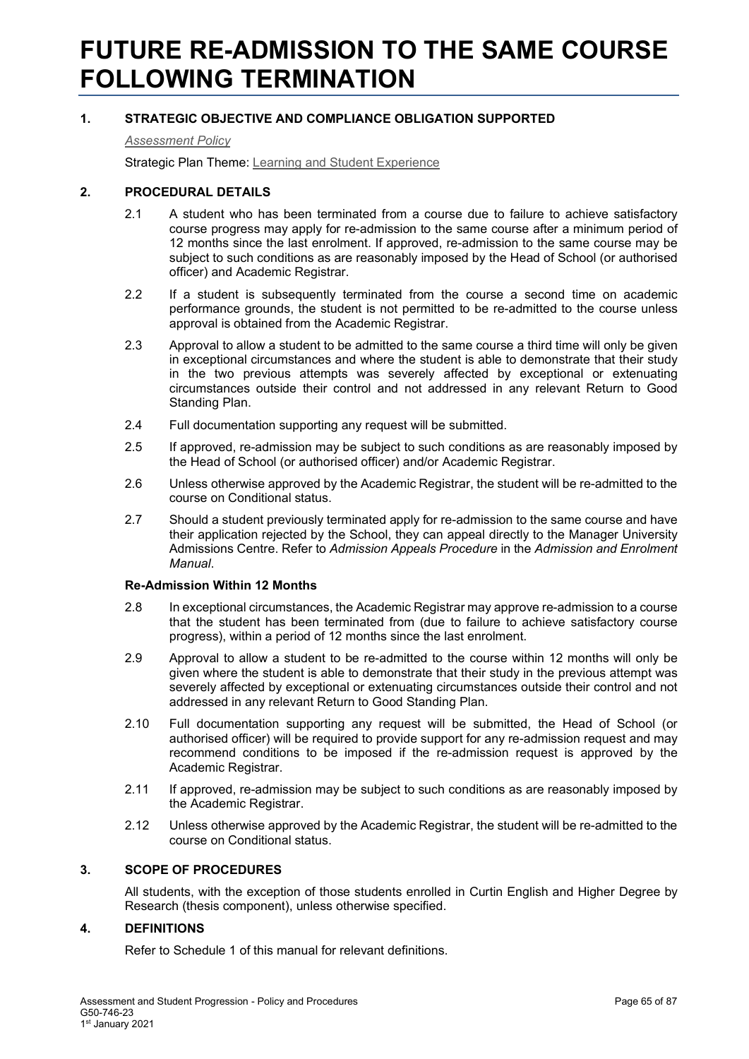# FUTURE RE-ADMISSION TO THE SAME COURSE FOLLOWING TERMINATION

## 1. STRATEGIC OBJECTIVE AND COMPLIANCE OBLIGATION SUPPORTED

*Assessment Policy*

Strategic Plan Theme: Learning and Student Experience

## 2. PROCEDURAL DETAILS

2.1 A student who has been terminated from a course due to failure to achieve satisfactory course progress may apply for re-admission to the same course after a minimum period of 12 months since the last enrolment. If approved, re-admission to the same course may be subject to such conditions as are reasonably imposed by the Head of School (or authorised officer) and Academic Registrar.

2.2 If a student is subsequently terminated from the course a second time on academic performance grounds, the student is not permitted to be re-admitted to the course unless approval is obtained from the Academic Registrar.

2.3 Approval to allow a student to be admitted to the same course a third time will only be given in exceptional circumstances and where the student is able to demonstrate that their study in the two previous attempts was severely affected by exceptional or extenuating circumstances outside their control and not addressed in any relevant Return to Good Standing Plan.

2.4 Full documentation supporting any request will be submitted.

2.5 If approved, re-admission may be subject to such conditions as are reasonably imposed by the Head of School (or authorised officer) and/or Academic Registrar.

2.6 Unless otherwise approved by the Academic Registrar, the student will be re-admitted to the course on Conditional status.

2.7 Should a student previously terminated apply for re-admission to the same course and have their application rejected by the School, they can appeal directly to the Manager University Admissions Centre. Refer to *Admission Appeals Procedure* in the *Admission and Enrolment Manual*.

**Re-Admission Within 12 Months**

2.8 In exceptional circumstances, the Academic Registrar may approve re-admission to a course that the student has been terminated from (due to failure to achieve satisfactory course progress), within a period of 12 months since the last enrolment.

2.9 Approval to allow a student to be re-admitted to the course within 12 months will only be given where the student is able to demonstrate that their study in the previous attempt was severely affected by exceptional or extenuating circumstances outside their control and not addressed in any relevant Return to Good Standing Plan.

2.10 Full documentation supporting any request will be submitted, the Head of School (or authorised officer) will be required to provide support for any re-admission request and may recommend conditions to be imposed if the re-admission request is approved by the Academic Registrar.

2.11 If approved, re-admission may be subject to such conditions as are reasonably imposed by the Academic Registrar.

2.12 Unless otherwise approved by the Academic Registrar, the student will be re-admitted to the course on Conditional status.

## 3. SCOPE OF PROCEDURES

All students, with the exception of those students enrolled in Curtin English and Higher Degree by Research (thesis component), unless otherwise specified.

## 4. DEFINITIONS

Refer to Schedule 1 of this manual for relevant definitions.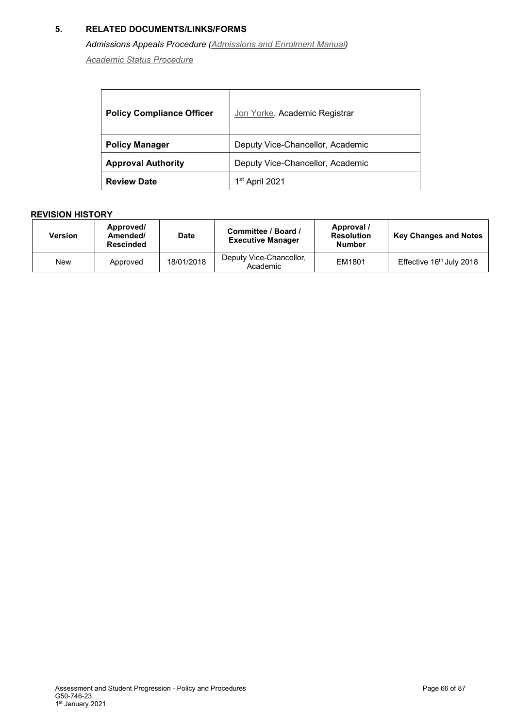## 5. RELATED DOCUMENTS/LINKS/FORMS

*Admissions Appeals Procedure (Admissions and Enrolment Manual)*

*Academic Status Procedure*

| **Policy Compliance Officer** | Jon Yorke, Academic Registrar |
|---|---|
| **Policy Manager** | Deputy Vice-Chancellor, Academic |
| **Approval Authority** | Deputy Vice-Chancellor, Academic |
| **Review Date** | 1st April 2021 |

**REVISION HISTORY**

| Version | Approved/ Amended/ Rescinded | Date | Committee / Board / Executive Manager | Approval / Resolution Number | Key Changes and Notes |
|---|---|---|---|---|---|
| New | Approved | 18/01/2018 | Deputy Vice-Chancellor, Academic | EM1801 | Effective 16th July 2018 |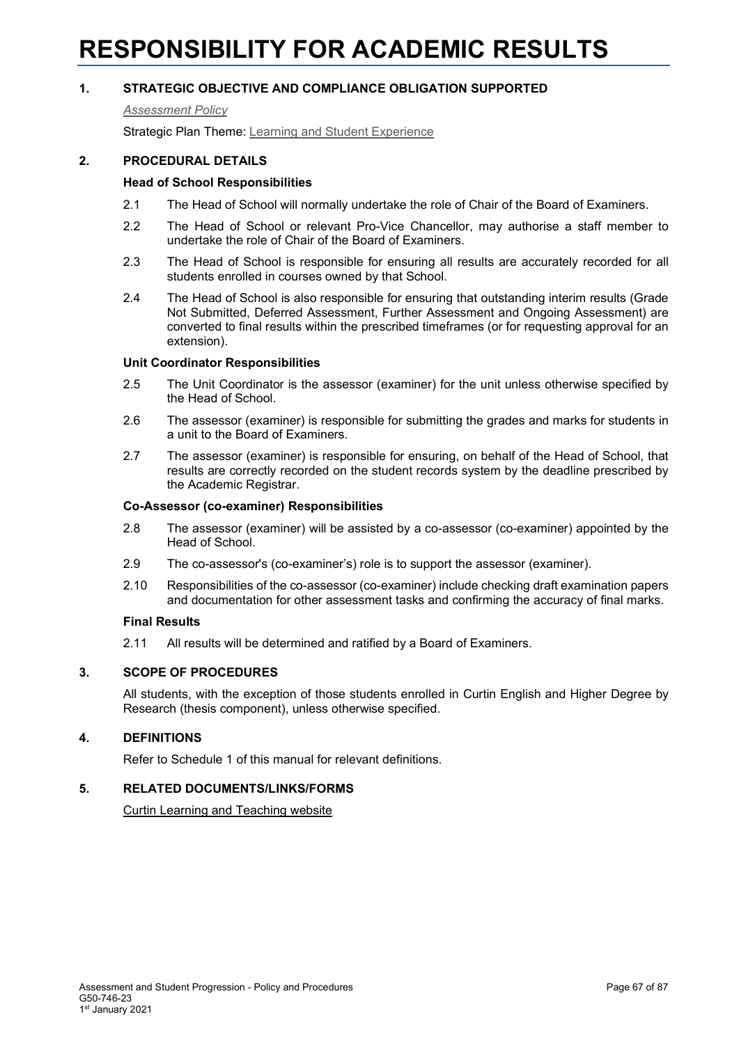# RESPONSIBILITY FOR ACADEMIC RESULTS

**1. STRATEGIC OBJECTIVE AND COMPLIANCE OBLIGATION SUPPORTED**

*Assessment Policy*

Strategic Plan Theme: Learning and Student Experience

**2. PROCEDURAL DETAILS**

**Head of School Responsibilities**

2.1 The Head of School will normally undertake the role of Chair of the Board of Examiners.

2.2 The Head of School or relevant Pro-Vice Chancellor, may authorise a staff member to undertake the role of Chair of the Board of Examiners.

2.3 The Head of School is responsible for ensuring all results are accurately recorded for all students enrolled in courses owned by that School.

2.4 The Head of School is also responsible for ensuring that outstanding interim results (Grade Not Submitted, Deferred Assessment, Further Assessment and Ongoing Assessment) are converted to final results within the prescribed timeframes (or for requesting approval for an extension).

**Unit Coordinator Responsibilities**

2.5 The Unit Coordinator is the assessor (examiner) for the unit unless otherwise specified by the Head of School.

2.6 The assessor (examiner) is responsible for submitting the grades and marks for students in a unit to the Board of Examiners.

2.7 The assessor (examiner) is responsible for ensuring, on behalf of the Head of School, that results are correctly recorded on the student records system by the deadline prescribed by the Academic Registrar.

**Co-Assessor (co-examiner) Responsibilities**

2.8 The assessor (examiner) will be assisted by a co-assessor (co-examiner) appointed by the Head of School.

2.9 The co-assessor's (co-examiner's) role is to support the assessor (examiner).

2.10 Responsibilities of the co-assessor (co-examiner) include checking draft examination papers and documentation for other assessment tasks and confirming the accuracy of final marks.

**Final Results**

2.11 All results will be determined and ratified by a Board of Examiners.

**3. SCOPE OF PROCEDURES**

All students, with the exception of those students enrolled in Curtin English and Higher Degree by Research (thesis component), unless otherwise specified.

**4. DEFINITIONS**

Refer to Schedule 1 of this manual for relevant definitions.

**5. RELATED DOCUMENTS/LINKS/FORMS**

Curtin Learning and Teaching website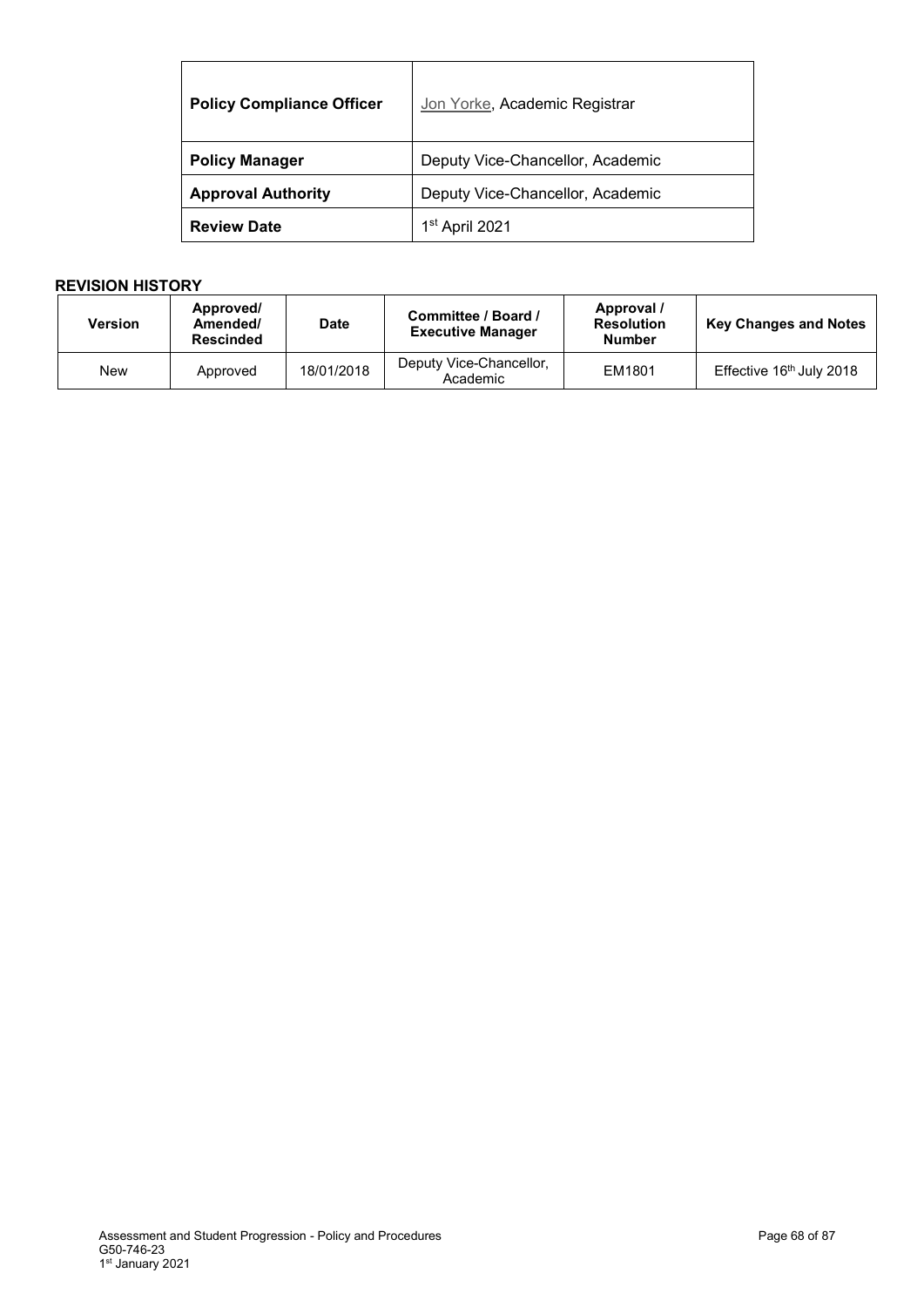| **Policy Compliance Officer** | Jon Yorke, Academic Registrar |
|---|---|
| **Policy Manager** | Deputy Vice-Chancellor, Academic |
| **Approval Authority** | Deputy Vice-Chancellor, Academic |
| **Review Date** | 1st April 2021 |

**REVISION HISTORY**

| Version | Approved/ Amended/ Rescinded | Date | Committee / Board / Executive Manager | Approval / Resolution Number | Key Changes and Notes |
|---|---|---|---|---|---|
| New | Approved | 18/01/2018 | Deputy Vice-Chancellor, Academic | EM1801 | Effective 16th July 2018 |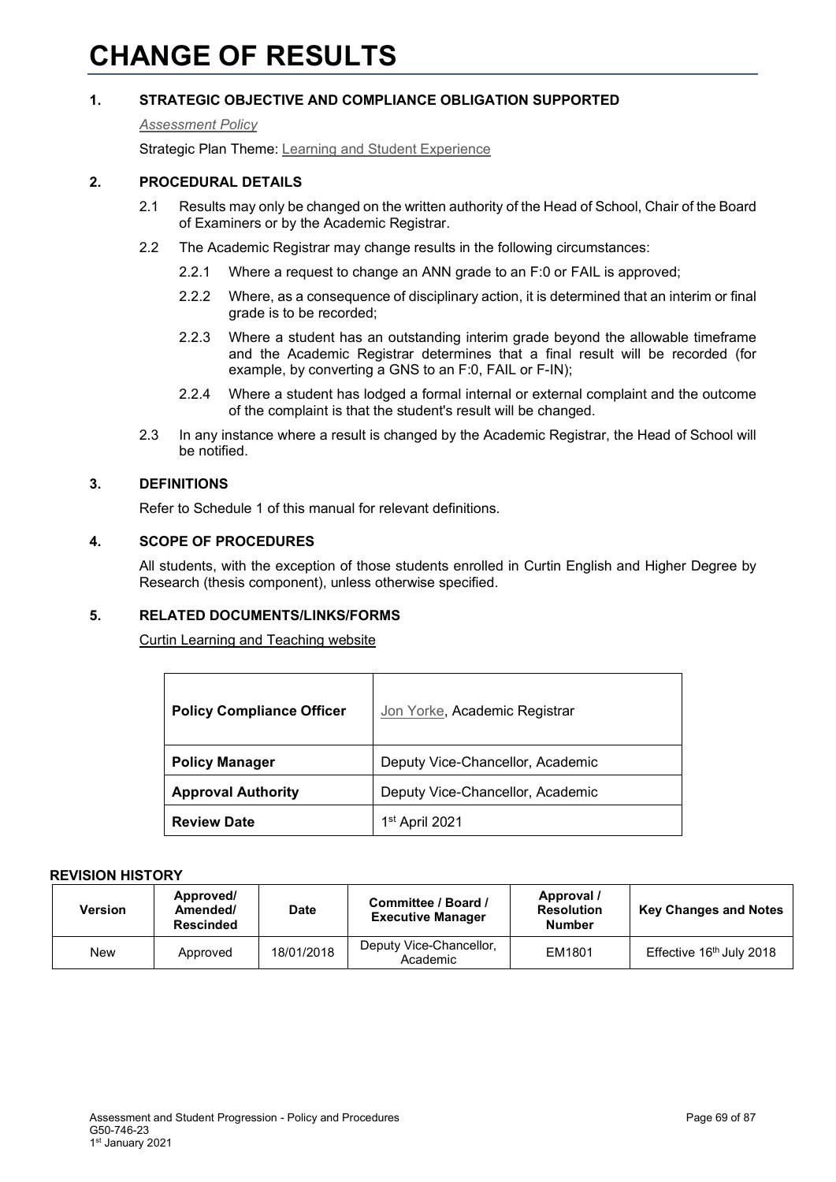# CHANGE OF RESULTS

## 1. STRATEGIC OBJECTIVE AND COMPLIANCE OBLIGATION SUPPORTED

*Assessment Policy*

Strategic Plan Theme: Learning and Student Experience

## 2. PROCEDURAL DETAILS

2.1 Results may only be changed on the written authority of the Head of School, Chair of the Board of Examiners or by the Academic Registrar.

2.2 The Academic Registrar may change results in the following circumstances:

2.2.1 Where a request to change an ANN grade to an F:0 or FAIL is approved;

2.2.2 Where, as a consequence of disciplinary action, it is determined that an interim or final grade is to be recorded;

2.2.3 Where a student has an outstanding interim grade beyond the allowable timeframe and the Academic Registrar determines that a final result will be recorded (for example, by converting a GNS to an F:0, FAIL or F-IN);

2.2.4 Where a student has lodged a formal internal or external complaint and the outcome of the complaint is that the student's result will be changed.

2.3 In any instance where a result is changed by the Academic Registrar, the Head of School will be notified.

## 3. DEFINITIONS

Refer to Schedule 1 of this manual for relevant definitions.

## 4. SCOPE OF PROCEDURES

All students, with the exception of those students enrolled in Curtin English and Higher Degree by Research (thesis component), unless otherwise specified.

## 5. RELATED DOCUMENTS/LINKS/FORMS

Curtin Learning and Teaching website

| **Policy Compliance Officer** | Jon Yorke, Academic Registrar |
|---|---|
| **Policy Manager** | Deputy Vice-Chancellor, Academic |
| **Approval Authority** | Deputy Vice-Chancellor, Academic |
| **Review Date** | 1st April 2021 |

**REVISION HISTORY**

| Version | Approved/ Amended/ Rescinded | Date | Committee / Board / Executive Manager | Approval / Resolution Number | Key Changes and Notes |
|---|---|---|---|---|---|
| New | Approved | 18/01/2018 | Deputy Vice-Chancellor, Academic | EM1801 | Effective 16th July 2018 |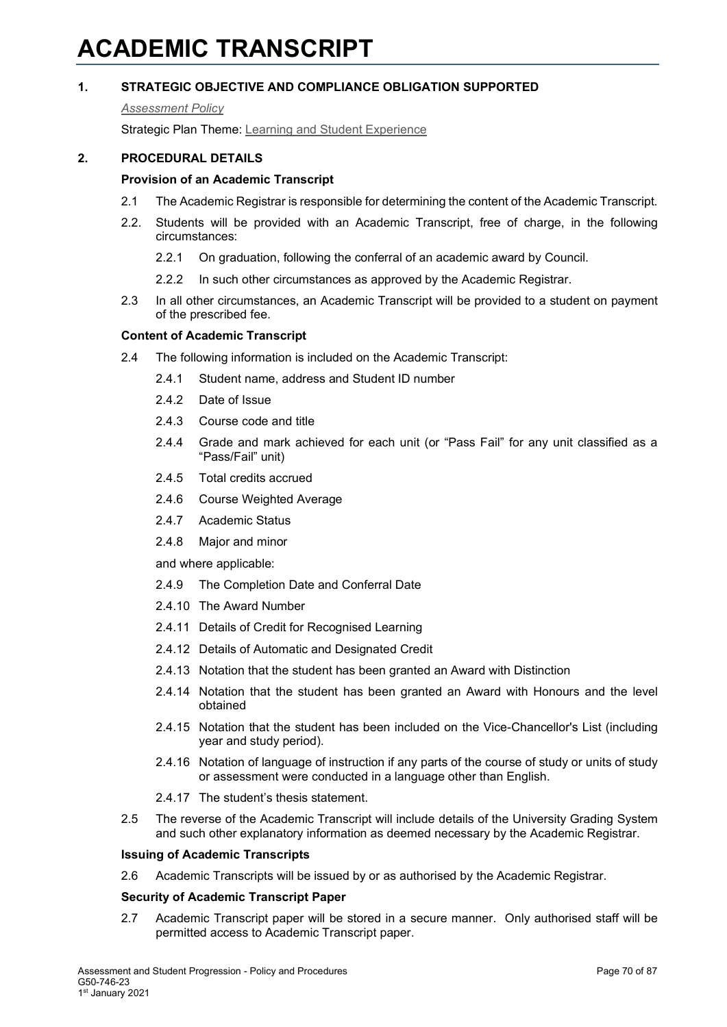# ACADEMIC TRANSCRIPT

## 1. STRATEGIC OBJECTIVE AND COMPLIANCE OBLIGATION SUPPORTED

*Assessment Policy*

Strategic Plan Theme: Learning and Student Experience

## 2. PROCEDURAL DETAILS

### Provision of an Academic Transcript

2.1 The Academic Registrar is responsible for determining the content of the Academic Transcript.

2.2. Students will be provided with an Academic Transcript, free of charge, in the following circumstances:

- 2.2.1 On graduation, following the conferral of an academic award by Council.
- 2.2.2 In such other circumstances as approved by the Academic Registrar.

2.3 In all other circumstances, an Academic Transcript will be provided to a student on payment of the prescribed fee.

### Content of Academic Transcript

2.4 The following information is included on the Academic Transcript:

- 2.4.1 Student name, address and Student ID number
- 2.4.2 Date of Issue
- 2.4.3 Course code and title
- 2.4.4 Grade and mark achieved for each unit (or "Pass Fail" for any unit classified as a "Pass/Fail" unit)
- 2.4.5 Total credits accrued
- 2.4.6 Course Weighted Average
- 2.4.7 Academic Status
- 2.4.8 Major and minor

and where applicable:

- 2.4.9 The Completion Date and Conferral Date
- 2.4.10 The Award Number
- 2.4.11 Details of Credit for Recognised Learning
- 2.4.12 Details of Automatic and Designated Credit
- 2.4.13 Notation that the student has been granted an Award with Distinction
- 2.4.14 Notation that the student has been granted an Award with Honours and the level obtained
- 2.4.15 Notation that the student has been included on the Vice-Chancellor's List (including year and study period).
- 2.4.16 Notation of language of instruction if any parts of the course of study or units of study or assessment were conducted in a language other than English.
- 2.4.17 The student's thesis statement.

2.5 The reverse of the Academic Transcript will include details of the University Grading System and such other explanatory information as deemed necessary by the Academic Registrar.

### Issuing of Academic Transcripts

2.6 Academic Transcripts will be issued by or as authorised by the Academic Registrar.

### Security of Academic Transcript Paper

2.7 Academic Transcript paper will be stored in a secure manner. Only authorised staff will be permitted access to Academic Transcript paper.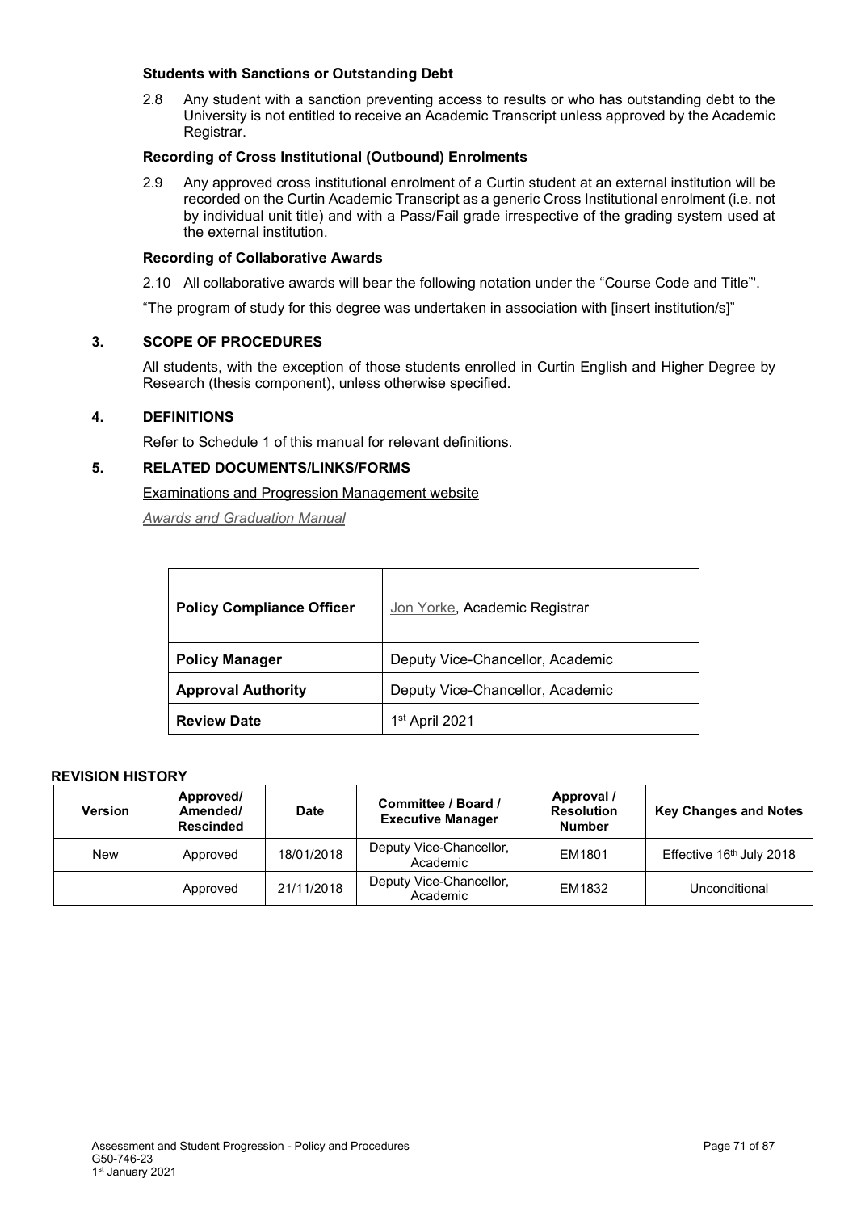**Students with Sanctions or Outstanding Debt**

2.8 Any student with a sanction preventing access to results or who has outstanding debt to the University is not entitled to receive an Academic Transcript unless approved by the Academic Registrar.

**Recording of Cross Institutional (Outbound) Enrolments**

2.9 Any approved cross institutional enrolment of a Curtin student at an external institution will be recorded on the Curtin Academic Transcript as a generic Cross Institutional enrolment (i.e. not by individual unit title) and with a Pass/Fail grade irrespective of the grading system used at the external institution.

**Recording of Collaborative Awards**

2.10 All collaborative awards will bear the following notation under the "Course Code and Title"'.

"The program of study for this degree was undertaken in association with [insert institution/s]"

## 3. SCOPE OF PROCEDURES

All students, with the exception of those students enrolled in Curtin English and Higher Degree by Research (thesis component), unless otherwise specified.

## 4. DEFINITIONS

Refer to Schedule 1 of this manual for relevant definitions.

## 5. RELATED DOCUMENTS/LINKS/FORMS

Examinations and Progression Management website

*Awards and Graduation Manual*

| | |
|---|---|
| **Policy Compliance Officer** | Jon Yorke, Academic Registrar |
| **Policy Manager** | Deputy Vice-Chancellor, Academic |
| **Approval Authority** | Deputy Vice-Chancellor, Academic |
| **Review Date** | 1st April 2021 |

**REVISION HISTORY**

| Version | Approved/ Amended/ Rescinded | Date | Committee / Board / Executive Manager | Approval / Resolution Number | Key Changes and Notes |
|---|---|---|---|---|---|
| New | Approved | 18/01/2018 | Deputy Vice-Chancellor, Academic | EM1801 | Effective 16th July 2018 |
| | Approved | 21/11/2018 | Deputy Vice-Chancellor, Academic | EM1832 | Unconditional |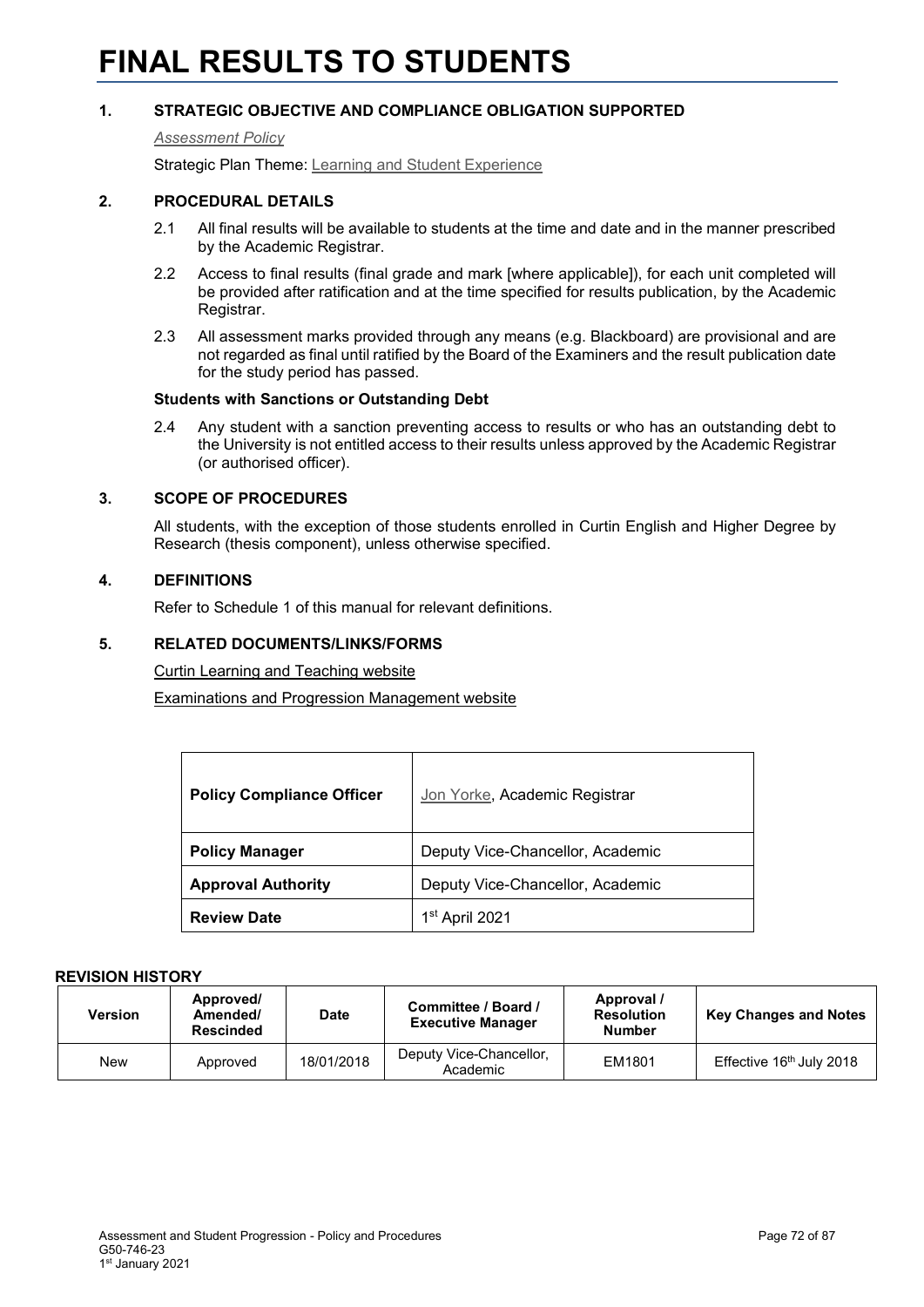# FINAL RESULTS TO STUDENTS

## 1. STRATEGIC OBJECTIVE AND COMPLIANCE OBLIGATION SUPPORTED

*Assessment Policy*

Strategic Plan Theme: Learning and Student Experience

## 2. PROCEDURAL DETAILS

2.1 All final results will be available to students at the time and date and in the manner prescribed by the Academic Registrar.

2.2 Access to final results (final grade and mark [where applicable]), for each unit completed will be provided after ratification and at the time specified for results publication, by the Academic Registrar.

2.3 All assessment marks provided through any means (e.g. Blackboard) are provisional and are not regarded as final until ratified by the Board of the Examiners and the result publication date for the study period has passed.

**Students with Sanctions or Outstanding Debt**

2.4 Any student with a sanction preventing access to results or who has an outstanding debt to the University is not entitled access to their results unless approved by the Academic Registrar (or authorised officer).

## 3. SCOPE OF PROCEDURES

All students, with the exception of those students enrolled in Curtin English and Higher Degree by Research (thesis component), unless otherwise specified.

## 4. DEFINITIONS

Refer to Schedule 1 of this manual for relevant definitions.

## 5. RELATED DOCUMENTS/LINKS/FORMS

Curtin Learning and Teaching website

Examinations and Progression Management website

| **Policy Compliance Officer** | Jon Yorke, Academic Registrar |
|---|---|
| **Policy Manager** | Deputy Vice-Chancellor, Academic |
| **Approval Authority** | Deputy Vice-Chancellor, Academic |
| **Review Date** | 1st April 2021 |

**REVISION HISTORY**

| Version | Approved/ Amended/ Rescinded | Date | Committee / Board / Executive Manager | Approval / Resolution Number | Key Changes and Notes |
|---|---|---|---|---|---|
| New | Approved | 18/01/2018 | Deputy Vice-Chancellor, Academic | EM1801 | Effective 16th July 2018 |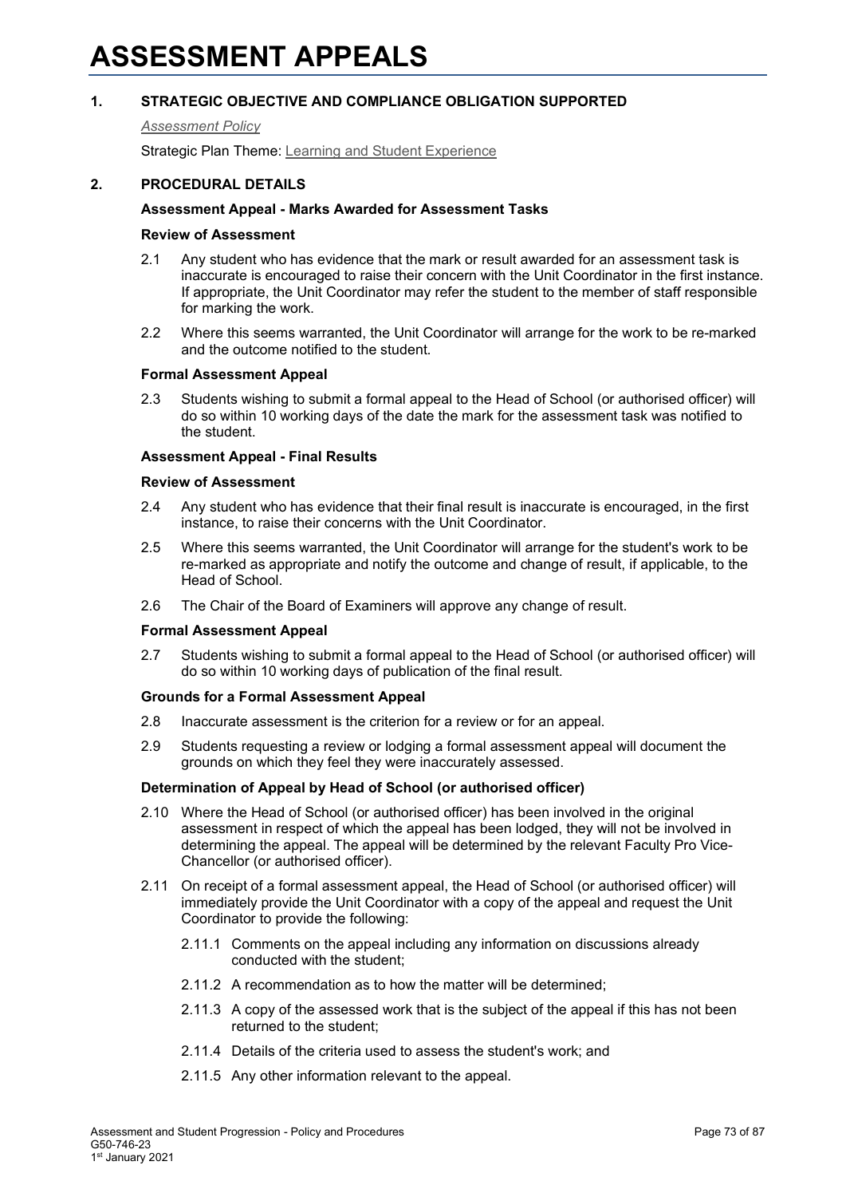# ASSESSMENT APPEALS

## 1. STRATEGIC OBJECTIVE AND COMPLIANCE OBLIGATION SUPPORTED

*Assessment Policy*

Strategic Plan Theme: Learning and Student Experience

## 2. PROCEDURAL DETAILS

### Assessment Appeal - Marks Awarded for Assessment Tasks

#### Review of Assessment

2.1 Any student who has evidence that the mark or result awarded for an assessment task is inaccurate is encouraged to raise their concern with the Unit Coordinator in the first instance. If appropriate, the Unit Coordinator may refer the student to the member of staff responsible for marking the work.

2.2 Where this seems warranted, the Unit Coordinator will arrange for the work to be re-marked and the outcome notified to the student.

#### Formal Assessment Appeal

2.3 Students wishing to submit a formal appeal to the Head of School (or authorised officer) will do so within 10 working days of the date the mark for the assessment task was notified to the student.

### Assessment Appeal - Final Results

#### Review of Assessment

2.4 Any student who has evidence that their final result is inaccurate is encouraged, in the first instance, to raise their concerns with the Unit Coordinator.

2.5 Where this seems warranted, the Unit Coordinator will arrange for the student's work to be re-marked as appropriate and notify the outcome and change of result, if applicable, to the Head of School.

2.6 The Chair of the Board of Examiners will approve any change of result.

#### Formal Assessment Appeal

2.7 Students wishing to submit a formal appeal to the Head of School (or authorised officer) will do so within 10 working days of publication of the final result.

### Grounds for a Formal Assessment Appeal

2.8 Inaccurate assessment is the criterion for a review or for an appeal.

2.9 Students requesting a review or lodging a formal assessment appeal will document the grounds on which they feel they were inaccurately assessed.

### Determination of Appeal by Head of School (or authorised officer)

2.10 Where the Head of School (or authorised officer) has been involved in the original assessment in respect of which the appeal has been lodged, they will not be involved in determining the appeal. The appeal will be determined by the relevant Faculty Pro Vice-Chancellor (or authorised officer).

2.11 On receipt of a formal assessment appeal, the Head of School (or authorised officer) will immediately provide the Unit Coordinator with a copy of the appeal and request the Unit Coordinator to provide the following:

2.11.1 Comments on the appeal including any information on discussions already conducted with the student;

2.11.2 A recommendation as to how the matter will be determined;

2.11.3 A copy of the assessed work that is the subject of the appeal if this has not been returned to the student;

2.11.4 Details of the criteria used to assess the student's work; and

2.11.5 Any other information relevant to the appeal.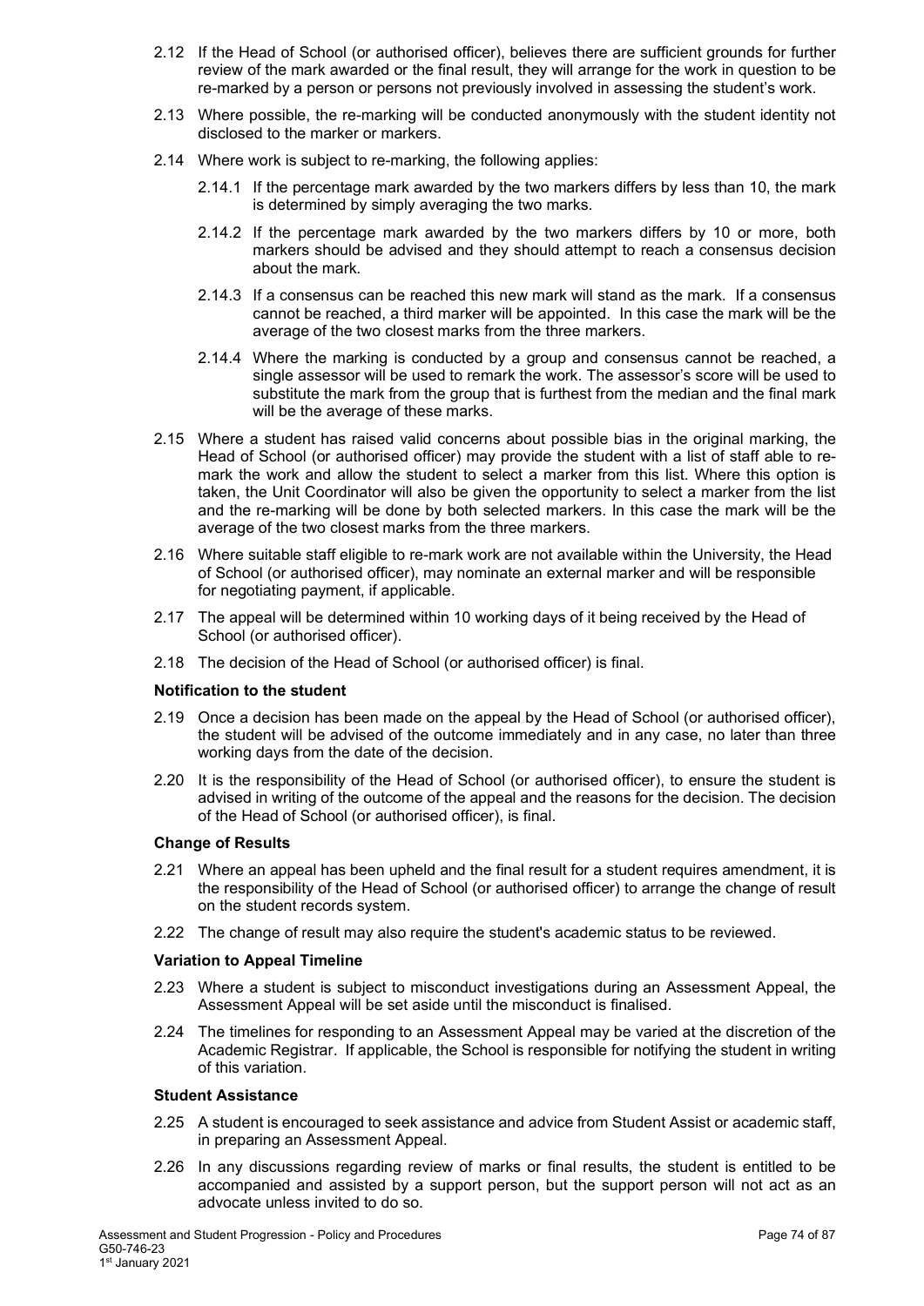2.12 If the Head of School (or authorised officer), believes there are sufficient grounds for further review of the mark awarded or the final result, they will arrange for the work in question to be re-marked by a person or persons not previously involved in assessing the student's work.

2.13 Where possible, the re-marking will be conducted anonymously with the student identity not disclosed to the marker or markers.

2.14 Where work is subject to re-marking, the following applies:

2.14.1 If the percentage mark awarded by the two markers differs by less than 10, the mark is determined by simply averaging the two marks.

2.14.2 If the percentage mark awarded by the two markers differs by 10 or more, both markers should be advised and they should attempt to reach a consensus decision about the mark.

2.14.3 If a consensus can be reached this new mark will stand as the mark. If a consensus cannot be reached, a third marker will be appointed. In this case the mark will be the average of the two closest marks from the three markers.

2.14.4 Where the marking is conducted by a group and consensus cannot be reached, a single assessor will be used to remark the work. The assessor's score will be used to substitute the mark from the group that is furthest from the median and the final mark will be the average of these marks.

2.15 Where a student has raised valid concerns about possible bias in the original marking, the Head of School (or authorised officer) may provide the student with a list of staff able to re-mark the work and allow the student to select a marker from this list. Where this option is taken, the Unit Coordinator will also be given the opportunity to select a marker from the list and the re-marking will be done by both selected markers. In this case the mark will be the average of the two closest marks from the three markers.

2.16 Where suitable staff eligible to re-mark work are not available within the University, the Head of School (or authorised officer), may nominate an external marker and will be responsible for negotiating payment, if applicable.

2.17 The appeal will be determined within 10 working days of it being received by the Head of School (or authorised officer).

2.18 The decision of the Head of School (or authorised officer) is final.

**Notification to the student**

2.19 Once a decision has been made on the appeal by the Head of School (or authorised officer), the student will be advised of the outcome immediately and in any case, no later than three working days from the date of the decision.

2.20 It is the responsibility of the Head of School (or authorised officer), to ensure the student is advised in writing of the outcome of the appeal and the reasons for the decision. The decision of the Head of School (or authorised officer), is final.

**Change of Results**

2.21 Where an appeal has been upheld and the final result for a student requires amendment, it is the responsibility of the Head of School (or authorised officer) to arrange the change of result on the student records system.

2.22 The change of result may also require the student's academic status to be reviewed.

**Variation to Appeal Timeline**

2.23 Where a student is subject to misconduct investigations during an Assessment Appeal, the Assessment Appeal will be set aside until the misconduct is finalised.

2.24 The timelines for responding to an Assessment Appeal may be varied at the discretion of the Academic Registrar. If applicable, the School is responsible for notifying the student in writing of this variation.

**Student Assistance**

2.25 A student is encouraged to seek assistance and advice from Student Assist or academic staff, in preparing an Assessment Appeal.

2.26 In any discussions regarding review of marks or final results, the student is entitled to be accompanied and assisted by a support person, but the support person will not act as an advocate unless invited to do so.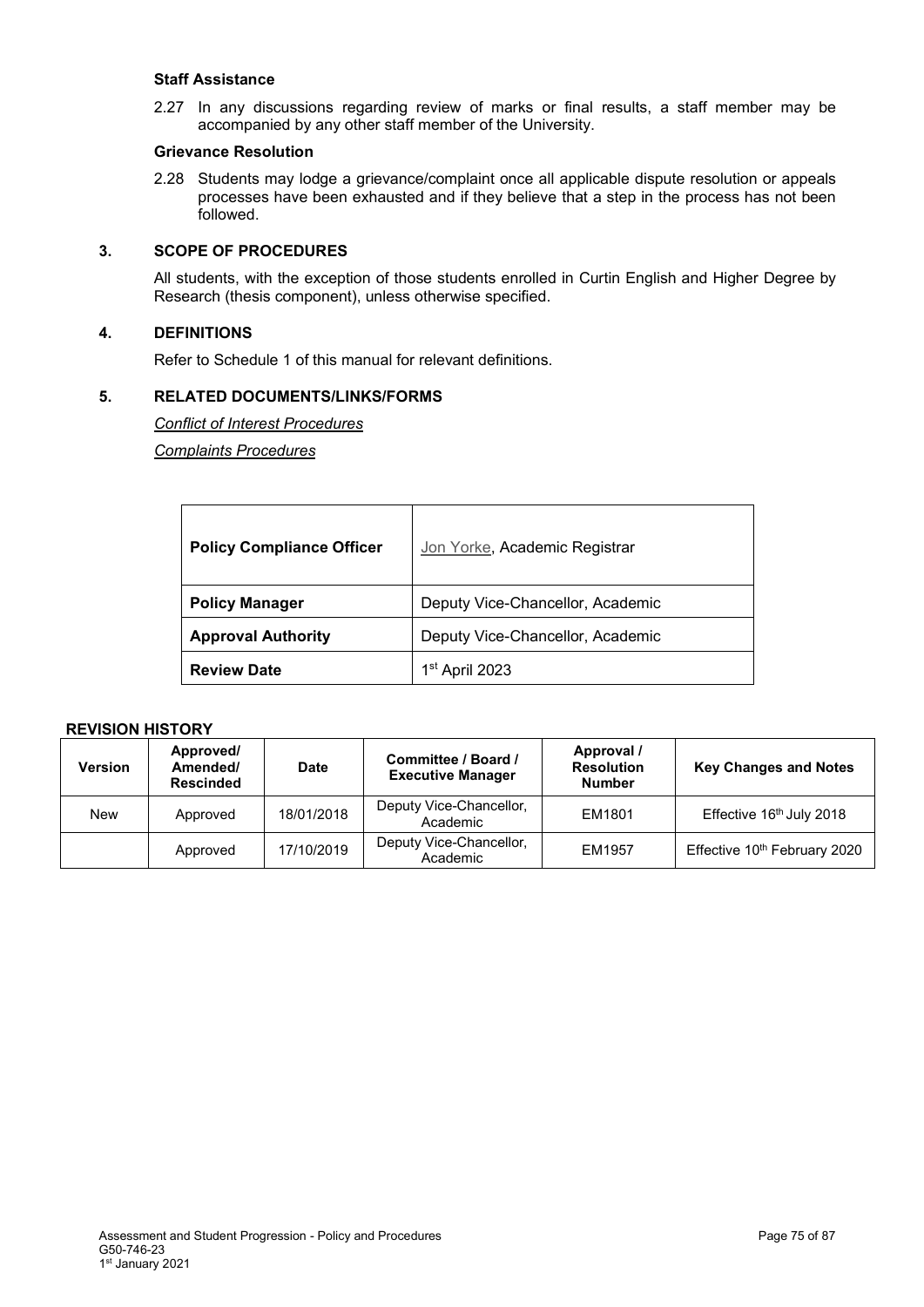**Staff Assistance**

2.27 In any discussions regarding review of marks or final results, a staff member may be accompanied by any other staff member of the University.

**Grievance Resolution**

2.28 Students may lodge a grievance/complaint once all applicable dispute resolution or appeals processes have been exhausted and if they believe that a step in the process has not been followed.

## 3. SCOPE OF PROCEDURES

All students, with the exception of those students enrolled in Curtin English and Higher Degree by Research (thesis component), unless otherwise specified.

## 4. DEFINITIONS

Refer to Schedule 1 of this manual for relevant definitions.

## 5. RELATED DOCUMENTS/LINKS/FORMS

*Conflict of Interest Procedures*

*Complaints Procedures*

| | |
|---|---|
| **Policy Compliance Officer** | Jon Yorke, Academic Registrar |
| **Policy Manager** | Deputy Vice-Chancellor, Academic |
| **Approval Authority** | Deputy Vice-Chancellor, Academic |
| **Review Date** | 1st April 2023 |

**REVISION HISTORY**

| Version | Approved/ Amended/ Rescinded | Date | Committee / Board / Executive Manager | Approval / Resolution Number | Key Changes and Notes |
|---|---|---|---|---|---|
| New | Approved | 18/01/2018 | Deputy Vice-Chancellor, Academic | EM1801 | Effective 16th July 2018 |
| | Approved | 17/10/2019 | Deputy Vice-Chancellor, Academic | EM1957 | Effective 10th February 2020 |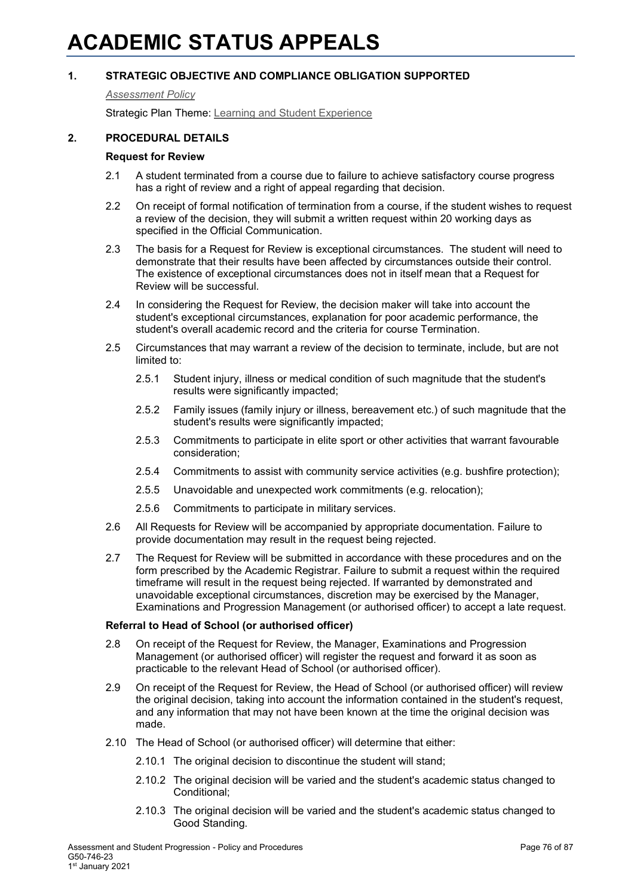# ACADEMIC STATUS APPEALS

## 1. STRATEGIC OBJECTIVE AND COMPLIANCE OBLIGATION SUPPORTED

*Assessment Policy*

Strategic Plan Theme: Learning and Student Experience

## 2. PROCEDURAL DETAILS

### Request for Review

2.1 A student terminated from a course due to failure to achieve satisfactory course progress has a right of review and a right of appeal regarding that decision.

2.2 On receipt of formal notification of termination from a course, if the student wishes to request a review of the decision, they will submit a written request within 20 working days as specified in the Official Communication.

2.3 The basis for a Request for Review is exceptional circumstances. The student will need to demonstrate that their results have been affected by circumstances outside their control. The existence of exceptional circumstances does not in itself mean that a Request for Review will be successful.

2.4 In considering the Request for Review, the decision maker will take into account the student's exceptional circumstances, explanation for poor academic performance, the student's overall academic record and the criteria for course Termination.

2.5 Circumstances that may warrant a review of the decision to terminate, include, but are not limited to:

2.5.1 Student injury, illness or medical condition of such magnitude that the student's results were significantly impacted;

2.5.2 Family issues (family injury or illness, bereavement etc.) of such magnitude that the student's results were significantly impacted;

2.5.3 Commitments to participate in elite sport or other activities that warrant favourable consideration;

2.5.4 Commitments to assist with community service activities (e.g. bushfire protection);

2.5.5 Unavoidable and unexpected work commitments (e.g. relocation);

2.5.6 Commitments to participate in military services.

2.6 All Requests for Review will be accompanied by appropriate documentation. Failure to provide documentation may result in the request being rejected.

2.7 The Request for Review will be submitted in accordance with these procedures and on the form prescribed by the Academic Registrar. Failure to submit a request within the required timeframe will result in the request being rejected. If warranted by demonstrated and unavoidable exceptional circumstances, discretion may be exercised by the Manager, Examinations and Progression Management (or authorised officer) to accept a late request.

### Referral to Head of School (or authorised officer)

2.8 On receipt of the Request for Review, the Manager, Examinations and Progression Management (or authorised officer) will register the request and forward it as soon as practicable to the relevant Head of School (or authorised officer).

2.9 On receipt of the Request for Review, the Head of School (or authorised officer) will review the original decision, taking into account the information contained in the student's request, and any information that may not have been known at the time the original decision was made.

2.10 The Head of School (or authorised officer) will determine that either:

2.10.1 The original decision to discontinue the student will stand;

2.10.2 The original decision will be varied and the student's academic status changed to Conditional;

2.10.3 The original decision will be varied and the student's academic status changed to Good Standing.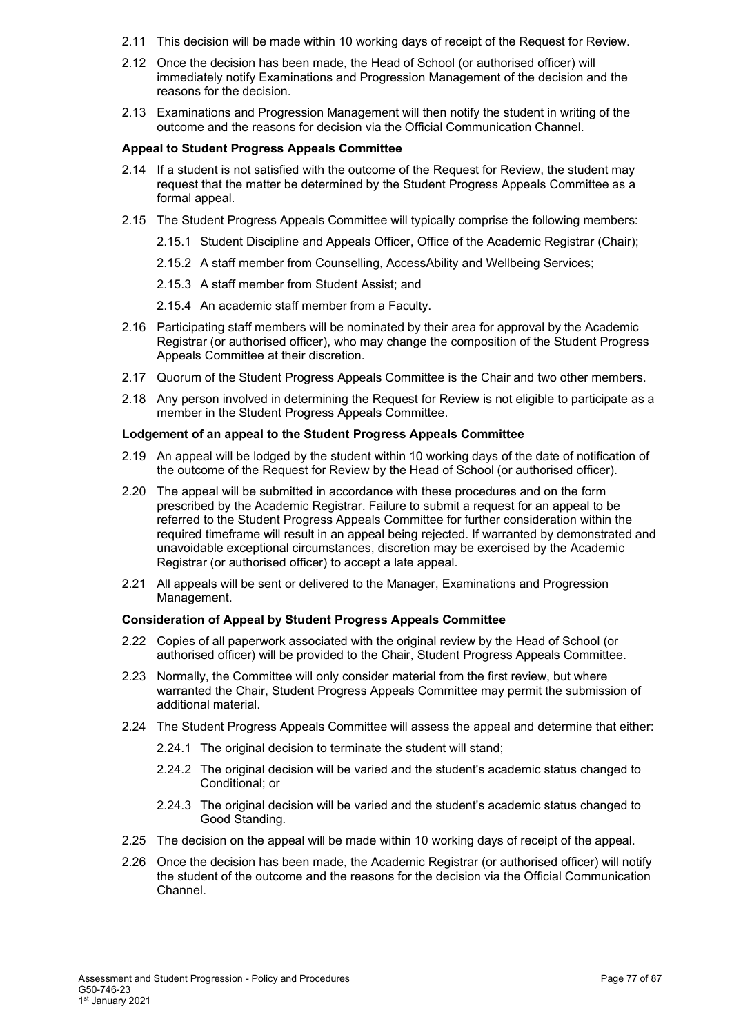2.11 This decision will be made within 10 working days of receipt of the Request for Review.

2.12 Once the decision has been made, the Head of School (or authorised officer) will immediately notify Examinations and Progression Management of the decision and the reasons for the decision.

2.13 Examinations and Progression Management will then notify the student in writing of the outcome and the reasons for decision via the Official Communication Channel.

**Appeal to Student Progress Appeals Committee**

2.14 If a student is not satisfied with the outcome of the Request for Review, the student may request that the matter be determined by the Student Progress Appeals Committee as a formal appeal.

2.15 The Student Progress Appeals Committee will typically comprise the following members:

- 2.15.1 Student Discipline and Appeals Officer, Office of the Academic Registrar (Chair);
- 2.15.2 A staff member from Counselling, AccessAbility and Wellbeing Services;
- 2.15.3 A staff member from Student Assist; and
- 2.15.4 An academic staff member from a Faculty.

2.16 Participating staff members will be nominated by their area for approval by the Academic Registrar (or authorised officer), who may change the composition of the Student Progress Appeals Committee at their discretion.

2.17 Quorum of the Student Progress Appeals Committee is the Chair and two other members.

2.18 Any person involved in determining the Request for Review is not eligible to participate as a member in the Student Progress Appeals Committee.

**Lodgement of an appeal to the Student Progress Appeals Committee**

2.19 An appeal will be lodged by the student within 10 working days of the date of notification of the outcome of the Request for Review by the Head of School (or authorised officer).

2.20 The appeal will be submitted in accordance with these procedures and on the form prescribed by the Academic Registrar. Failure to submit a request for an appeal to be referred to the Student Progress Appeals Committee for further consideration within the required timeframe will result in an appeal being rejected. If warranted by demonstrated and unavoidable exceptional circumstances, discretion may be exercised by the Academic Registrar (or authorised officer) to accept a late appeal.

2.21 All appeals will be sent or delivered to the Manager, Examinations and Progression Management.

**Consideration of Appeal by Student Progress Appeals Committee**

2.22 Copies of all paperwork associated with the original review by the Head of School (or authorised officer) will be provided to the Chair, Student Progress Appeals Committee.

2.23 Normally, the Committee will only consider material from the first review, but where warranted the Chair, Student Progress Appeals Committee may permit the submission of additional material.

2.24 The Student Progress Appeals Committee will assess the appeal and determine that either:

- 2.24.1 The original decision to terminate the student will stand;
- 2.24.2 The original decision will be varied and the student's academic status changed to Conditional; or
- 2.24.3 The original decision will be varied and the student's academic status changed to Good Standing.

2.25 The decision on the appeal will be made within 10 working days of receipt of the appeal.

2.26 Once the decision has been made, the Academic Registrar (or authorised officer) will notify the student of the outcome and the reasons for the decision via the Official Communication Channel.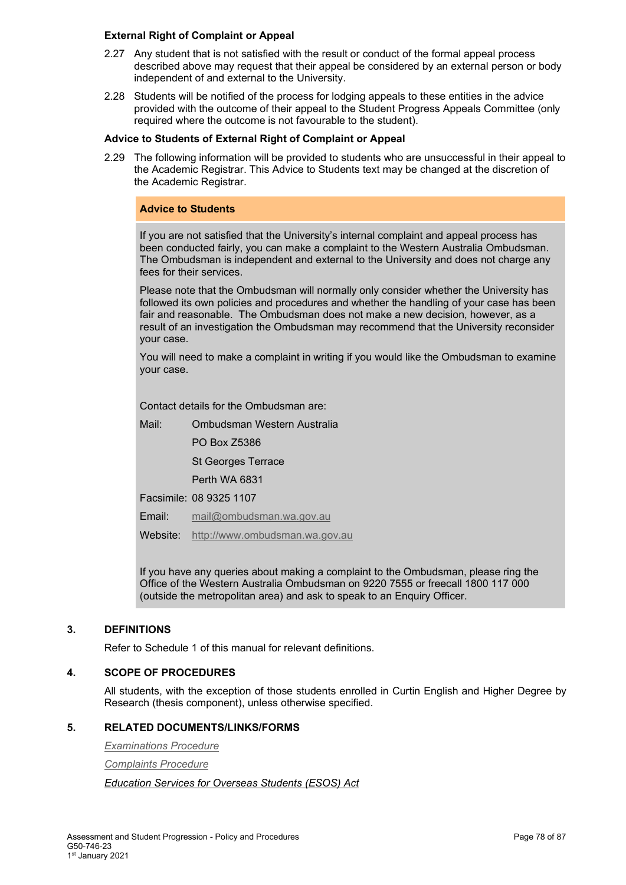**External Right of Complaint or Appeal**

2.27 Any student that is not satisfied with the result or conduct of the formal appeal process described above may request that their appeal be considered by an external person or body independent of and external to the University.

2.28 Students will be notified of the process for lodging appeals to these entities in the advice provided with the outcome of their appeal to the Student Progress Appeals Committee (only required where the outcome is not favourable to the student).

**Advice to Students of External Right of Complaint or Appeal**

2.29 The following information will be provided to students who are unsuccessful in their appeal to the Academic Registrar. This Advice to Students text may be changed at the discretion of the Academic Registrar.

**Advice to Students**

If you are not satisfied that the University's internal complaint and appeal process has been conducted fairly, you can make a complaint to the Western Australia Ombudsman. The Ombudsman is independent and external to the University and does not charge any fees for their services.

Please note that the Ombudsman will normally only consider whether the University has followed its own policies and procedures and whether the handling of your case has been fair and reasonable. The Ombudsman does not make a new decision, however, as a result of an investigation the Ombudsman may recommend that the University reconsider your case.

You will need to make a complaint in writing if you would like the Ombudsman to examine your case.

Contact details for the Ombudsman are:

Mail: Ombudsman Western Australia
PO Box Z5386
St Georges Terrace
Perth WA 6831

Facsimile: 08 9325 1107

Email: mail@ombudsman.wa.gov.au

Website: http://www.ombudsman.wa.gov.au

If you have any queries about making a complaint to the Ombudsman, please ring the Office of the Western Australia Ombudsman on 9220 7555 or freecall 1800 117 000 (outside the metropolitan area) and ask to speak to an Enquiry Officer.

## 3. DEFINITIONS

Refer to Schedule 1 of this manual for relevant definitions.

## 4. SCOPE OF PROCEDURES

All students, with the exception of those students enrolled in Curtin English and Higher Degree by Research (thesis component), unless otherwise specified.

## 5. RELATED DOCUMENTS/LINKS/FORMS

*Examinations Procedure*

*Complaints Procedure*

*Education Services for Overseas Students (ESOS) Act*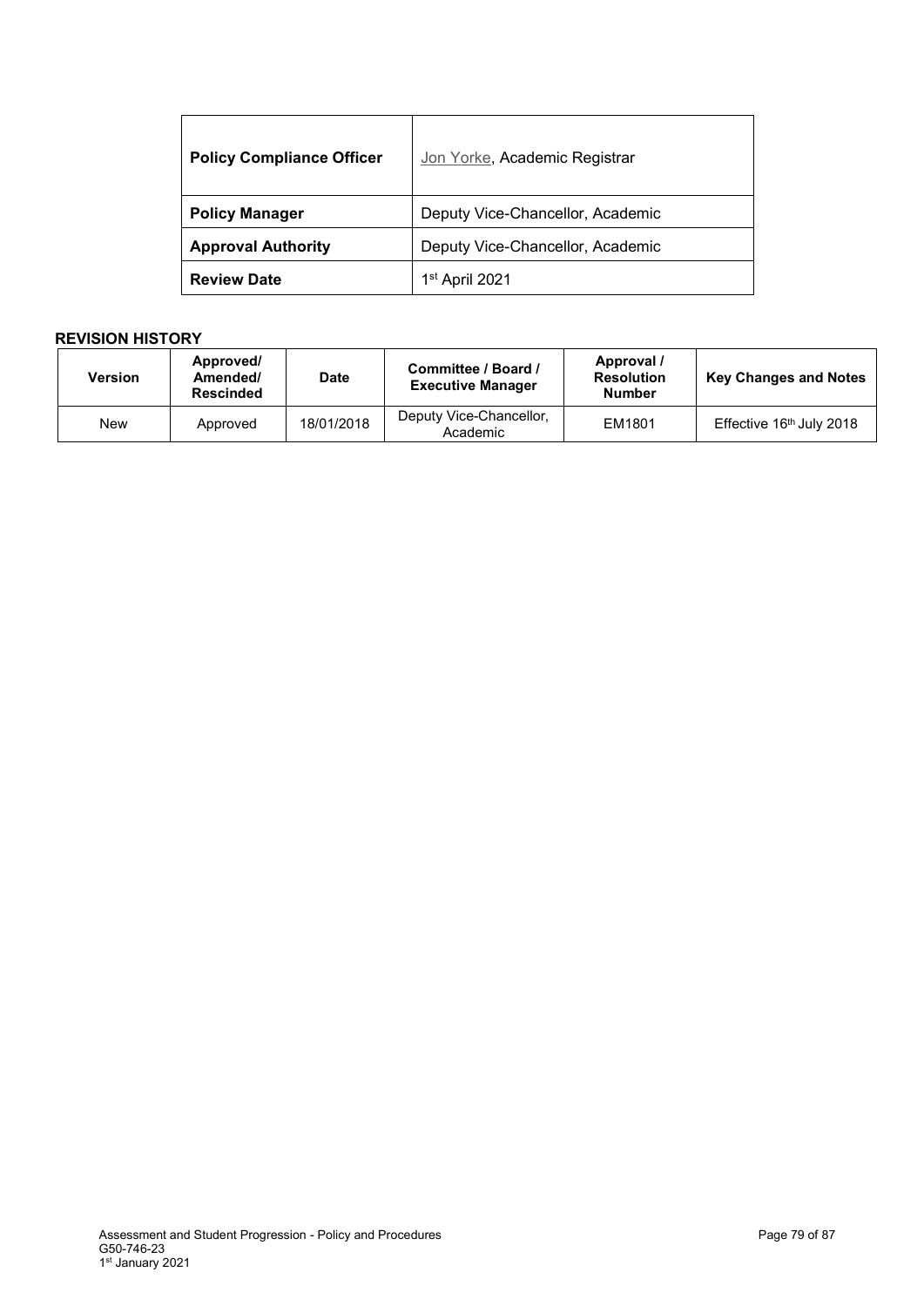| Policy Compliance Officer | Jon Yorke, Academic Registrar |
|---|---|
| **Policy Manager** | Deputy Vice-Chancellor, Academic |
| **Approval Authority** | Deputy Vice-Chancellor, Academic |
| **Review Date** | 1st April 2021 |

**REVISION HISTORY**

| Version | Approved/ Amended/ Rescinded | Date | Committee / Board / Executive Manager | Approval / Resolution Number | Key Changes and Notes |
|---|---|---|---|---|---|
| New | Approved | 18/01/2018 | Deputy Vice-Chancellor, Academic | EM1801 | Effective 16th July 2018 |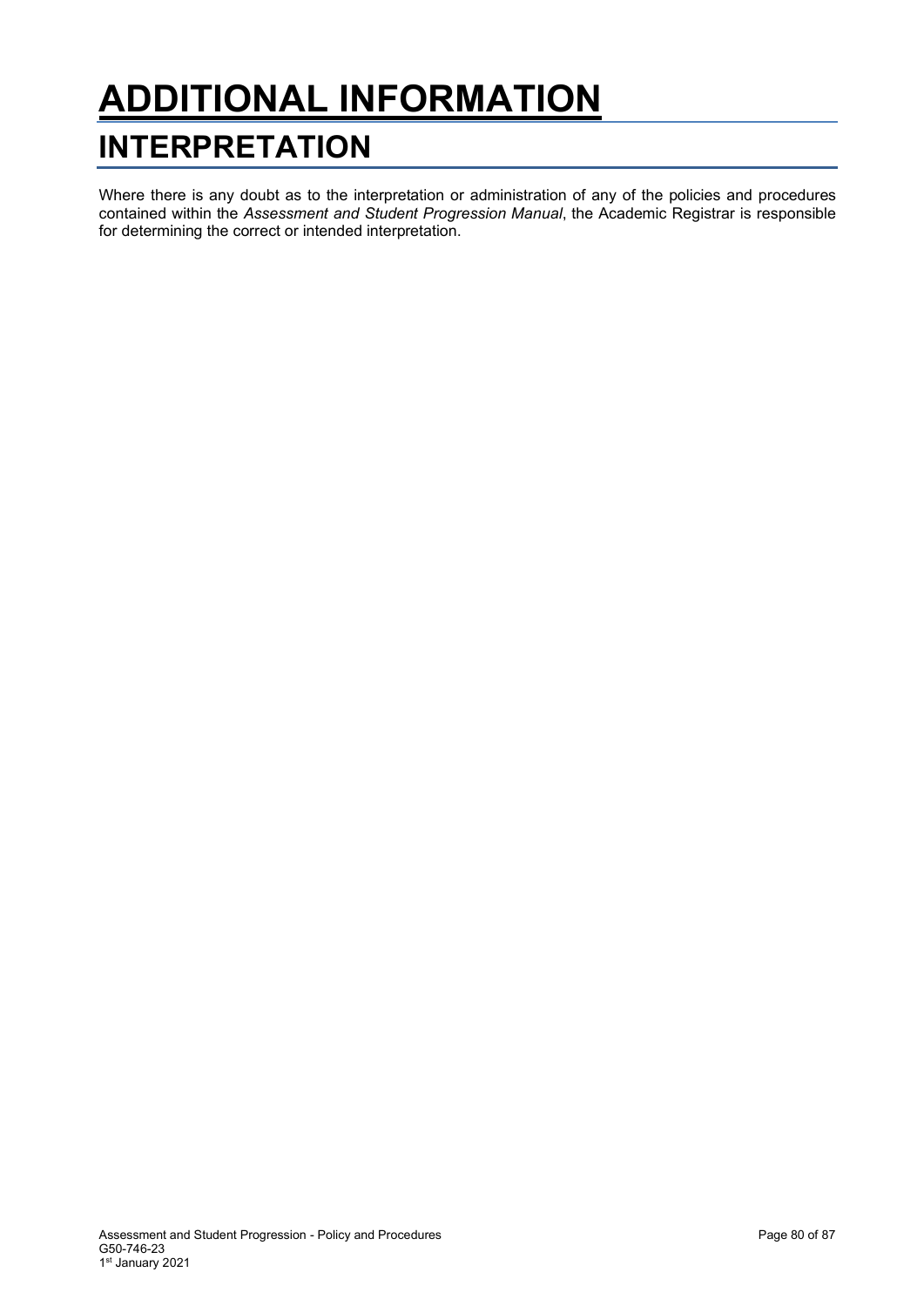# ADDITIONAL INFORMATION

## INTERPRETATION

Where there is any doubt as to the interpretation or administration of any of the policies and procedures contained within the *Assessment and Student Progression Manual*, the Academic Registrar is responsible for determining the correct or intended interpretation.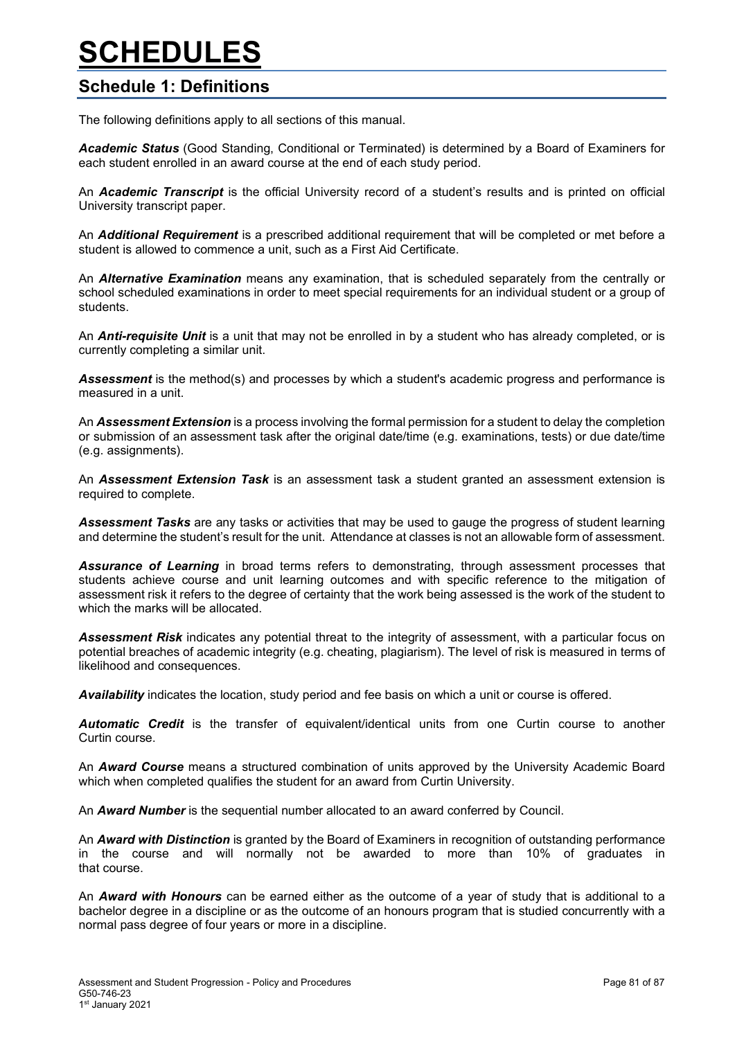# SCHEDULES

## Schedule 1: Definitions

The following definitions apply to all sections of this manual.

***Academic Status*** (Good Standing, Conditional or Terminated) is determined by a Board of Examiners for each student enrolled in an award course at the end of each study period.

An ***Academic Transcript*** is the official University record of a student's results and is printed on official University transcript paper.

An ***Additional Requirement*** is a prescribed additional requirement that will be completed or met before a student is allowed to commence a unit, such as a First Aid Certificate.

An ***Alternative Examination*** means any examination, that is scheduled separately from the centrally or school scheduled examinations in order to meet special requirements for an individual student or a group of students.

An ***Anti-requisite Unit*** is a unit that may not be enrolled in by a student who has already completed, or is currently completing a similar unit.

***Assessment*** is the method(s) and processes by which a student's academic progress and performance is measured in a unit.

An ***Assessment Extension*** is a process involving the formal permission for a student to delay the completion or submission of an assessment task after the original date/time (e.g. examinations, tests) or due date/time (e.g. assignments).

An ***Assessment Extension Task*** is an assessment task a student granted an assessment extension is required to complete.

***Assessment Tasks*** are any tasks or activities that may be used to gauge the progress of student learning and determine the student's result for the unit. Attendance at classes is not an allowable form of assessment.

***Assurance of Learning*** in broad terms refers to demonstrating, through assessment processes that students achieve course and unit learning outcomes and with specific reference to the mitigation of assessment risk it refers to the degree of certainty that the work being assessed is the work of the student to which the marks will be allocated.

***Assessment Risk*** indicates any potential threat to the integrity of assessment, with a particular focus on potential breaches of academic integrity (e.g. cheating, plagiarism). The level of risk is measured in terms of likelihood and consequences.

***Availability*** indicates the location, study period and fee basis on which a unit or course is offered.

***Automatic Credit*** is the transfer of equivalent/identical units from one Curtin course to another Curtin course.

An ***Award Course*** means a structured combination of units approved by the University Academic Board which when completed qualifies the student for an award from Curtin University.

An ***Award Number*** is the sequential number allocated to an award conferred by Council.

An ***Award with Distinction*** is granted by the Board of Examiners in recognition of outstanding performance in the course and will normally not be awarded to more than 10% of graduates in that course.

An ***Award with Honours*** can be earned either as the outcome of a year of study that is additional to a bachelor degree in a discipline or as the outcome of an honours program that is studied concurrently with a normal pass degree of four years or more in a discipline.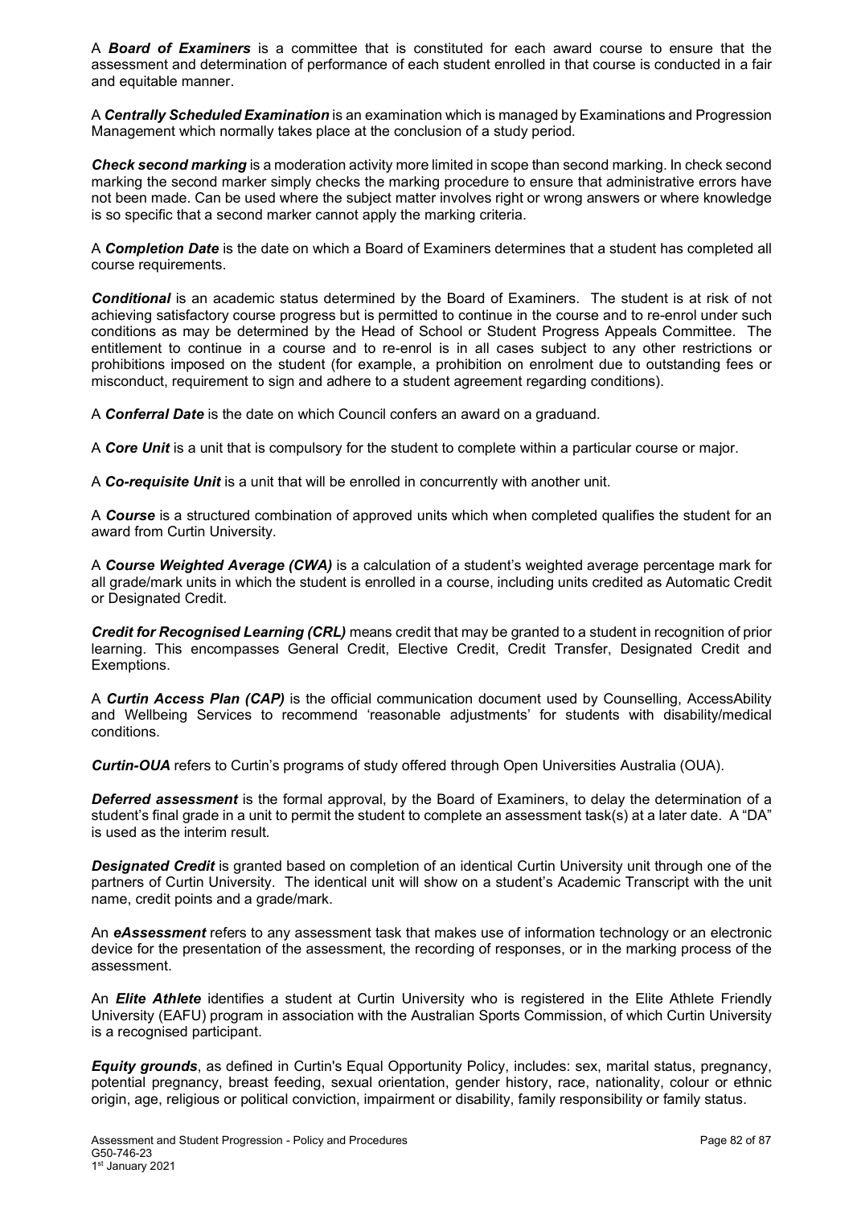A ***Board of Examiners*** is a committee that is constituted for each award course to ensure that the assessment and determination of performance of each student enrolled in that course is conducted in a fair and equitable manner.

A ***Centrally Scheduled Examination*** is an examination which is managed by Examinations and Progression Management which normally takes place at the conclusion of a study period.

***Check second marking*** is a moderation activity more limited in scope than second marking. In check second marking the second marker simply checks the marking procedure to ensure that administrative errors have not been made. Can be used where the subject matter involves right or wrong answers or where knowledge is so specific that a second marker cannot apply the marking criteria.

A ***Completion Date*** is the date on which a Board of Examiners determines that a student has completed all course requirements.

***Conditional*** is an academic status determined by the Board of Examiners. The student is at risk of not achieving satisfactory course progress but is permitted to continue in the course and to re-enrol under such conditions as may be determined by the Head of School or Student Progress Appeals Committee. The entitlement to continue in a course and to re-enrol is in all cases subject to any other restrictions or prohibitions imposed on the student (for example, a prohibition on enrolment due to outstanding fees or misconduct, requirement to sign and adhere to a student agreement regarding conditions).

A ***Conferral Date*** is the date on which Council confers an award on a graduand.

A ***Core Unit*** is a unit that is compulsory for the student to complete within a particular course or major.

A ***Co-requisite Unit*** is a unit that will be enrolled in concurrently with another unit.

A ***Course*** is a structured combination of approved units which when completed qualifies the student for an award from Curtin University.

A ***Course Weighted Average (CWA)*** is a calculation of a student's weighted average percentage mark for all grade/mark units in which the student is enrolled in a course, including units credited as Automatic Credit or Designated Credit.

***Credit for Recognised Learning (CRL)*** means credit that may be granted to a student in recognition of prior learning. This encompasses General Credit, Elective Credit, Credit Transfer, Designated Credit and Exemptions.

A ***Curtin Access Plan (CAP)*** is the official communication document used by Counselling, AccessAbility and Wellbeing Services to recommend 'reasonable adjustments' for students with disability/medical conditions.

***Curtin-OUA*** refers to Curtin's programs of study offered through Open Universities Australia (OUA).

***Deferred assessment*** is the formal approval, by the Board of Examiners, to delay the determination of a student's final grade in a unit to permit the student to complete an assessment task(s) at a later date. A "DA" is used as the interim result.

***Designated Credit*** is granted based on completion of an identical Curtin University unit through one of the partners of Curtin University. The identical unit will show on a student's Academic Transcript with the unit name, credit points and a grade/mark.

An ***eAssessment*** refers to any assessment task that makes use of information technology or an electronic device for the presentation of the assessment, the recording of responses, or in the marking process of the assessment.

An ***Elite Athlete*** identifies a student at Curtin University who is registered in the Elite Athlete Friendly University (EAFU) program in association with the Australian Sports Commission, of which Curtin University is a recognised participant.

***Equity grounds***, as defined in Curtin's Equal Opportunity Policy, includes: sex, marital status, pregnancy, potential pregnancy, breast feeding, sexual orientation, gender history, race, nationality, colour or ethnic origin, age, religious or political conviction, impairment or disability, family responsibility or family status.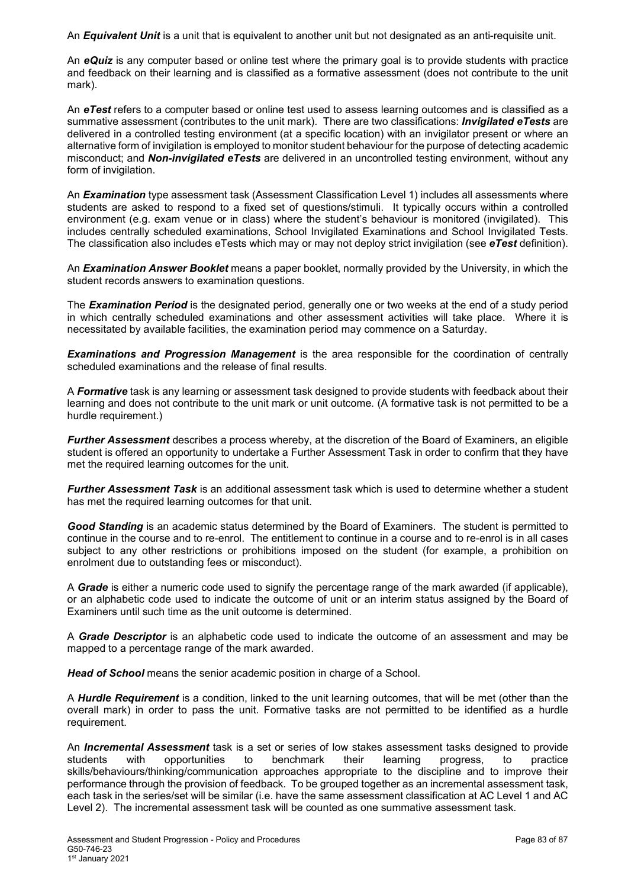An ***Equivalent Unit*** is a unit that is equivalent to another unit but not designated as an anti-requisite unit.

An ***eQuiz*** is any computer based or online test where the primary goal is to provide students with practice and feedback on their learning and is classified as a formative assessment (does not contribute to the unit mark).

An ***eTest*** refers to a computer based or online test used to assess learning outcomes and is classified as a summative assessment (contributes to the unit mark). There are two classifications: ***Invigilated eTests*** are delivered in a controlled testing environment (at a specific location) with an invigilator present or where an alternative form of invigilation is employed to monitor student behaviour for the purpose of detecting academic misconduct; and ***Non-invigilated eTests*** are delivered in an uncontrolled testing environment, without any form of invigilation.

An ***Examination*** type assessment task (Assessment Classification Level 1) includes all assessments where students are asked to respond to a fixed set of questions/stimuli. It typically occurs within a controlled environment (e.g. exam venue or in class) where the student's behaviour is monitored (invigilated). This includes centrally scheduled examinations, School Invigilated Examinations and School Invigilated Tests. The classification also includes eTests which may or may not deploy strict invigilation (see ***eTest*** definition).

An ***Examination Answer Booklet*** means a paper booklet, normally provided by the University, in which the student records answers to examination questions.

The ***Examination Period*** is the designated period, generally one or two weeks at the end of a study period in which centrally scheduled examinations and other assessment activities will take place. Where it is necessitated by available facilities, the examination period may commence on a Saturday.

***Examinations and Progression Management*** is the area responsible for the coordination of centrally scheduled examinations and the release of final results.

A ***Formative*** task is any learning or assessment task designed to provide students with feedback about their learning and does not contribute to the unit mark or unit outcome. (A formative task is not permitted to be a hurdle requirement.)

***Further Assessment*** describes a process whereby, at the discretion of the Board of Examiners, an eligible student is offered an opportunity to undertake a Further Assessment Task in order to confirm that they have met the required learning outcomes for the unit.

***Further Assessment Task*** is an additional assessment task which is used to determine whether a student has met the required learning outcomes for that unit.

***Good Standing*** is an academic status determined by the Board of Examiners. The student is permitted to continue in the course and to re-enrol. The entitlement to continue in a course and to re-enrol is in all cases subject to any other restrictions or prohibitions imposed on the student (for example, a prohibition on enrolment due to outstanding fees or misconduct).

A ***Grade*** is either a numeric code used to signify the percentage range of the mark awarded (if applicable), or an alphabetic code used to indicate the outcome of unit or an interim status assigned by the Board of Examiners until such time as the unit outcome is determined.

A ***Grade Descriptor*** is an alphabetic code used to indicate the outcome of an assessment and may be mapped to a percentage range of the mark awarded.

***Head of School*** means the senior academic position in charge of a School.

A ***Hurdle Requirement*** is a condition, linked to the unit learning outcomes, that will be met (other than the overall mark) in order to pass the unit. Formative tasks are not permitted to be identified as a hurdle requirement.

An ***Incremental Assessment*** task is a set or series of low stakes assessment tasks designed to provide students with opportunities to benchmark their learning progress, to practice skills/behaviours/thinking/communication approaches appropriate to the discipline and to improve their performance through the provision of feedback. To be grouped together as an incremental assessment task, each task in the series/set will be similar (i.e. have the same assessment classification at AC Level 1 and AC Level 2). The incremental assessment task will be counted as one summative assessment task.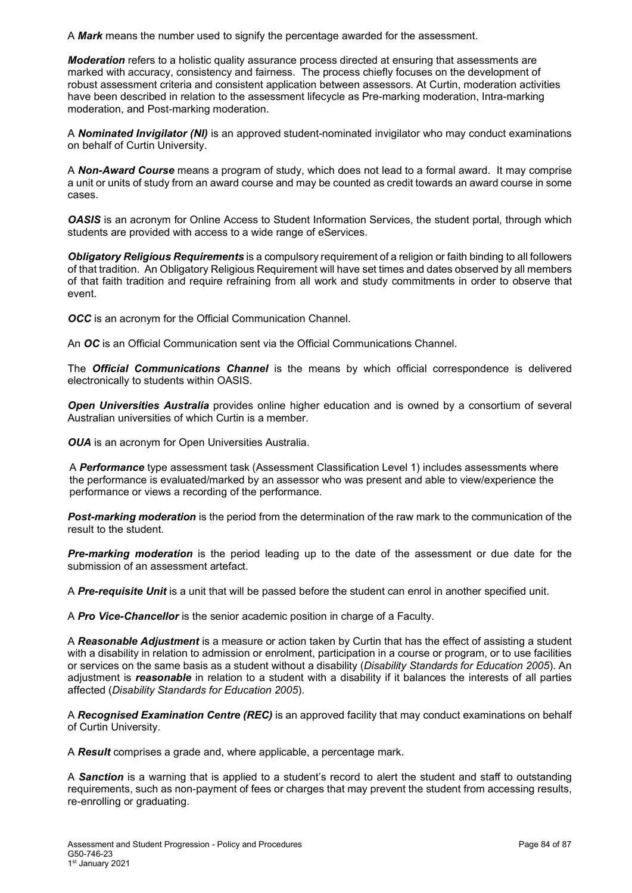A ***Mark*** means the number used to signify the percentage awarded for the assessment.

***Moderation*** refers to a holistic quality assurance process directed at ensuring that assessments are marked with accuracy, consistency and fairness. The process chiefly focuses on the development of robust assessment criteria and consistent application between assessors. At Curtin, moderation activities have been described in relation to the assessment lifecycle as Pre-marking moderation, Intra-marking moderation, and Post-marking moderation.

A ***Nominated Invigilator (NI)*** is an approved student-nominated invigilator who may conduct examinations on behalf of Curtin University.

A ***Non-Award Course*** means a program of study, which does not lead to a formal award. It may comprise a unit or units of study from an award course and may be counted as credit towards an award course in some cases.

***OASIS*** is an acronym for Online Access to Student Information Services, the student portal, through which students are provided with access to a wide range of eServices.

***Obligatory Religious Requirements*** is a compulsory requirement of a religion or faith binding to all followers of that tradition. An Obligatory Religious Requirement will have set times and dates observed by all members of that faith tradition and require refraining from all work and study commitments in order to observe that event.

***OCC*** is an acronym for the Official Communication Channel.

An ***OC*** is an Official Communication sent via the Official Communications Channel.

The ***Official Communications Channel*** is the means by which official correspondence is delivered electronically to students within OASIS.

***Open Universities Australia*** provides online higher education and is owned by a consortium of several Australian universities of which Curtin is a member.

***OUA*** is an acronym for Open Universities Australia.

A ***Performance*** type assessment task (Assessment Classification Level 1) includes assessments where the performance is evaluated/marked by an assessor who was present and able to view/experience the performance or views a recording of the performance.

***Post-marking moderation*** is the period from the determination of the raw mark to the communication of the result to the student.

***Pre-marking moderation*** is the period leading up to the date of the assessment or due date for the submission of an assessment artefact.

A ***Pre-requisite Unit*** is a unit that will be passed before the student can enrol in another specified unit.

A ***Pro Vice-Chancellor*** is the senior academic position in charge of a Faculty.

A ***Reasonable Adjustment*** is a measure or action taken by Curtin that has the effect of assisting a student with a disability in relation to admission or enrolment, participation in a course or program, or to use facilities or services on the same basis as a student without a disability (*Disability Standards for Education 2005*). An adjustment is ***reasonable*** in relation to a student with a disability if it balances the interests of all parties affected (*Disability Standards for Education 2005*).

A ***Recognised Examination Centre (REC)*** is an approved facility that may conduct examinations on behalf of Curtin University.

A ***Result*** comprises a grade and, where applicable, a percentage mark.

A ***Sanction*** is a warning that is applied to a student's record to alert the student and staff to outstanding requirements, such as non-payment of fees or charges that may prevent the student from accessing results, re-enrolling or graduating.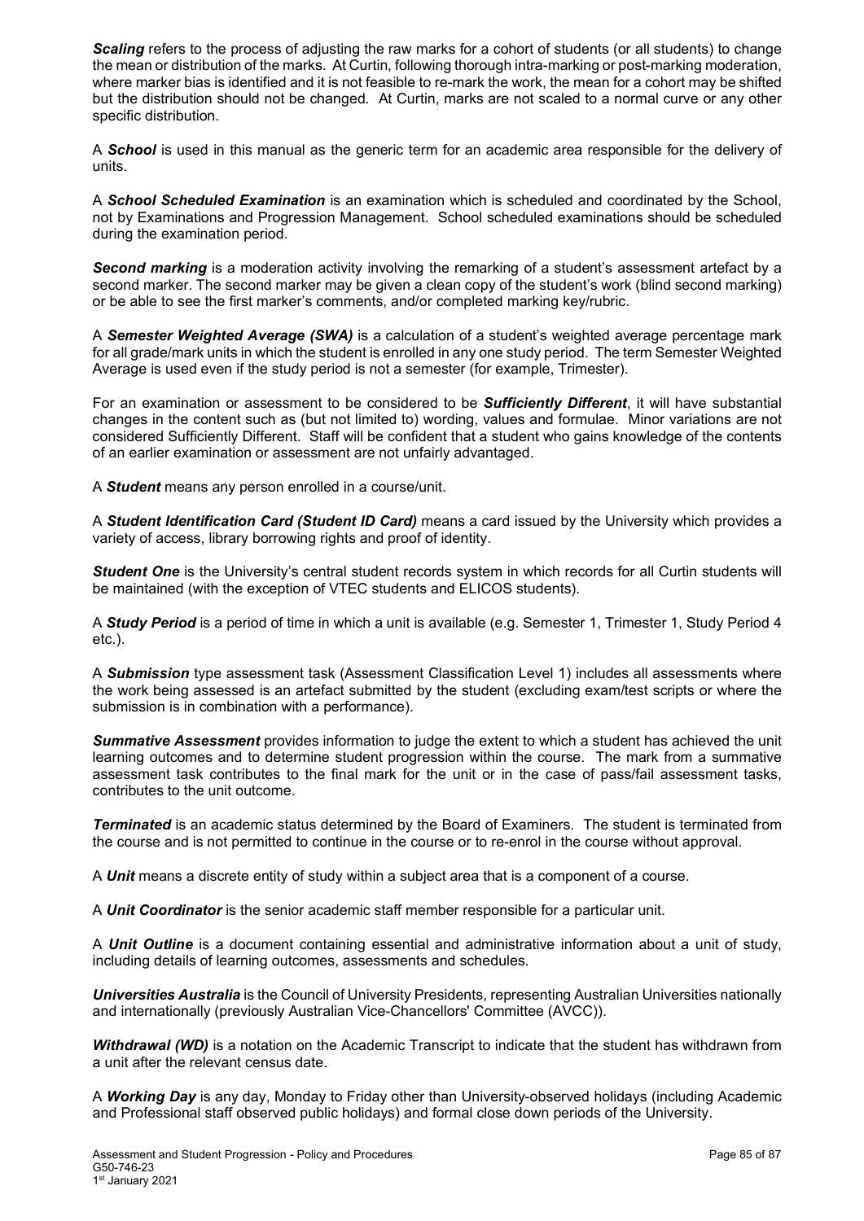***Scaling*** refers to the process of adjusting the raw marks for a cohort of students (or all students) to change the mean or distribution of the marks. At Curtin, following thorough intra-marking or post-marking moderation, where marker bias is identified and it is not feasible to re-mark the work, the mean for a cohort may be shifted but the distribution should not be changed. At Curtin, marks are not scaled to a normal curve or any other specific distribution.

A ***School*** is used in this manual as the generic term for an academic area responsible for the delivery of units.

A ***School Scheduled Examination*** is an examination which is scheduled and coordinated by the School, not by Examinations and Progression Management. School scheduled examinations should be scheduled during the examination period.

***Second marking*** is a moderation activity involving the remarking of a student's assessment artefact by a second marker. The second marker may be given a clean copy of the student's work (blind second marking) or be able to see the first marker's comments, and/or completed marking key/rubric.

A ***Semester Weighted Average (SWA)*** is a calculation of a student's weighted average percentage mark for all grade/mark units in which the student is enrolled in any one study period. The term Semester Weighted Average is used even if the study period is not a semester (for example, Trimester).

For an examination or assessment to be considered to be ***Sufficiently Different***, it will have substantial changes in the content such as (but not limited to) wording, values and formulae. Minor variations are not considered Sufficiently Different. Staff will be confident that a student who gains knowledge of the contents of an earlier examination or assessment are not unfairly advantaged.

A ***Student*** means any person enrolled in a course/unit.

A ***Student Identification Card (Student ID Card)*** means a card issued by the University which provides a variety of access, library borrowing rights and proof of identity.

***Student One*** is the University's central student records system in which records for all Curtin students will be maintained (with the exception of VTEC students and ELICOS students).

A ***Study Period*** is a period of time in which a unit is available (e.g. Semester 1, Trimester 1, Study Period 4 etc.).

A ***Submission*** type assessment task (Assessment Classification Level 1) includes all assessments where the work being assessed is an artefact submitted by the student (excluding exam/test scripts or where the submission is in combination with a performance).

***Summative Assessment*** provides information to judge the extent to which a student has achieved the unit learning outcomes and to determine student progression within the course. The mark from a summative assessment task contributes to the final mark for the unit or in the case of pass/fail assessment tasks, contributes to the unit outcome.

***Terminated*** is an academic status determined by the Board of Examiners. The student is terminated from the course and is not permitted to continue in the course or to re-enrol in the course without approval.

A ***Unit*** means a discrete entity of study within a subject area that is a component of a course.

A ***Unit Coordinator*** is the senior academic staff member responsible for a particular unit.

A ***Unit Outline*** is a document containing essential and administrative information about a unit of study, including details of learning outcomes, assessments and schedules.

***Universities Australia*** is the Council of University Presidents, representing Australian Universities nationally and internationally (previously Australian Vice-Chancellors' Committee (AVCC)).

***Withdrawal (WD)*** is a notation on the Academic Transcript to indicate that the student has withdrawn from a unit after the relevant census date.

A ***Working Day*** is any day, Monday to Friday other than University-observed holidays (including Academic and Professional staff observed public holidays) and formal close down periods of the University.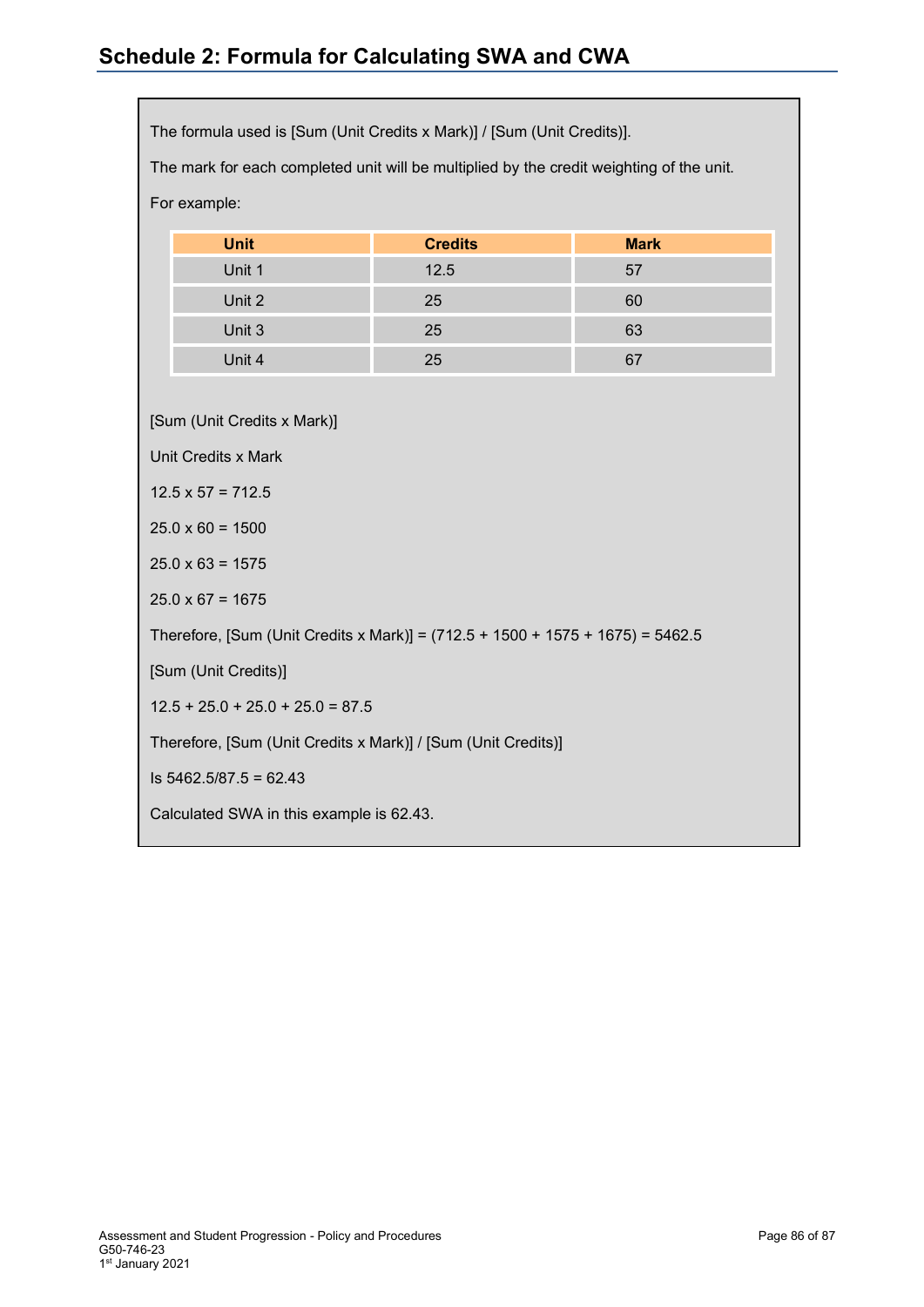## Schedule 2: Formula for Calculating SWA and CWA

The formula used is [Sum (Unit Credits x Mark)] / [Sum (Unit Credits)].

The mark for each completed unit will be multiplied by the credit weighting of the unit.

For example:

| Unit | Credits | Mark |
|---|---|---|
| Unit 1 | 12.5 | 57 |
| Unit 2 | 25 | 60 |
| Unit 3 | 25 | 63 |
| Unit 4 | 25 | 67 |

[Sum (Unit Credits x Mark)]

Unit Credits x Mark

12.5 x 57 = 712.5

25.0 x 60 = 1500

25.0 x 63 = 1575

25.0 x 67 = 1675

Therefore, [Sum (Unit Credits x Mark)] = (712.5 + 1500 + 1575 + 1675) = 5462.5

[Sum (Unit Credits)]

12.5 + 25.0 + 25.0 + 25.0 = 87.5

Therefore, [Sum (Unit Credits x Mark)] / [Sum (Unit Credits)]

Is 5462.5/87.5 = 62.43

Calculated SWA in this example is 62.43.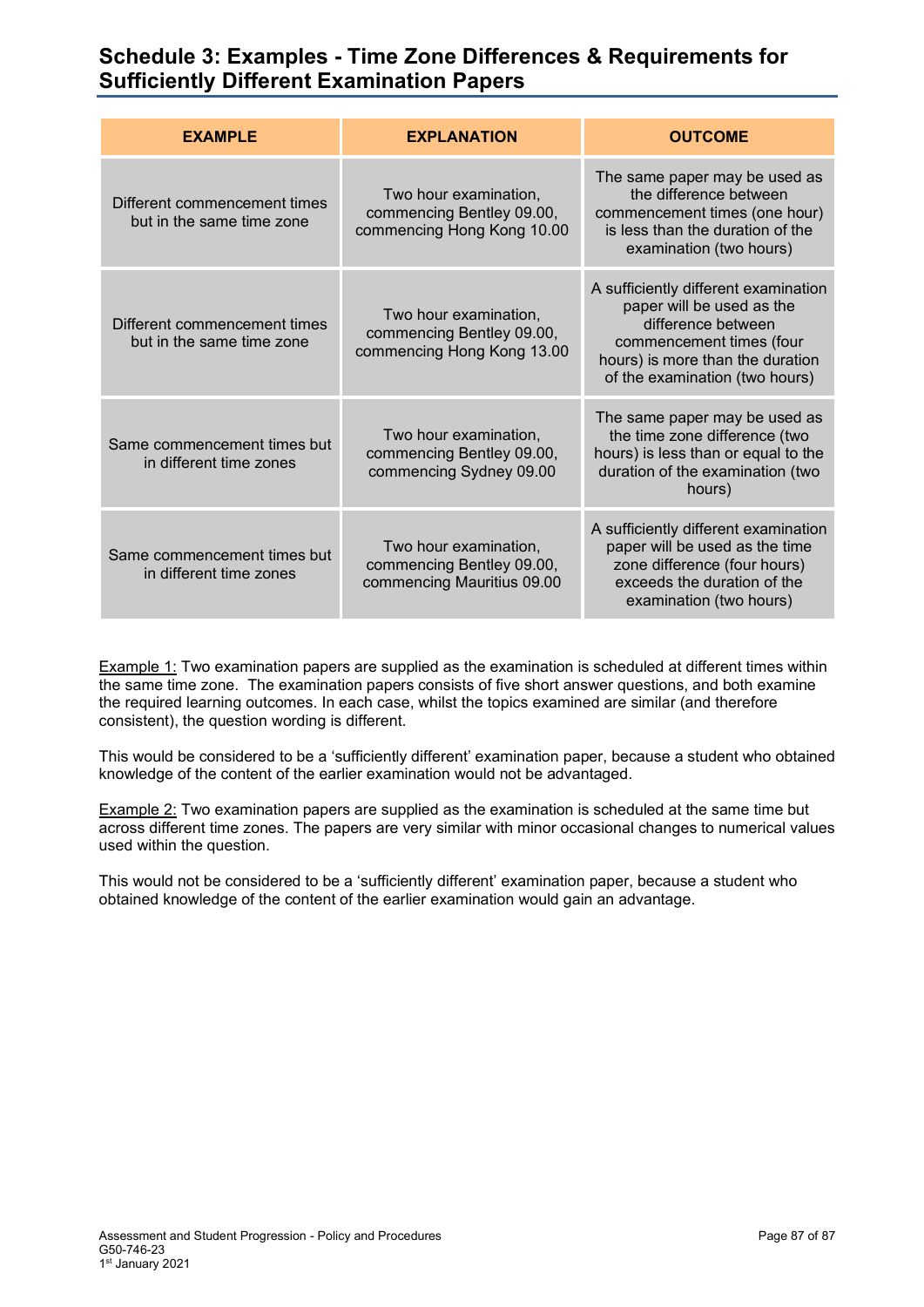## Schedule 3: Examples - Time Zone Differences & Requirements for Sufficiently Different Examination Papers

| EXAMPLE | EXPLANATION | OUTCOME |
| --- | --- | --- |
| Different commencement times but in the same time zone | Two hour examination, commencing Bentley 09.00, commencing Hong Kong 10.00 | The same paper may be used as the difference between commencement times (one hour) is less than the duration of the examination (two hours) |
| Different commencement times but in the same time zone | Two hour examination, commencing Bentley 09.00, commencing Hong Kong 13.00 | A sufficiently different examination paper will be used as the difference between commencement times (four hours) is more than the duration of the examination (two hours) |
| Same commencement times but in different time zones | Two hour examination, commencing Bentley 09.00, commencing Sydney 09.00 | The same paper may be used as the time zone difference (two hours) is less than or equal to the duration of the examination (two hours) |
| Same commencement times but in different time zones | Two hour examination, commencing Bentley 09.00, commencing Mauritius 09.00 | A sufficiently different examination paper will be used as the time zone difference (four hours) exceeds the duration of the examination (two hours) |

Example 1: Two examination papers are supplied as the examination is scheduled at different times within the same time zone. The examination papers consists of five short answer questions, and both examine the required learning outcomes. In each case, whilst the topics examined are similar (and therefore consistent), the question wording is different.

This would be considered to be a 'sufficiently different' examination paper, because a student who obtained knowledge of the content of the earlier examination would not be advantaged.

Example 2: Two examination papers are supplied as the examination is scheduled at the same time but across different time zones. The papers are very similar with minor occasional changes to numerical values used within the question.

This would not be considered to be a 'sufficiently different' examination paper, because a student who obtained knowledge of the content of the earlier examination would gain an advantage.